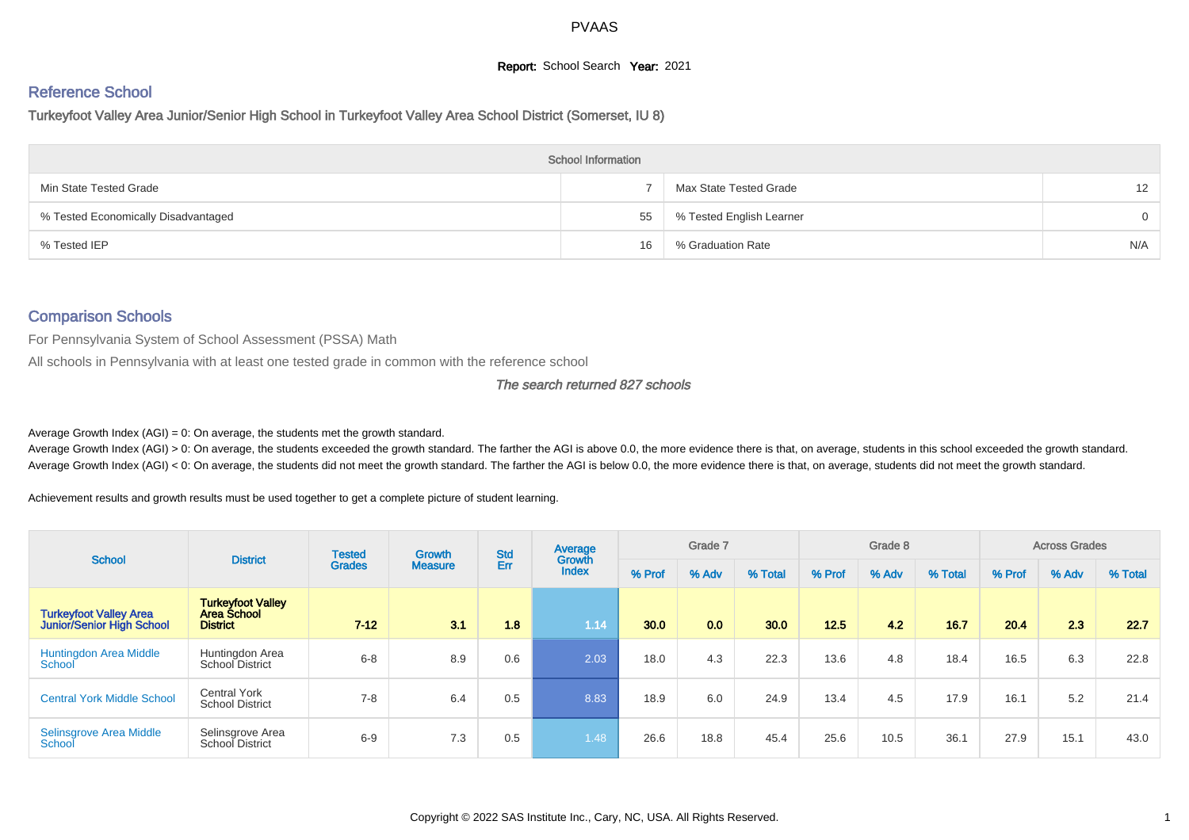# PVAAS

**Report:** School Search **Year:** 2021

## Reference School

Turkeyfoot Valley Area Junior/Senior High School in Turkeyfoot Valley Area School District (Somerset, IU 8)

| School Information | | | |
|---|---|---|---|
| Min State Tested Grade | 7 | Max State Tested Grade | 12 |
| % Tested Economically Disadvantaged | 55 | % Tested English Learner | 0 |
| % Tested IEP | 16 | % Graduation Rate | N/A |

## Comparison Schools

For Pennsylvania System of School Assessment (PSSA) Math

All schools in Pennsylvania with at least one tested grade in common with the reference school

*The search returned 827 schools*

Average Growth Index (AGI) = 0: On average, the students met the growth standard.

Average Growth Index (AGI) > 0: On average, the students exceeded the growth standard. The farther the AGI is above 0.0, the more evidence there is that, on average, students in this school exceeded the growth standard.

Average Growth Index (AGI) < 0: On average, the students did not meet the growth standard. The farther the AGI is below 0.0, the more evidence there is that, on average, students did not meet the growth standard.

Achievement results and growth results must be used together to get a complete picture of student learning.

| School | District | Tested Grades | Growth Measure | Std Err | Average Growth Index | Grade 7 | | | Grade 8 | | | Across Grades | | |
|---|---|---|---|---|---|---|---|---|---|---|---|---|---|---|
| | | | | | | % Prof | % Adv | % Total | % Prof | % Adv | % Total | % Prof | % Adv | % Total |
| **Turkeyfoot Valley Area Junior/Senior High School** | **Turkeyfoot Valley Area School District** | **7-12** | **3.1** | **1.8** | **1.14** | **30.0** | **0.0** | **30.0** | **12.5** | **4.2** | **16.7** | **20.4** | **2.3** | **22.7** |
| Huntingdon Area Middle School | Huntingdon Area School District | 6-8 | 8.9 | 0.6 | 2.03 | 18.0 | 4.3 | 22.3 | 13.6 | 4.8 | 18.4 | 16.5 | 6.3 | 22.8 |
| Central York Middle School | Central York School District | 7-8 | 6.4 | 0.5 | 8.83 | 18.9 | 6.0 | 24.9 | 13.4 | 4.5 | 17.9 | 16.1 | 5.2 | 21.4 |
| Selinsgrove Area Middle School | Selinsgrove Area School District | 6-9 | 7.3 | 0.5 | 1.48 | 26.6 | 18.8 | 45.4 | 25.6 | 10.5 | 36.1 | 27.9 | 15.1 | 43.0 |

Copyright © 2022 SAS Institute Inc., Cary, NC, USA. All Rights Reserved.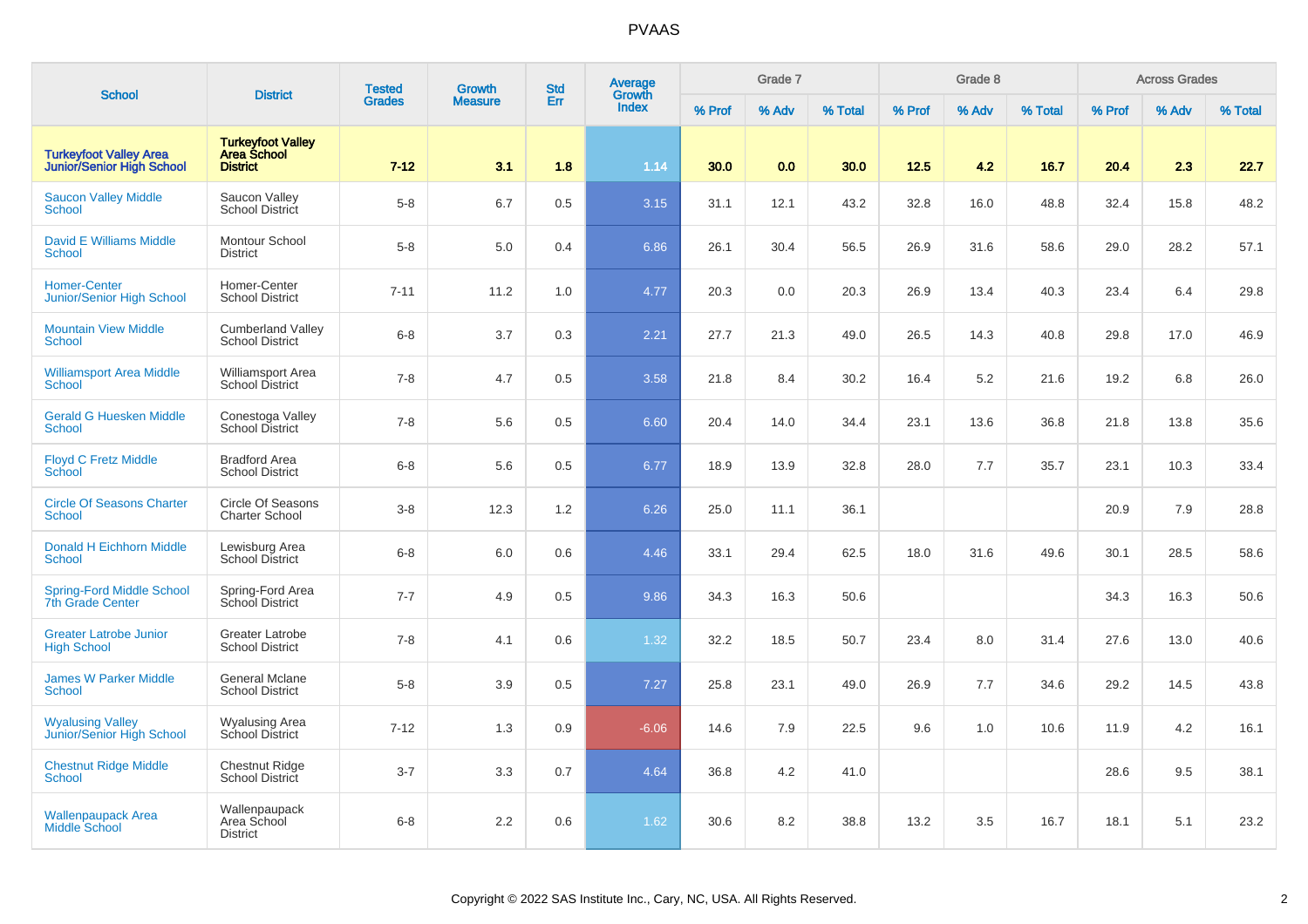# PVAAS

| School | District | Tested Grades | Growth Measure | Std Err | Average Growth Index | Grade 7 | | | Grade 8 | | | Across Grades | | |
|---|---|---|---|---|---|---|---|---|---|---|---|---|---|---|
| | | | | | | % Prof | % Adv | % Total | % Prof | % Adv | % Total | % Prof | % Adv | % Total |
| **Turkeyfoot Valley Area Junior/Senior High School** | **Turkeyfoot Valley Area School District** | **7-12** | **3.1** | **1.8** | **1.14** | **30.0** | **0.0** | **30.0** | **12.5** | **4.2** | **16.7** | **20.4** | **2.3** | **22.7** |
| Saucon Valley Middle School | Saucon Valley School District | 5-8 | 6.7 | 0.5 | 3.15 | 31.1 | 12.1 | 43.2 | 32.8 | 16.0 | 48.8 | 32.4 | 15.8 | 48.2 |
| David E Williams Middle School | Montour School District | 5-8 | 5.0 | 0.4 | 6.86 | 26.1 | 30.4 | 56.5 | 26.9 | 31.6 | 58.6 | 29.0 | 28.2 | 57.1 |
| Homer-Center Junior/Senior High School | Homer-Center School District | 7-11 | 11.2 | 1.0 | 4.77 | 20.3 | 0.0 | 20.3 | 26.9 | 13.4 | 40.3 | 23.4 | 6.4 | 29.8 |
| Mountain View Middle School | Cumberland Valley School District | 6-8 | 3.7 | 0.3 | 2.21 | 27.7 | 21.3 | 49.0 | 26.5 | 14.3 | 40.8 | 29.8 | 17.0 | 46.9 |
| Williamsport Area Middle School | Williamsport Area School District | 7-8 | 4.7 | 0.5 | 3.58 | 21.8 | 8.4 | 30.2 | 16.4 | 5.2 | 21.6 | 19.2 | 6.8 | 26.0 |
| Gerald G Huesken Middle School | Conestoga Valley School District | 7-8 | 5.6 | 0.5 | 6.60 | 20.4 | 14.0 | 34.4 | 23.1 | 13.6 | 36.8 | 21.8 | 13.8 | 35.6 |
| Floyd C Fretz Middle School | Bradford Area School District | 6-8 | 5.6 | 0.5 | 6.77 | 18.9 | 13.9 | 32.8 | 28.0 | 7.7 | 35.7 | 23.1 | 10.3 | 33.4 |
| Circle Of Seasons Charter School | Circle Of Seasons Charter School | 3-8 | 12.3 | 1.2 | 6.26 | 25.0 | 11.1 | 36.1 | | | | 20.9 | 7.9 | 28.8 |
| Donald H Eichhorn Middle School | Lewisburg Area School District | 6-8 | 6.0 | 0.6 | 4.46 | 33.1 | 29.4 | 62.5 | 18.0 | 31.6 | 49.6 | 30.1 | 28.5 | 58.6 |
| Spring-Ford Middle School 7th Grade Center | Spring-Ford Area School District | 7-7 | 4.9 | 0.5 | 9.86 | 34.3 | 16.3 | 50.6 | | | | 34.3 | 16.3 | 50.6 |
| Greater Latrobe Junior High School | Greater Latrobe School District | 7-8 | 4.1 | 0.6 | 1.32 | 32.2 | 18.5 | 50.7 | 23.4 | 8.0 | 31.4 | 27.6 | 13.0 | 40.6 |
| James W Parker Middle School | General Mclane School District | 5-8 | 3.9 | 0.5 | 7.27 | 25.8 | 23.1 | 49.0 | 26.9 | 7.7 | 34.6 | 29.2 | 14.5 | 43.8 |
| Wyalusing Valley Junior/Senior High School | Wyalusing Area School District | 7-12 | 1.3 | 0.9 | -6.06 | 14.6 | 7.9 | 22.5 | 9.6 | 1.0 | 10.6 | 11.9 | 4.2 | 16.1 |
| Chestnut Ridge Middle School | Chestnut Ridge School District | 3-7 | 3.3 | 0.7 | 4.64 | 36.8 | 4.2 | 41.0 | | | | 28.6 | 9.5 | 38.1 |
| Wallenpaupack Area Middle School | Wallenpaupack Area School District | 6-8 | 2.2 | 0.6 | 1.62 | 30.6 | 8.2 | 38.8 | 13.2 | 3.5 | 16.7 | 18.1 | 5.1 | 23.2 |

Copyright © 2022 SAS Institute Inc., Cary, NC, USA. All Rights Reserved.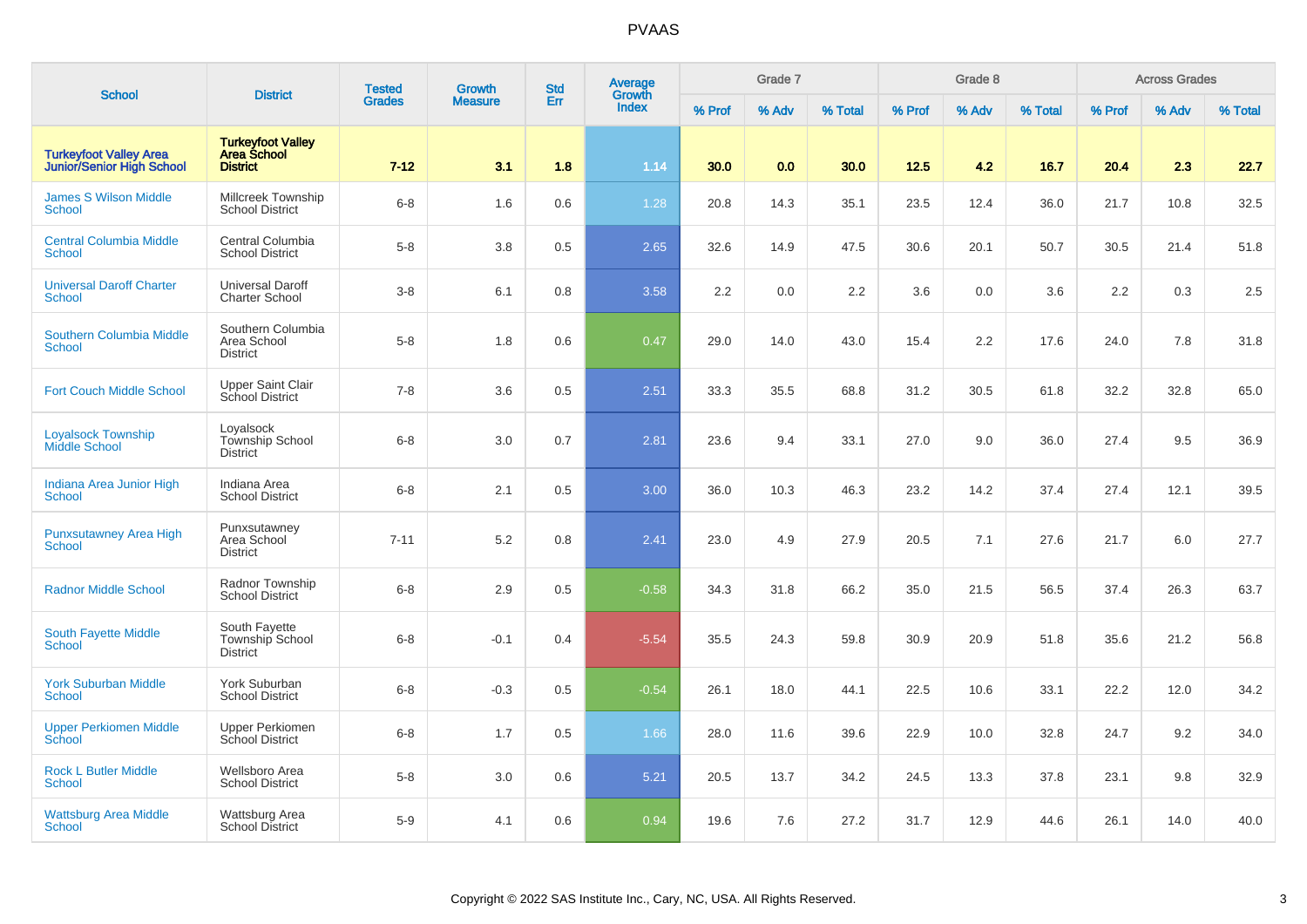# PVAAS

| School | District | Tested Grades | Growth Measure | Std Err | Average Growth Index | Grade 7 | | | Grade 8 | | | Across Grades | | |
|---|---|---|---|---|---|---|---|---|---|---|---|---|---|---|
| | | | | | | % Prof | % Adv | % Total | % Prof | % Adv | % Total | % Prof | % Adv | % Total |
| **Turkeyfoot Valley Area Junior/Senior High School** | **Turkeyfoot Valley Area School District** | **7-12** | **3.1** | **1.8** | **1.14** | **30.0** | **0.0** | **30.0** | **12.5** | **4.2** | **16.7** | **20.4** | **2.3** | **22.7** |
| James S Wilson Middle School | Millcreek Township School District | 6-8 | 1.6 | 0.6 | 1.28 | 20.8 | 14.3 | 35.1 | 23.5 | 12.4 | 36.0 | 21.7 | 10.8 | 32.5 |
| Central Columbia Middle School | Central Columbia School District | 5-8 | 3.8 | 0.5 | 2.65 | 32.6 | 14.9 | 47.5 | 30.6 | 20.1 | 50.7 | 30.5 | 21.4 | 51.8 |
| Universal Daroff Charter School | Universal Daroff Charter School | 3-8 | 6.1 | 0.8 | 3.58 | 2.2 | 0.0 | 2.2 | 3.6 | 0.0 | 3.6 | 2.2 | 0.3 | 2.5 |
| Southern Columbia Middle School | Southern Columbia Area School District | 5-8 | 1.8 | 0.6 | 0.47 | 29.0 | 14.0 | 43.0 | 15.4 | 2.2 | 17.6 | 24.0 | 7.8 | 31.8 |
| Fort Couch Middle School | Upper Saint Clair School District | 7-8 | 3.6 | 0.5 | 2.51 | 33.3 | 35.5 | 68.8 | 31.2 | 30.5 | 61.8 | 32.2 | 32.8 | 65.0 |
| Loyalsock Township Middle School | Loyalsock Township School District | 6-8 | 3.0 | 0.7 | 2.81 | 23.6 | 9.4 | 33.1 | 27.0 | 9.0 | 36.0 | 27.4 | 9.5 | 36.9 |
| Indiana Area Junior High School | Indiana Area School District | 6-8 | 2.1 | 0.5 | 3.00 | 36.0 | 10.3 | 46.3 | 23.2 | 14.2 | 37.4 | 27.4 | 12.1 | 39.5 |
| Punxsutawney Area High School | Punxsutawney Area School District | 7-11 | 5.2 | 0.8 | 2.41 | 23.0 | 4.9 | 27.9 | 20.5 | 7.1 | 27.6 | 21.7 | 6.0 | 27.7 |
| Radnor Middle School | Radnor Township School District | 6-8 | 2.9 | 0.5 | -0.58 | 34.3 | 31.8 | 66.2 | 35.0 | 21.5 | 56.5 | 37.4 | 26.3 | 63.7 |
| South Fayette Middle School | South Fayette Township School District | 6-8 | -0.1 | 0.4 | -5.54 | 35.5 | 24.3 | 59.8 | 30.9 | 20.9 | 51.8 | 35.6 | 21.2 | 56.8 |
| York Suburban Middle School | York Suburban School District | 6-8 | -0.3 | 0.5 | -0.54 | 26.1 | 18.0 | 44.1 | 22.5 | 10.6 | 33.1 | 22.2 | 12.0 | 34.2 |
| Upper Perkiomen Middle School | Upper Perkiomen School District | 6-8 | 1.7 | 0.5 | 1.66 | 28.0 | 11.6 | 39.6 | 22.9 | 10.0 | 32.8 | 24.7 | 9.2 | 34.0 |
| Rock L Butler Middle School | Wellsboro Area School District | 5-8 | 3.0 | 0.6 | 5.21 | 20.5 | 13.7 | 34.2 | 24.5 | 13.3 | 37.8 | 23.1 | 9.8 | 32.9 |
| Wattsburg Area Middle School | Wattsburg Area School District | 5-9 | 4.1 | 0.6 | 0.94 | 19.6 | 7.6 | 27.2 | 31.7 | 12.9 | 44.6 | 26.1 | 14.0 | 40.0 |

Copyright © 2022 SAS Institute Inc., Cary, NC, USA. All Rights Reserved.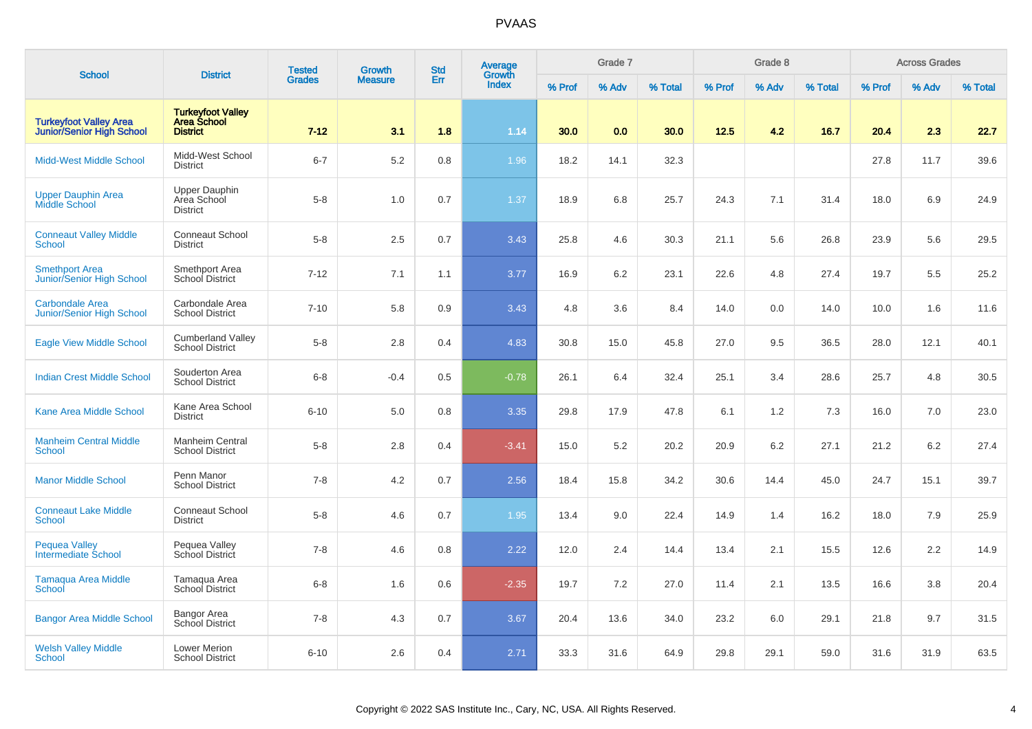# PVAAS

| School | District | Tested Grades | Growth Measure | Std Err | Average Growth Index | Grade 7 | | | Grade 8 | | | Across Grades | | |
|---|---|---|---|---|---|---|---|---|---|---|---|---|---|---|
| | | | | | | % Prof | % Adv | % Total | % Prof | % Adv | % Total | % Prof | % Adv | % Total |
| **Turkeyfoot Valley Area Junior/Senior High School** | **Turkeyfoot Valley Area School District** | **7-12** | **3.1** | **1.8** | **1.14** | **30.0** | **0.0** | **30.0** | **12.5** | **4.2** | **16.7** | **20.4** | **2.3** | **22.7** |
| Midd-West Middle School | Midd-West School District | 6-7 | 5.2 | 0.8 | 1.96 | 18.2 | 14.1 | 32.3 | | | | 27.8 | 11.7 | 39.6 |
| Upper Dauphin Area Middle School | Upper Dauphin Area School District | 5-8 | 1.0 | 0.7 | 1.37 | 18.9 | 6.8 | 25.7 | 24.3 | 7.1 | 31.4 | 18.0 | 6.9 | 24.9 |
| Conneaut Valley Middle School | Conneaut School District | 5-8 | 2.5 | 0.7 | 3.43 | 25.8 | 4.6 | 30.3 | 21.1 | 5.6 | 26.8 | 23.9 | 5.6 | 29.5 |
| Smethport Area Junior/Senior High School | Smethport Area School District | 7-12 | 7.1 | 1.1 | 3.77 | 16.9 | 6.2 | 23.1 | 22.6 | 4.8 | 27.4 | 19.7 | 5.5 | 25.2 |
| Carbondale Area Junior/Senior High School | Carbondale Area School District | 7-10 | 5.8 | 0.9 | 3.43 | 4.8 | 3.6 | 8.4 | 14.0 | 0.0 | 14.0 | 10.0 | 1.6 | 11.6 |
| Eagle View Middle School | Cumberland Valley School District | 5-8 | 2.8 | 0.4 | 4.83 | 30.8 | 15.0 | 45.8 | 27.0 | 9.5 | 36.5 | 28.0 | 12.1 | 40.1 |
| Indian Crest Middle School | Souderton Area School District | 6-8 | -0.4 | 0.5 | -0.78 | 26.1 | 6.4 | 32.4 | 25.1 | 3.4 | 28.6 | 25.7 | 4.8 | 30.5 |
| Kane Area Middle School | Kane Area School District | 6-10 | 5.0 | 0.8 | 3.35 | 29.8 | 17.9 | 47.8 | 6.1 | 1.2 | 7.3 | 16.0 | 7.0 | 23.0 |
| Manheim Central Middle School | Manheim Central School District | 5-8 | 2.8 | 0.4 | -3.41 | 15.0 | 5.2 | 20.2 | 20.9 | 6.2 | 27.1 | 21.2 | 6.2 | 27.4 |
| Manor Middle School | Penn Manor School District | 7-8 | 4.2 | 0.7 | 2.56 | 18.4 | 15.8 | 34.2 | 30.6 | 14.4 | 45.0 | 24.7 | 15.1 | 39.7 |
| Conneaut Lake Middle School | Conneaut School District | 5-8 | 4.6 | 0.7 | 1.95 | 13.4 | 9.0 | 22.4 | 14.9 | 1.4 | 16.2 | 18.0 | 7.9 | 25.9 |
| Pequea Valley Intermediate School | Pequea Valley School District | 7-8 | 4.6 | 0.8 | 2.22 | 12.0 | 2.4 | 14.4 | 13.4 | 2.1 | 15.5 | 12.6 | 2.2 | 14.9 |
| Tamaqua Area Middle School | Tamaqua Area School District | 6-8 | 1.6 | 0.6 | -2.35 | 19.7 | 7.2 | 27.0 | 11.4 | 2.1 | 13.5 | 16.6 | 3.8 | 20.4 |
| Bangor Area Middle School | Bangor Area School District | 7-8 | 4.3 | 0.7 | 3.67 | 20.4 | 13.6 | 34.0 | 23.2 | 6.0 | 29.1 | 21.8 | 9.7 | 31.5 |
| Welsh Valley Middle School | Lower Merion School District | 6-10 | 2.6 | 0.4 | 2.71 | 33.3 | 31.6 | 64.9 | 29.8 | 29.1 | 59.0 | 31.6 | 31.9 | 63.5 |

Copyright © 2022 SAS Institute Inc., Cary, NC, USA. All Rights Reserved.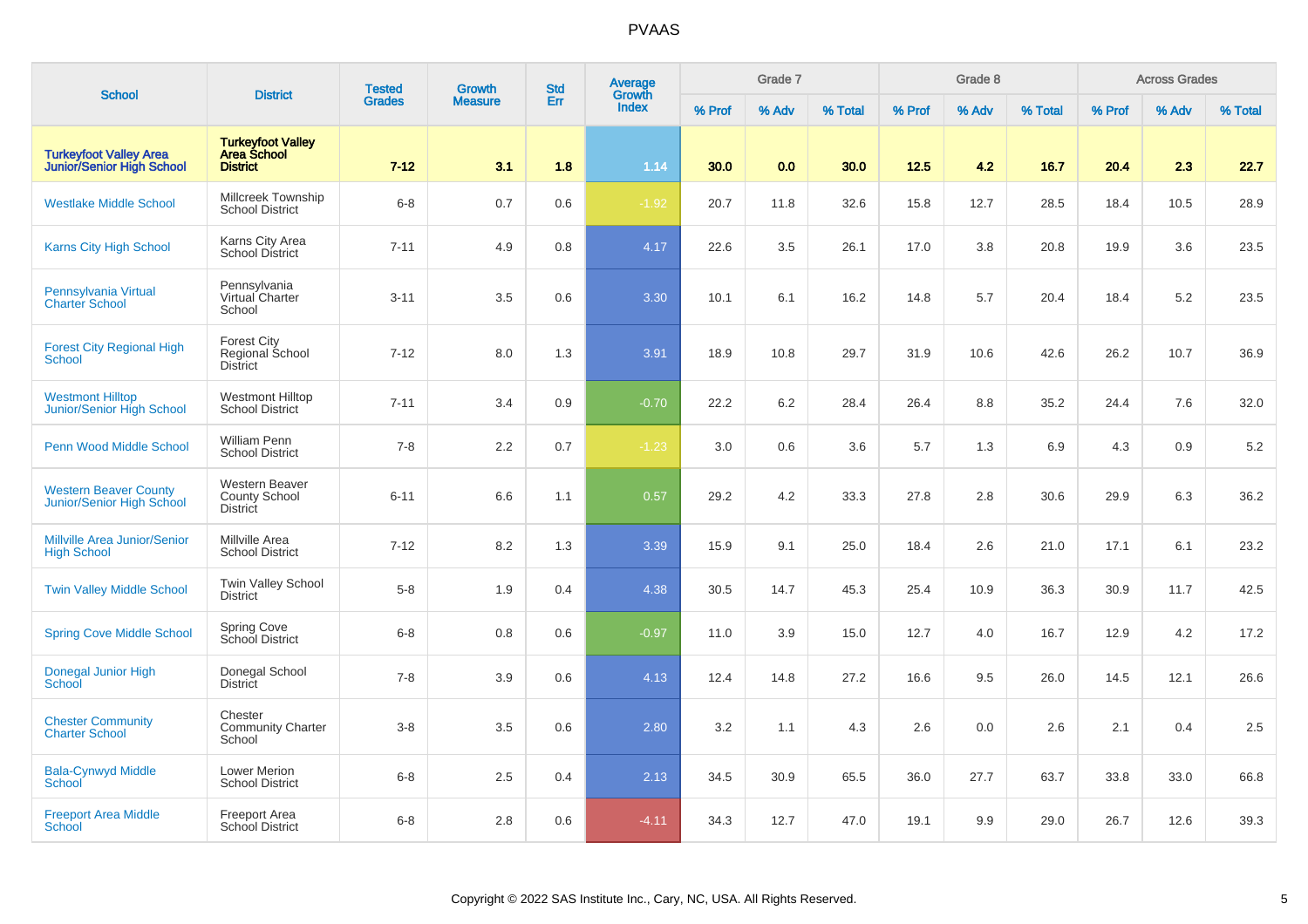# PVAAS

| School | District | Tested Grades | Growth Measure | Std Err | Average Growth Index | Grade 7 | | | Grade 8 | | | Across Grades | | |
|---|---|---|---|---|---|---|---|---|---|---|---|---|---|---|
| | | | | | | % Prof | % Adv | % Total | % Prof | % Adv | % Total | % Prof | % Adv | % Total |
| **Turkeyfoot Valley Area Junior/Senior High School** | **Turkeyfoot Valley Area School District** | **7-12** | **3.1** | **1.8** | **1.14** | **30.0** | **0.0** | **30.0** | **12.5** | **4.2** | **16.7** | **20.4** | **2.3** | **22.7** |
| Westlake Middle School | Millcreek Township School District | 6-8 | 0.7 | 0.6 | -1.92 | 20.7 | 11.8 | 32.6 | 15.8 | 12.7 | 28.5 | 18.4 | 10.5 | 28.9 |
| Karns City High School | Karns City Area School District | 7-11 | 4.9 | 0.8 | 4.17 | 22.6 | 3.5 | 26.1 | 17.0 | 3.8 | 20.8 | 19.9 | 3.6 | 23.5 |
| Pennsylvania Virtual Charter School | Pennsylvania Virtual Charter School | 3-11 | 3.5 | 0.6 | 3.30 | 10.1 | 6.1 | 16.2 | 14.8 | 5.7 | 20.4 | 18.4 | 5.2 | 23.5 |
| Forest City Regional High School | Forest City Regional School District | 7-12 | 8.0 | 1.3 | 3.91 | 18.9 | 10.8 | 29.7 | 31.9 | 10.6 | 42.6 | 26.2 | 10.7 | 36.9 |
| Westmont Hilltop Junior/Senior High School | Westmont Hilltop School District | 7-11 | 3.4 | 0.9 | -0.70 | 22.2 | 6.2 | 28.4 | 26.4 | 8.8 | 35.2 | 24.4 | 7.6 | 32.0 |
| Penn Wood Middle School | William Penn School District | 7-8 | 2.2 | 0.7 | -1.23 | 3.0 | 0.6 | 3.6 | 5.7 | 1.3 | 6.9 | 4.3 | 0.9 | 5.2 |
| Western Beaver County Junior/Senior High School | Western Beaver County School District | 6-11 | 6.6 | 1.1 | 0.57 | 29.2 | 4.2 | 33.3 | 27.8 | 2.8 | 30.6 | 29.9 | 6.3 | 36.2 |
| Millville Area Junior/Senior High School | Millville Area School District | 7-12 | 8.2 | 1.3 | 3.39 | 15.9 | 9.1 | 25.0 | 18.4 | 2.6 | 21.0 | 17.1 | 6.1 | 23.2 |
| Twin Valley Middle School | Twin Valley School District | 5-8 | 1.9 | 0.4 | 4.38 | 30.5 | 14.7 | 45.3 | 25.4 | 10.9 | 36.3 | 30.9 | 11.7 | 42.5 |
| Spring Cove Middle School | Spring Cove School District | 6-8 | 0.8 | 0.6 | -0.97 | 11.0 | 3.9 | 15.0 | 12.7 | 4.0 | 16.7 | 12.9 | 4.2 | 17.2 |
| Donegal Junior High School | Donegal School District | 7-8 | 3.9 | 0.6 | 4.13 | 12.4 | 14.8 | 27.2 | 16.6 | 9.5 | 26.0 | 14.5 | 12.1 | 26.6 |
| Chester Community Charter School | Chester Community Charter School | 3-8 | 3.5 | 0.6 | 2.80 | 3.2 | 1.1 | 4.3 | 2.6 | 0.0 | 2.6 | 2.1 | 0.4 | 2.5 |
| Bala-Cynwyd Middle School | Lower Merion School District | 6-8 | 2.5 | 0.4 | 2.13 | 34.5 | 30.9 | 65.5 | 36.0 | 27.7 | 63.7 | 33.8 | 33.0 | 66.8 |
| Freeport Area Middle School | Freeport Area School District | 6-8 | 2.8 | 0.6 | -4.11 | 34.3 | 12.7 | 47.0 | 19.1 | 9.9 | 29.0 | 26.7 | 12.6 | 39.3 |

Copyright © 2022 SAS Institute Inc., Cary, NC, USA. All Rights Reserved.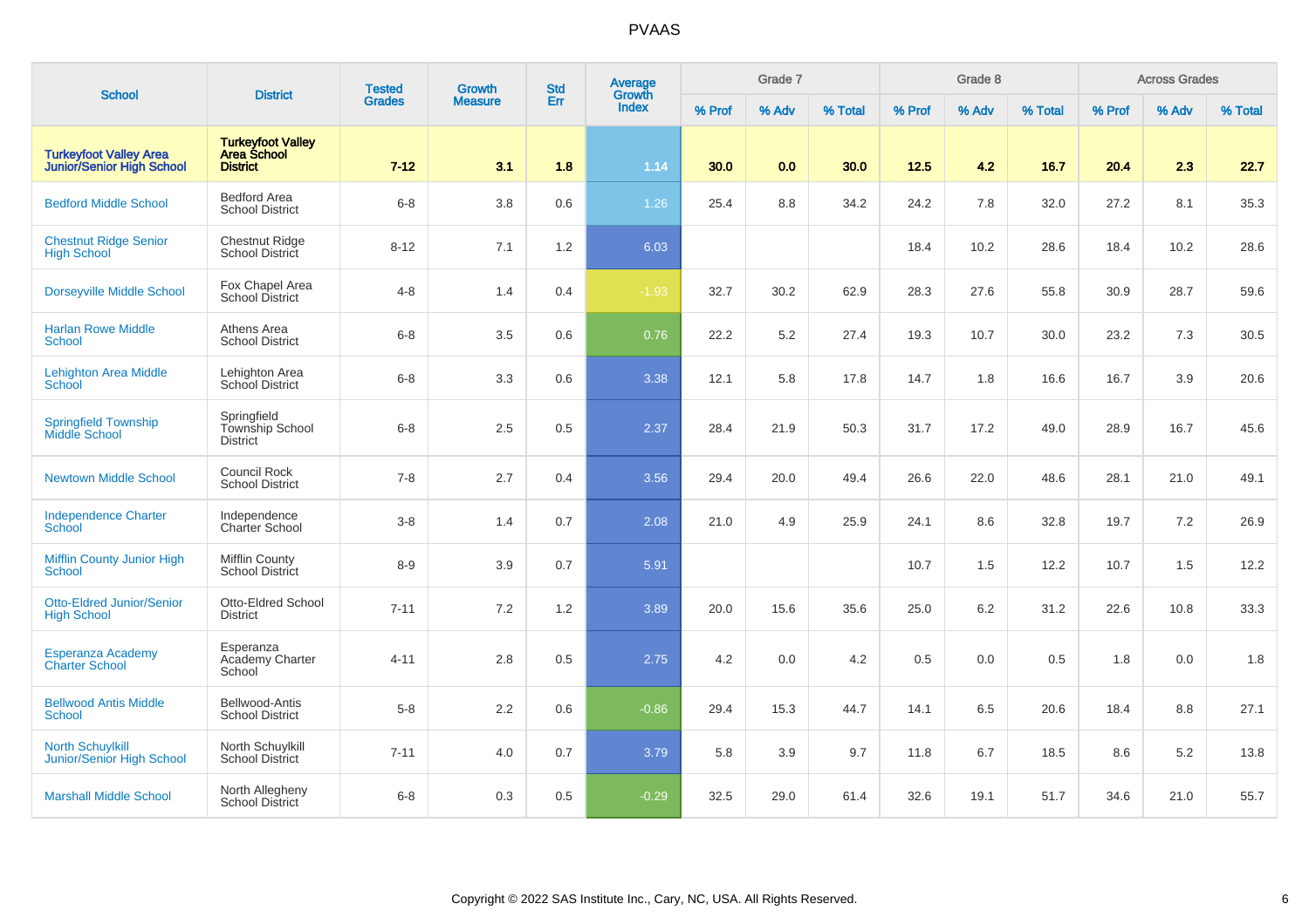# PVAAS

| School | District | Tested Grades | Growth Measure | Std Err | Average Growth Index | Grade 7 | | | Grade 8 | | | Across Grades | | |
|---|---|---|---|---|---|---|---|---|---|---|---|---|---|---|
| | | | | | | % Prof | % Adv | % Total | % Prof | % Adv | % Total | % Prof | % Adv | % Total |
| **Turkeyfoot Valley Area Junior/Senior High School** | **Turkeyfoot Valley Area School District** | **7-12** | **3.1** | **1.8** | **1.14** | **30.0** | **0.0** | **30.0** | **12.5** | **4.2** | **16.7** | **20.4** | **2.3** | **22.7** |
| Bedford Middle School | Bedford Area School District | 6-8 | 3.8 | 0.6 | 1.26 | 25.4 | 8.8 | 34.2 | 24.2 | 7.8 | 32.0 | 27.2 | 8.1 | 35.3 |
| Chestnut Ridge Senior High School | Chestnut Ridge School District | 8-12 | 7.1 | 1.2 | 6.03 | | | | 18.4 | 10.2 | 28.6 | 18.4 | 10.2 | 28.6 |
| Dorseyville Middle School | Fox Chapel Area School District | 4-8 | 1.4 | 0.4 | -1.93 | 32.7 | 30.2 | 62.9 | 28.3 | 27.6 | 55.8 | 30.9 | 28.7 | 59.6 |
| Harlan Rowe Middle School | Athens Area School District | 6-8 | 3.5 | 0.6 | 0.76 | 22.2 | 5.2 | 27.4 | 19.3 | 10.7 | 30.0 | 23.2 | 7.3 | 30.5 |
| Lehighton Area Middle School | Lehighton Area School District | 6-8 | 3.3 | 0.6 | 3.38 | 12.1 | 5.8 | 17.8 | 14.7 | 1.8 | 16.6 | 16.7 | 3.9 | 20.6 |
| Springfield Township Middle School | Springfield Township School District | 6-8 | 2.5 | 0.5 | 2.37 | 28.4 | 21.9 | 50.3 | 31.7 | 17.2 | 49.0 | 28.9 | 16.7 | 45.6 |
| Newtown Middle School | Council Rock School District | 7-8 | 2.7 | 0.4 | 3.56 | 29.4 | 20.0 | 49.4 | 26.6 | 22.0 | 48.6 | 28.1 | 21.0 | 49.1 |
| Independence Charter School | Independence Charter School | 3-8 | 1.4 | 0.7 | 2.08 | 21.0 | 4.9 | 25.9 | 24.1 | 8.6 | 32.8 | 19.7 | 7.2 | 26.9 |
| Mifflin County Junior High School | Mifflin County School District | 8-9 | 3.9 | 0.7 | 5.91 | | | | 10.7 | 1.5 | 12.2 | 10.7 | 1.5 | 12.2 |
| Otto-Eldred Junior/Senior High School | Otto-Eldred School District | 7-11 | 7.2 | 1.2 | 3.89 | 20.0 | 15.6 | 35.6 | 25.0 | 6.2 | 31.2 | 22.6 | 10.8 | 33.3 |
| Esperanza Academy Charter School | Esperanza Academy Charter School | 4-11 | 2.8 | 0.5 | 2.75 | 4.2 | 0.0 | 4.2 | 0.5 | 0.0 | 0.5 | 1.8 | 0.0 | 1.8 |
| Bellwood Antis Middle School | Bellwood-Antis School District | 5-8 | 2.2 | 0.6 | -0.86 | 29.4 | 15.3 | 44.7 | 14.1 | 6.5 | 20.6 | 18.4 | 8.8 | 27.1 |
| North Schuylkill Junior/Senior High School | North Schuylkill School District | 7-11 | 4.0 | 0.7 | 3.79 | 5.8 | 3.9 | 9.7 | 11.8 | 6.7 | 18.5 | 8.6 | 5.2 | 13.8 |
| Marshall Middle School | North Allegheny School District | 6-8 | 0.3 | 0.5 | -0.29 | 32.5 | 29.0 | 61.4 | 32.6 | 19.1 | 51.7 | 34.6 | 21.0 | 55.7 |

Copyright © 2022 SAS Institute Inc., Cary, NC, USA. All Rights Reserved.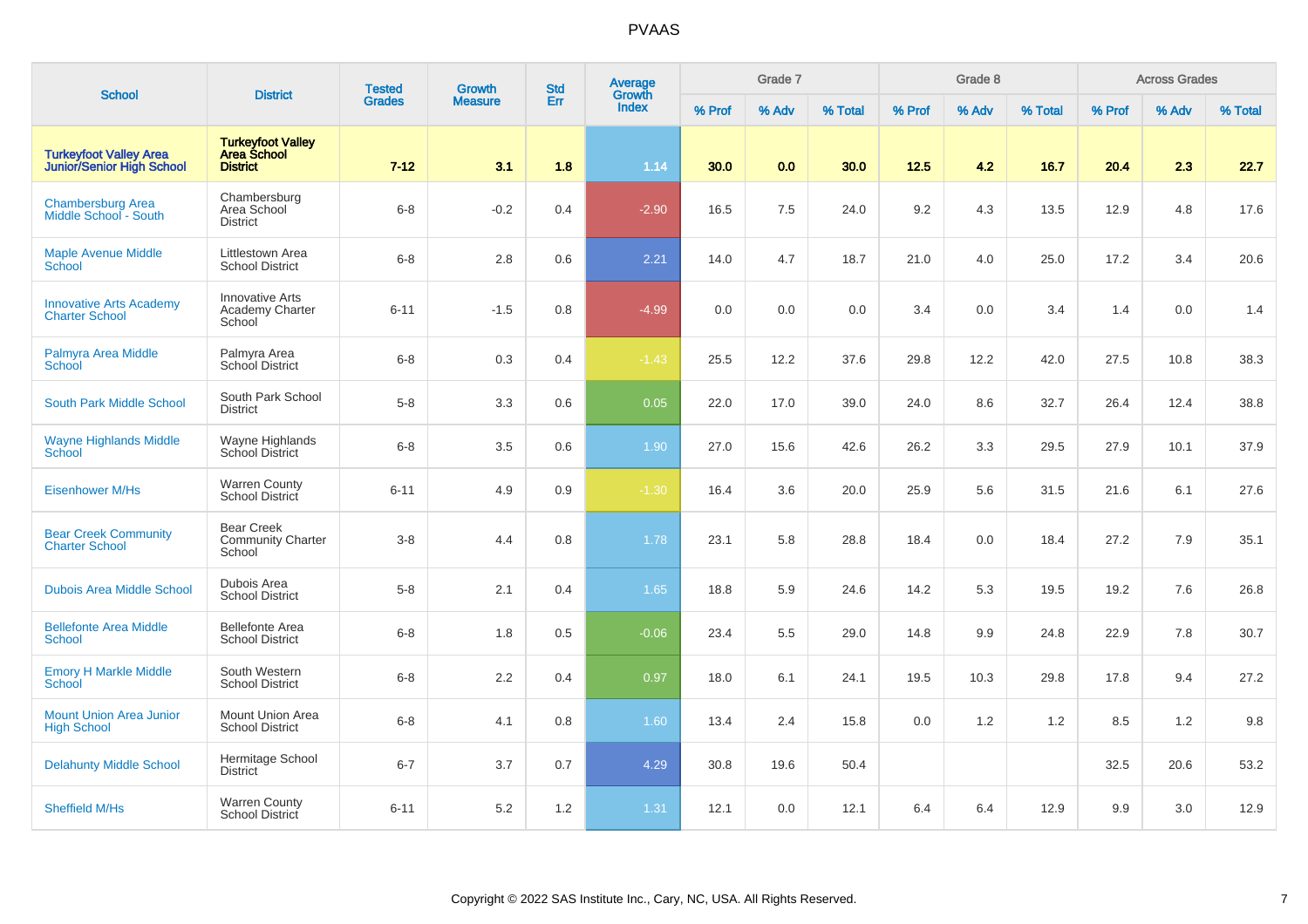# PVAAS

| School | District | Tested Grades | Growth Measure | Std Err | Average Growth Index | Grade 7 | | | Grade 8 | | | Across Grades | | |
|---|---|---|---|---|---|---|---|---|---|---|---|---|---|---|
| | | | | | | % Prof | % Adv | % Total | % Prof | % Adv | % Total | % Prof | % Adv | % Total |
| **Turkeyfoot Valley Area Junior/Senior High School** | **Turkeyfoot Valley Area School District** | **7-12** | **3.1** | **1.8** | **1.14** | **30.0** | **0.0** | **30.0** | **12.5** | **4.2** | **16.7** | **20.4** | **2.3** | **22.7** |
| Chambersburg Area Middle School - South | Chambersburg Area School District | 6-8 | -0.2 | 0.4 | -2.90 | 16.5 | 7.5 | 24.0 | 9.2 | 4.3 | 13.5 | 12.9 | 4.8 | 17.6 |
| Maple Avenue Middle School | Littlestown Area School District | 6-8 | 2.8 | 0.6 | 2.21 | 14.0 | 4.7 | 18.7 | 21.0 | 4.0 | 25.0 | 17.2 | 3.4 | 20.6 |
| Innovative Arts Academy Charter School | Innovative Arts Academy Charter School | 6-11 | -1.5 | 0.8 | -4.99 | 0.0 | 0.0 | 0.0 | 3.4 | 0.0 | 3.4 | 1.4 | 0.0 | 1.4 |
| Palmyra Area Middle School | Palmyra Area School District | 6-8 | 0.3 | 0.4 | -1.43 | 25.5 | 12.2 | 37.6 | 29.8 | 12.2 | 42.0 | 27.5 | 10.8 | 38.3 |
| South Park Middle School | South Park School District | 5-8 | 3.3 | 0.6 | 0.05 | 22.0 | 17.0 | 39.0 | 24.0 | 8.6 | 32.7 | 26.4 | 12.4 | 38.8 |
| Wayne Highlands Middle School | Wayne Highlands School District | 6-8 | 3.5 | 0.6 | 1.90 | 27.0 | 15.6 | 42.6 | 26.2 | 3.3 | 29.5 | 27.9 | 10.1 | 37.9 |
| Eisenhower M/Hs | Warren County School District | 6-11 | 4.9 | 0.9 | -1.30 | 16.4 | 3.6 | 20.0 | 25.9 | 5.6 | 31.5 | 21.6 | 6.1 | 27.6 |
| Bear Creek Community Charter School | Bear Creek Community Charter School | 3-8 | 4.4 | 0.8 | 1.78 | 23.1 | 5.8 | 28.8 | 18.4 | 0.0 | 18.4 | 27.2 | 7.9 | 35.1 |
| Dubois Area Middle School | Dubois Area School District | 5-8 | 2.1 | 0.4 | 1.65 | 18.8 | 5.9 | 24.6 | 14.2 | 5.3 | 19.5 | 19.2 | 7.6 | 26.8 |
| Bellefonte Area Middle School | Bellefonte Area School District | 6-8 | 1.8 | 0.5 | -0.06 | 23.4 | 5.5 | 29.0 | 14.8 | 9.9 | 24.8 | 22.9 | 7.8 | 30.7 |
| Emory H Markle Middle School | South Western School District | 6-8 | 2.2 | 0.4 | 0.97 | 18.0 | 6.1 | 24.1 | 19.5 | 10.3 | 29.8 | 17.8 | 9.4 | 27.2 |
| Mount Union Area Junior High School | Mount Union Area School District | 6-8 | 4.1 | 0.8 | 1.60 | 13.4 | 2.4 | 15.8 | 0.0 | 1.2 | 1.2 | 8.5 | 1.2 | 9.8 |
| Delahunty Middle School | Hermitage School District | 6-7 | 3.7 | 0.7 | 4.29 | 30.8 | 19.6 | 50.4 | | | | 32.5 | 20.6 | 53.2 |
| Sheffield M/Hs | Warren County School District | 6-11 | 5.2 | 1.2 | 1.31 | 12.1 | 0.0 | 12.1 | 6.4 | 6.4 | 12.9 | 9.9 | 3.0 | 12.9 |

Copyright © 2022 SAS Institute Inc., Cary, NC, USA. All Rights Reserved.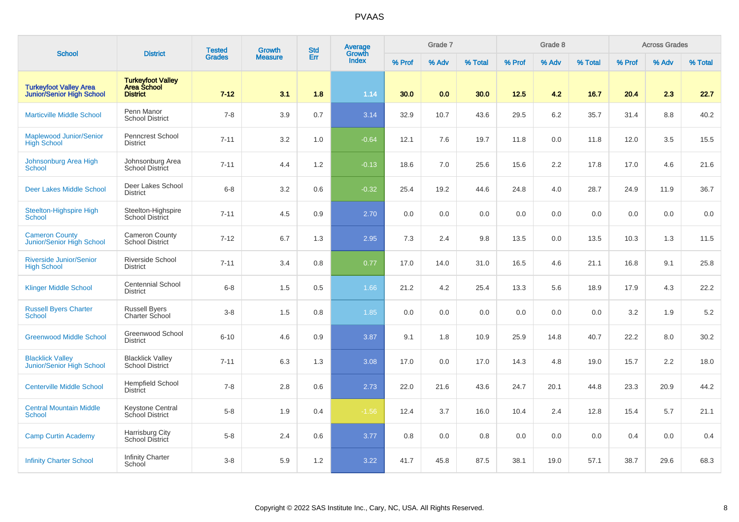# PVAAS

| School | District | Tested Grades | Growth Measure | Std Err | Average Growth Index | Grade 7 | | | Grade 8 | | | Across Grades | | |
|---|---|---|---|---|---|---|---|---|---|---|---|---|---|---|
| | | | | | | % Prof | % Adv | % Total | % Prof | % Adv | % Total | % Prof | % Adv | % Total |
| **Turkeyfoot Valley Area Junior/Senior High School** | **Turkeyfoot Valley Area School District** | **7-12** | **3.1** | **1.8** | **1.14** | **30.0** | **0.0** | **30.0** | **12.5** | **4.2** | **16.7** | **20.4** | **2.3** | **22.7** |
| Marticville Middle School | Penn Manor School District | 7-8 | 3.9 | 0.7 | 3.14 | 32.9 | 10.7 | 43.6 | 29.5 | 6.2 | 35.7 | 31.4 | 8.8 | 40.2 |
| Maplewood Junior/Senior High School | Penncrest School District | 7-11 | 3.2 | 1.0 | -0.64 | 12.1 | 7.6 | 19.7 | 11.8 | 0.0 | 11.8 | 12.0 | 3.5 | 15.5 |
| Johnsonburg Area High School | Johnsonburg Area School District | 7-11 | 4.4 | 1.2 | -0.13 | 18.6 | 7.0 | 25.6 | 15.6 | 2.2 | 17.8 | 17.0 | 4.6 | 21.6 |
| Deer Lakes Middle School | Deer Lakes School District | 6-8 | 3.2 | 0.6 | -0.32 | 25.4 | 19.2 | 44.6 | 24.8 | 4.0 | 28.7 | 24.9 | 11.9 | 36.7 |
| Steelton-Highspire High School | Steelton-Highspire School District | 7-11 | 4.5 | 0.9 | 2.70 | 0.0 | 0.0 | 0.0 | 0.0 | 0.0 | 0.0 | 0.0 | 0.0 | 0.0 |
| Cameron County Junior/Senior High School | Cameron County School District | 7-12 | 6.7 | 1.3 | 2.95 | 7.3 | 2.4 | 9.8 | 13.5 | 0.0 | 13.5 | 10.3 | 1.3 | 11.5 |
| Riverside Junior/Senior High School | Riverside School District | 7-11 | 3.4 | 0.8 | 0.77 | 17.0 | 14.0 | 31.0 | 16.5 | 4.6 | 21.1 | 16.8 | 9.1 | 25.8 |
| Klinger Middle School | Centennial School District | 6-8 | 1.5 | 0.5 | 1.66 | 21.2 | 4.2 | 25.4 | 13.3 | 5.6 | 18.9 | 17.9 | 4.3 | 22.2 |
| Russell Byers Charter School | Russell Byers Charter School | 3-8 | 1.5 | 0.8 | 1.85 | 0.0 | 0.0 | 0.0 | 0.0 | 0.0 | 0.0 | 3.2 | 1.9 | 5.2 |
| Greenwood Middle School | Greenwood School District | 6-10 | 4.6 | 0.9 | 3.87 | 9.1 | 1.8 | 10.9 | 25.9 | 14.8 | 40.7 | 22.2 | 8.0 | 30.2 |
| Blacklick Valley Junior/Senior High School | Blacklick Valley School District | 7-11 | 6.3 | 1.3 | 3.08 | 17.0 | 0.0 | 17.0 | 14.3 | 4.8 | 19.0 | 15.7 | 2.2 | 18.0 |
| Centerville Middle School | Hempfield School District | 7-8 | 2.8 | 0.6 | 2.73 | 22.0 | 21.6 | 43.6 | 24.7 | 20.1 | 44.8 | 23.3 | 20.9 | 44.2 |
| Central Mountain Middle School | Keystone Central School District | 5-8 | 1.9 | 0.4 | -1.56 | 12.4 | 3.7 | 16.0 | 10.4 | 2.4 | 12.8 | 15.4 | 5.7 | 21.1 |
| Camp Curtin Academy | Harrisburg City School District | 5-8 | 2.4 | 0.6 | 3.77 | 0.8 | 0.0 | 0.8 | 0.0 | 0.0 | 0.0 | 0.4 | 0.0 | 0.4 |
| Infinity Charter School | Infinity Charter School | 3-8 | 5.9 | 1.2 | 3.22 | 41.7 | 45.8 | 87.5 | 38.1 | 19.0 | 57.1 | 38.7 | 29.6 | 68.3 |

Copyright © 2022 SAS Institute Inc., Cary, NC, USA. All Rights Reserved.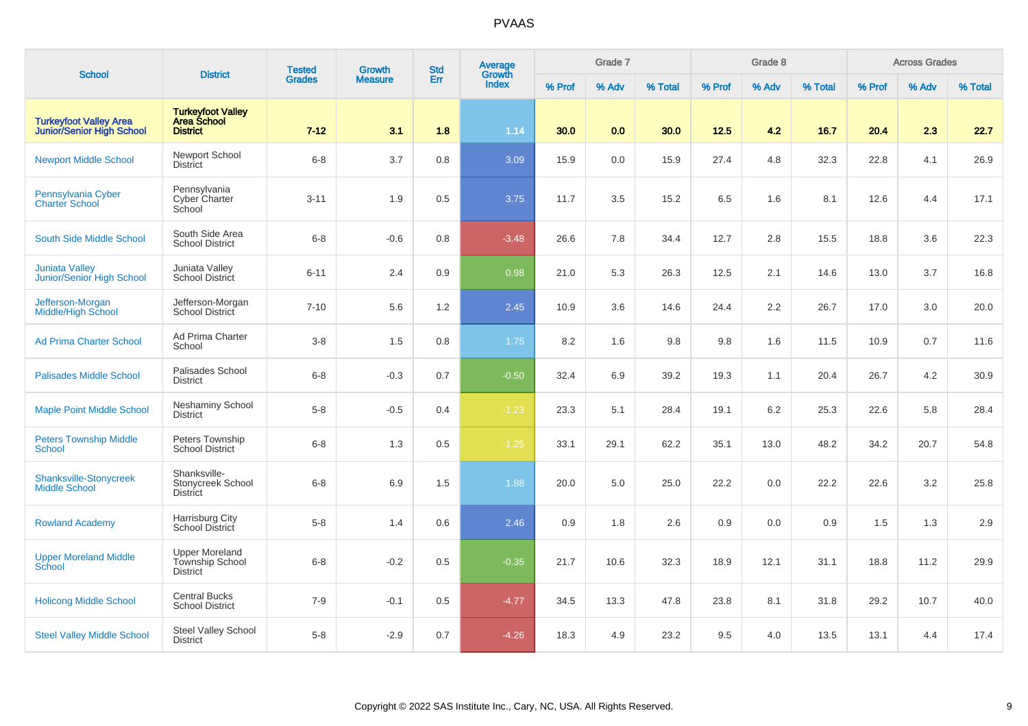# PVAAS

| School | District | Tested Grades | Growth Measure | Std Err | Average Growth Index | Grade 7 | | | Grade 8 | | | Across Grades | | |
|---|---|---|---|---|---|---|---|---|---|---|---|---|---|---|
| | | | | | | % Prof | % Adv | % Total | % Prof | % Adv | % Total | % Prof | % Adv | % Total |
| **Turkeyfoot Valley Area Junior/Senior High School** | **Turkeyfoot Valley Area School District** | **7-12** | **3.1** | **1.8** | **1.14** | **30.0** | **0.0** | **30.0** | **12.5** | **4.2** | **16.7** | **20.4** | **2.3** | **22.7** |
| Newport Middle School | Newport School District | 6-8 | 3.7 | 0.8 | 3.09 | 15.9 | 0.0 | 15.9 | 27.4 | 4.8 | 32.3 | 22.8 | 4.1 | 26.9 |
| Pennsylvania Cyber Charter School | Pennsylvania Cyber Charter School | 3-11 | 1.9 | 0.5 | 3.75 | 11.7 | 3.5 | 15.2 | 6.5 | 1.6 | 8.1 | 12.6 | 4.4 | 17.1 |
| South Side Middle School | South Side Area School District | 6-8 | -0.6 | 0.8 | -3.48 | 26.6 | 7.8 | 34.4 | 12.7 | 2.8 | 15.5 | 18.8 | 3.6 | 22.3 |
| Juniata Valley Junior/Senior High School | Juniata Valley School District | 6-11 | 2.4 | 0.9 | 0.98 | 21.0 | 5.3 | 26.3 | 12.5 | 2.1 | 14.6 | 13.0 | 3.7 | 16.8 |
| Jefferson-Morgan Middle/High School | Jefferson-Morgan School District | 7-10 | 5.6 | 1.2 | 2.45 | 10.9 | 3.6 | 14.6 | 24.4 | 2.2 | 26.7 | 17.0 | 3.0 | 20.0 |
| Ad Prima Charter School | Ad Prima Charter School | 3-8 | 1.5 | 0.8 | 1.75 | 8.2 | 1.6 | 9.8 | 9.8 | 1.6 | 11.5 | 10.9 | 0.7 | 11.6 |
| Palisades Middle School | Palisades School District | 6-8 | -0.3 | 0.7 | -0.50 | 32.4 | 6.9 | 39.2 | 19.3 | 1.1 | 20.4 | 26.7 | 4.2 | 30.9 |
| Maple Point Middle School | Neshaminy School District | 5-8 | -0.5 | 0.4 | -1.23 | 23.3 | 5.1 | 28.4 | 19.1 | 6.2 | 25.3 | 22.6 | 5.8 | 28.4 |
| Peters Township Middle School | Peters Township School District | 6-8 | 1.3 | 0.5 | -1.25 | 33.1 | 29.1 | 62.2 | 35.1 | 13.0 | 48.2 | 34.2 | 20.7 | 54.8 |
| Shanksville-Stonycreek Middle School | Shanksville-Stonycreek School District | 6-8 | 6.9 | 1.5 | 1.88 | 20.0 | 5.0 | 25.0 | 22.2 | 0.0 | 22.2 | 22.6 | 3.2 | 25.8 |
| Rowland Academy | Harrisburg City School District | 5-8 | 1.4 | 0.6 | 2.46 | 0.9 | 1.8 | 2.6 | 0.9 | 0.0 | 0.9 | 1.5 | 1.3 | 2.9 |
| Upper Moreland Middle School | Upper Moreland Township School District | 6-8 | -0.2 | 0.5 | -0.35 | 21.7 | 10.6 | 32.3 | 18.9 | 12.1 | 31.1 | 18.8 | 11.2 | 29.9 |
| Holicong Middle School | Central Bucks School District | 7-9 | -0.1 | 0.5 | -4.77 | 34.5 | 13.3 | 47.8 | 23.8 | 8.1 | 31.8 | 29.2 | 10.7 | 40.0 |
| Steel Valley Middle School | Steel Valley School District | 5-8 | -2.9 | 0.7 | -4.26 | 18.3 | 4.9 | 23.2 | 9.5 | 4.0 | 13.5 | 13.1 | 4.4 | 17.4 |

Copyright © 2022 SAS Institute Inc., Cary, NC, USA. All Rights Reserved.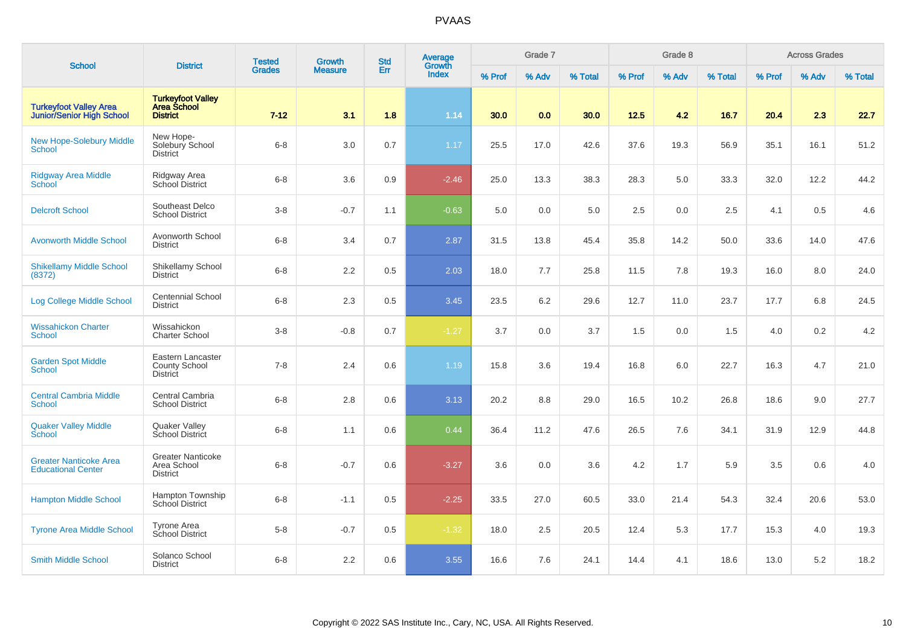# PVAAS

| School | District | Tested Grades | Growth Measure | Std Err | Average Growth Index | Grade 7 | | | Grade 8 | | | Across Grades | | |
|---|---|---|---|---|---|---|---|---|---|---|---|---|---|---|
| | | | | | | % Prof | % Adv | % Total | % Prof | % Adv | % Total | % Prof | % Adv | % Total |
| **Turkeyfoot Valley Area Junior/Senior High School** | **Turkeyfoot Valley Area School District** | **7-12** | **3.1** | **1.8** | **1.14** | **30.0** | **0.0** | **30.0** | **12.5** | **4.2** | **16.7** | **20.4** | **2.3** | **22.7** |
| New Hope-Solebury Middle School | New Hope-Solebury School District | 6-8 | 3.0 | 0.7 | 1.17 | 25.5 | 17.0 | 42.6 | 37.6 | 19.3 | 56.9 | 35.1 | 16.1 | 51.2 |
| Ridgway Area Middle School | Ridgway Area School District | 6-8 | 3.6 | 0.9 | -2.46 | 25.0 | 13.3 | 38.3 | 28.3 | 5.0 | 33.3 | 32.0 | 12.2 | 44.2 |
| Delcroft School | Southeast Delco School District | 3-8 | -0.7 | 1.1 | -0.63 | 5.0 | 0.0 | 5.0 | 2.5 | 0.0 | 2.5 | 4.1 | 0.5 | 4.6 |
| Avonworth Middle School | Avonworth School District | 6-8 | 3.4 | 0.7 | 2.87 | 31.5 | 13.8 | 45.4 | 35.8 | 14.2 | 50.0 | 33.6 | 14.0 | 47.6 |
| Shikellamy Middle School (8372) | Shikellamy School District | 6-8 | 2.2 | 0.5 | 2.03 | 18.0 | 7.7 | 25.8 | 11.5 | 7.8 | 19.3 | 16.0 | 8.0 | 24.0 |
| Log College Middle School | Centennial School District | 6-8 | 2.3 | 0.5 | 3.45 | 23.5 | 6.2 | 29.6 | 12.7 | 11.0 | 23.7 | 17.7 | 6.8 | 24.5 |
| Wissahickon Charter School | Wissahickon Charter School | 3-8 | -0.8 | 0.7 | -1.27 | 3.7 | 0.0 | 3.7 | 1.5 | 0.0 | 1.5 | 4.0 | 0.2 | 4.2 |
| Garden Spot Middle School | Eastern Lancaster County School District | 7-8 | 2.4 | 0.6 | 1.19 | 15.8 | 3.6 | 19.4 | 16.8 | 6.0 | 22.7 | 16.3 | 4.7 | 21.0 |
| Central Cambria Middle School | Central Cambria School District | 6-8 | 2.8 | 0.6 | 3.13 | 20.2 | 8.8 | 29.0 | 16.5 | 10.2 | 26.8 | 18.6 | 9.0 | 27.7 |
| Quaker Valley Middle School | Quaker Valley School District | 6-8 | 1.1 | 0.6 | 0.44 | 36.4 | 11.2 | 47.6 | 26.5 | 7.6 | 34.1 | 31.9 | 12.9 | 44.8 |
| Greater Nanticoke Area Educational Center | Greater Nanticoke Area School District | 6-8 | -0.7 | 0.6 | -3.27 | 3.6 | 0.0 | 3.6 | 4.2 | 1.7 | 5.9 | 3.5 | 0.6 | 4.0 |
| Hampton Middle School | Hampton Township School District | 6-8 | -1.1 | 0.5 | -2.25 | 33.5 | 27.0 | 60.5 | 33.0 | 21.4 | 54.3 | 32.4 | 20.6 | 53.0 |
| Tyrone Area Middle School | Tyrone Area School District | 5-8 | -0.7 | 0.5 | -1.32 | 18.0 | 2.5 | 20.5 | 12.4 | 5.3 | 17.7 | 15.3 | 4.0 | 19.3 |
| Smith Middle School | Solanco School District | 6-8 | 2.2 | 0.6 | 3.55 | 16.6 | 7.6 | 24.1 | 14.4 | 4.1 | 18.6 | 13.0 | 5.2 | 18.2 |

Copyright © 2022 SAS Institute Inc., Cary, NC, USA. All Rights Reserved.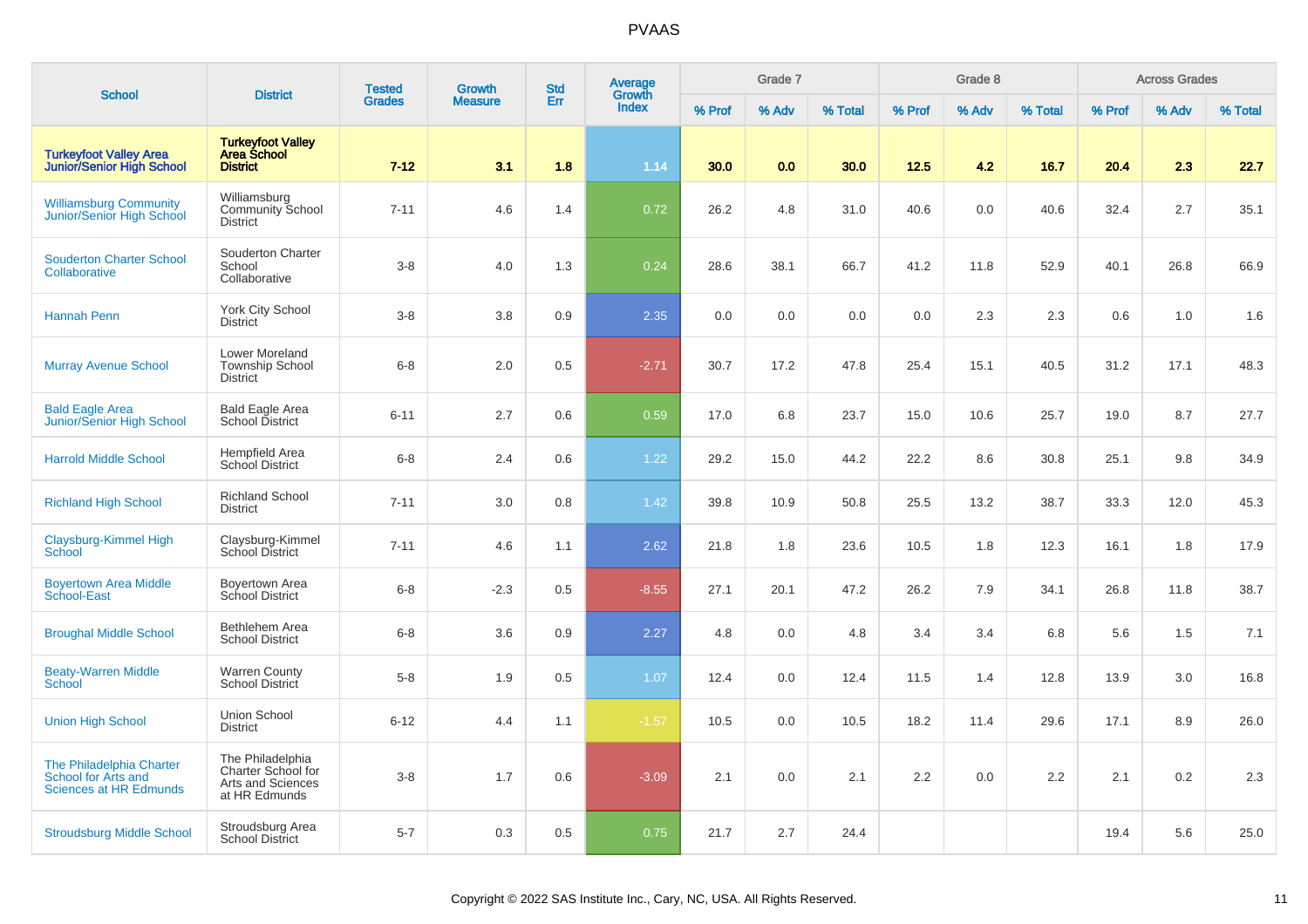# PVAAS

| School | District | Tested Grades | Growth Measure | Std Err | Average Growth Index | Grade 7 | | | Grade 8 | | | Across Grades | | |
|---|---|---|---|---|---|---|---|---|---|---|---|---|---|---|
| | | | | | | % Prof | % Adv | % Total | % Prof | % Adv | % Total | % Prof | % Adv | % Total |
| **Turkeyfoot Valley Area Junior/Senior High School** | **Turkeyfoot Valley Area School District** | **7-12** | **3.1** | **1.8** | **1.14** | **30.0** | **0.0** | **30.0** | **12.5** | **4.2** | **16.7** | **20.4** | **2.3** | **22.7** |
| Williamsburg Community Junior/Senior High School | Williamsburg Community School District | 7-11 | 4.6 | 1.4 | 0.72 | 26.2 | 4.8 | 31.0 | 40.6 | 0.0 | 40.6 | 32.4 | 2.7 | 35.1 |
| Souderton Charter School Collaborative | Souderton Charter School Collaborative | 3-8 | 4.0 | 1.3 | 0.24 | 28.6 | 38.1 | 66.7 | 41.2 | 11.8 | 52.9 | 40.1 | 26.8 | 66.9 |
| Hannah Penn | York City School District | 3-8 | 3.8 | 0.9 | 2.35 | 0.0 | 0.0 | 0.0 | 0.0 | 2.3 | 2.3 | 0.6 | 1.0 | 1.6 |
| Murray Avenue School | Lower Moreland Township School District | 6-8 | 2.0 | 0.5 | -2.71 | 30.7 | 17.2 | 47.8 | 25.4 | 15.1 | 40.5 | 31.2 | 17.1 | 48.3 |
| Bald Eagle Area Junior/Senior High School | Bald Eagle Area School District | 6-11 | 2.7 | 0.6 | 0.59 | 17.0 | 6.8 | 23.7 | 15.0 | 10.6 | 25.7 | 19.0 | 8.7 | 27.7 |
| Harrold Middle School | Hempfield Area School District | 6-8 | 2.4 | 0.6 | 1.22 | 29.2 | 15.0 | 44.2 | 22.2 | 8.6 | 30.8 | 25.1 | 9.8 | 34.9 |
| Richland High School | Richland School District | 7-11 | 3.0 | 0.8 | 1.42 | 39.8 | 10.9 | 50.8 | 25.5 | 13.2 | 38.7 | 33.3 | 12.0 | 45.3 |
| Claysburg-Kimmel High School | Claysburg-Kimmel School District | 7-11 | 4.6 | 1.1 | 2.62 | 21.8 | 1.8 | 23.6 | 10.5 | 1.8 | 12.3 | 16.1 | 1.8 | 17.9 |
| Boyertown Area Middle School-East | Boyertown Area School District | 6-8 | -2.3 | 0.5 | -8.55 | 27.1 | 20.1 | 47.2 | 26.2 | 7.9 | 34.1 | 26.8 | 11.8 | 38.7 |
| Broughal Middle School | Bethlehem Area School District | 6-8 | 3.6 | 0.9 | 2.27 | 4.8 | 0.0 | 4.8 | 3.4 | 3.4 | 6.8 | 5.6 | 1.5 | 7.1 |
| Beaty-Warren Middle School | Warren County School District | 5-8 | 1.9 | 0.5 | 1.07 | 12.4 | 0.0 | 12.4 | 11.5 | 1.4 | 12.8 | 13.9 | 3.0 | 16.8 |
| Union High School | Union School District | 6-12 | 4.4 | 1.1 | -1.57 | 10.5 | 0.0 | 10.5 | 18.2 | 11.4 | 29.6 | 17.1 | 8.9 | 26.0 |
| The Philadelphia Charter School for Arts and Sciences at HR Edmunds | The Philadelphia Charter School for Arts and Sciences at HR Edmunds | 3-8 | 1.7 | 0.6 | -3.09 | 2.1 | 0.0 | 2.1 | 2.2 | 0.0 | 2.2 | 2.1 | 0.2 | 2.3 |
| Stroudsburg Middle School | Stroudsburg Area School District | 5-7 | 0.3 | 0.5 | 0.75 | 21.7 | 2.7 | 24.4 | | | | 19.4 | 5.6 | 25.0 |

Copyright © 2022 SAS Institute Inc., Cary, NC, USA. All Rights Reserved.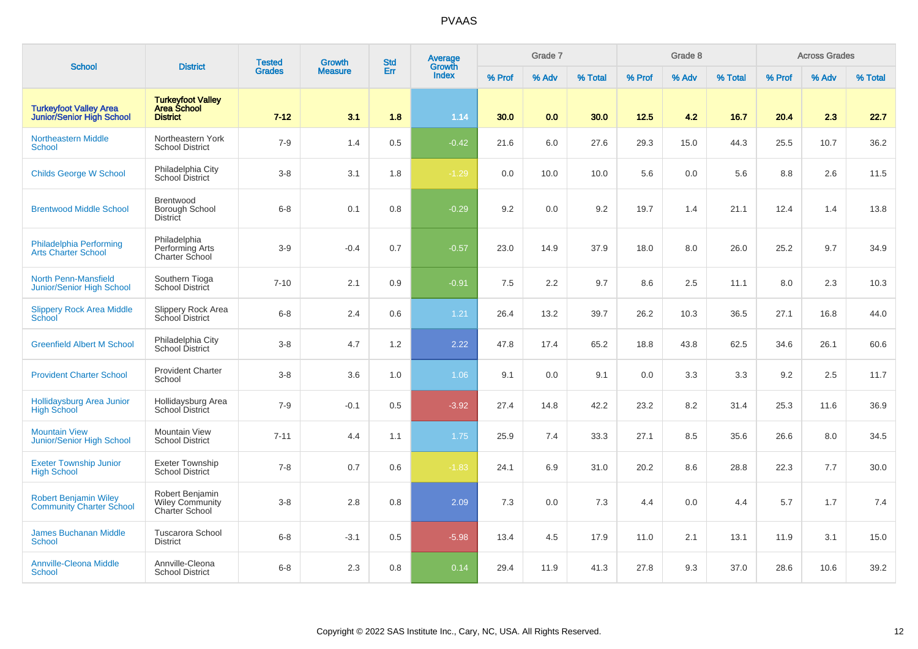# PVAAS

| School | District | Tested Grades | Growth Measure | Std Err | Average Growth Index | Grade 7 | | | Grade 8 | | | Across Grades | | |
|---|---|---|---|---|---|---|---|---|---|---|---|---|---|---|
| | | | | | | % Prof | % Adv | % Total | % Prof | % Adv | % Total | % Prof | % Adv | % Total |
| **Turkeyfoot Valley Area Junior/Senior High School** | **Turkeyfoot Valley Area School District** | **7-12** | **3.1** | **1.8** | **1.14** | **30.0** | **0.0** | **30.0** | **12.5** | **4.2** | **16.7** | **20.4** | **2.3** | **22.7** |
| Northeastern Middle School | Northeastern York School District | 7-9 | 1.4 | 0.5 | -0.42 | 21.6 | 6.0 | 27.6 | 29.3 | 15.0 | 44.3 | 25.5 | 10.7 | 36.2 |
| Childs George W School | Philadelphia City School District | 3-8 | 3.1 | 1.8 | -1.29 | 0.0 | 10.0 | 10.0 | 5.6 | 0.0 | 5.6 | 8.8 | 2.6 | 11.5 |
| Brentwood Middle School | Brentwood Borough School District | 6-8 | 0.1 | 0.8 | -0.29 | 9.2 | 0.0 | 9.2 | 19.7 | 1.4 | 21.1 | 12.4 | 1.4 | 13.8 |
| Philadelphia Performing Arts Charter School | Philadelphia Performing Arts Charter School | 3-9 | -0.4 | 0.7 | -0.57 | 23.0 | 14.9 | 37.9 | 18.0 | 8.0 | 26.0 | 25.2 | 9.7 | 34.9 |
| North Penn-Mansfield Junior/Senior High School | Southern Tioga School District | 7-10 | 2.1 | 0.9 | -0.91 | 7.5 | 2.2 | 9.7 | 8.6 | 2.5 | 11.1 | 8.0 | 2.3 | 10.3 |
| Slippery Rock Area Middle School | Slippery Rock Area School District | 6-8 | 2.4 | 0.6 | 1.21 | 26.4 | 13.2 | 39.7 | 26.2 | 10.3 | 36.5 | 27.1 | 16.8 | 44.0 |
| Greenfield Albert M School | Philadelphia City School District | 3-8 | 4.7 | 1.2 | 2.22 | 47.8 | 17.4 | 65.2 | 18.8 | 43.8 | 62.5 | 34.6 | 26.1 | 60.6 |
| Provident Charter School | Provident Charter School | 3-8 | 3.6 | 1.0 | 1.06 | 9.1 | 0.0 | 9.1 | 0.0 | 3.3 | 3.3 | 9.2 | 2.5 | 11.7 |
| Hollidaysburg Area Junior High School | Hollidaysburg Area School District | 7-9 | -0.1 | 0.5 | -3.92 | 27.4 | 14.8 | 42.2 | 23.2 | 8.2 | 31.4 | 25.3 | 11.6 | 36.9 |
| Mountain View Junior/Senior High School | Mountain View School District | 7-11 | 4.4 | 1.1 | 1.75 | 25.9 | 7.4 | 33.3 | 27.1 | 8.5 | 35.6 | 26.6 | 8.0 | 34.5 |
| Exeter Township Junior High School | Exeter Township School District | 7-8 | 0.7 | 0.6 | -1.83 | 24.1 | 6.9 | 31.0 | 20.2 | 8.6 | 28.8 | 22.3 | 7.7 | 30.0 |
| Robert Benjamin Wiley Community Charter School | Robert Benjamin Wiley Community Charter School | 3-8 | 2.8 | 0.8 | 2.09 | 7.3 | 0.0 | 7.3 | 4.4 | 0.0 | 4.4 | 5.7 | 1.7 | 7.4 |
| James Buchanan Middle School | Tuscarora School District | 6-8 | -3.1 | 0.5 | -5.98 | 13.4 | 4.5 | 17.9 | 11.0 | 2.1 | 13.1 | 11.9 | 3.1 | 15.0 |
| Annville-Cleona Middle School | Annville-Cleona School District | 6-8 | 2.3 | 0.8 | 0.14 | 29.4 | 11.9 | 41.3 | 27.8 | 9.3 | 37.0 | 28.6 | 10.6 | 39.2 |

Copyright © 2022 SAS Institute Inc., Cary, NC, USA. All Rights Reserved.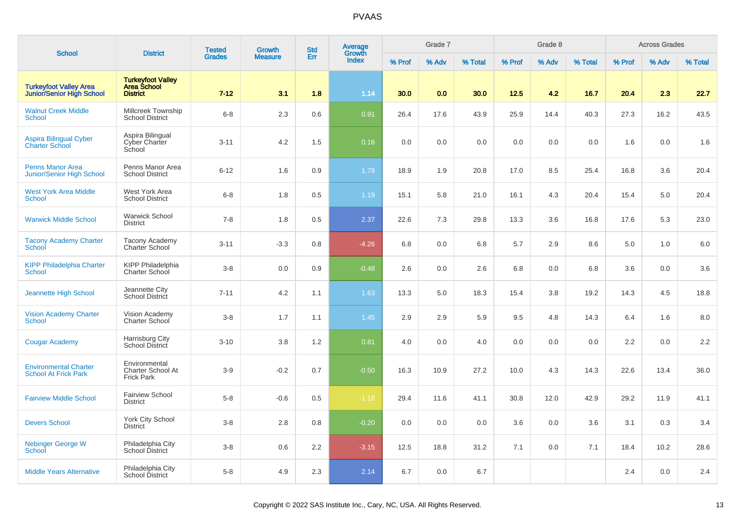# PVAAS

| School | District | Tested Grades | Growth Measure | Std Err | Average Growth Index | Grade 7 | | | Grade 8 | | | Across Grades | | |
|---|---|---|---|---|---|---|---|---|---|---|---|---|---|---|
| | | | | | | % Prof | % Adv | % Total | % Prof | % Adv | % Total | % Prof | % Adv | % Total |
| **Turkeyfoot Valley Area Junior/Senior High School** | **Turkeyfoot Valley Area School District** | **7-12** | **3.1** | **1.8** | **1.14** | **30.0** | **0.0** | **30.0** | **12.5** | **4.2** | **16.7** | **20.4** | **2.3** | **22.7** |
| Walnut Creek Middle School | Millcreek Township School District | 6-8 | 2.3 | 0.6 | 0.91 | 26.4 | 17.6 | 43.9 | 25.9 | 14.4 | 40.3 | 27.3 | 16.2 | 43.5 |
| Aspira Bilingual Cyber Charter School | Aspira Bilingual Cyber Charter School | 3-11 | 4.2 | 1.5 | 0.16 | 0.0 | 0.0 | 0.0 | 0.0 | 0.0 | 0.0 | 1.6 | 0.0 | 1.6 |
| Penns Manor Area Junior/Senior High School | Penns Manor Area School District | 6-12 | 1.6 | 0.9 | 1.78 | 18.9 | 1.9 | 20.8 | 17.0 | 8.5 | 25.4 | 16.8 | 3.6 | 20.4 |
| West York Area Middle School | West York Area School District | 6-8 | 1.8 | 0.5 | 1.19 | 15.1 | 5.8 | 21.0 | 16.1 | 4.3 | 20.4 | 15.4 | 5.0 | 20.4 |
| Warwick Middle School | Warwick School District | 7-8 | 1.8 | 0.5 | 2.37 | 22.6 | 7.3 | 29.8 | 13.3 | 3.6 | 16.8 | 17.6 | 5.3 | 23.0 |
| Tacony Academy Charter School | Tacony Academy Charter School | 3-11 | -3.3 | 0.8 | -4.26 | 6.8 | 0.0 | 6.8 | 5.7 | 2.9 | 8.6 | 5.0 | 1.0 | 6.0 |
| KIPP Philadelphia Charter School | KIPP Philadelphia Charter School | 3-8 | 0.0 | 0.9 | -0.48 | 2.6 | 0.0 | 2.6 | 6.8 | 0.0 | 6.8 | 3.6 | 0.0 | 3.6 |
| Jeannette High School | Jeannette City School District | 7-11 | 4.2 | 1.1 | 1.63 | 13.3 | 5.0 | 18.3 | 15.4 | 3.8 | 19.2 | 14.3 | 4.5 | 18.8 |
| Vision Academy Charter School | Vision Academy Charter School | 3-8 | 1.7 | 1.1 | 1.45 | 2.9 | 2.9 | 5.9 | 9.5 | 4.8 | 14.3 | 6.4 | 1.6 | 8.0 |
| Cougar Academy | Harrisburg City School District | 3-10 | 3.8 | 1.2 | 0.81 | 4.0 | 0.0 | 4.0 | 0.0 | 0.0 | 0.0 | 2.2 | 0.0 | 2.2 |
| Environmental Charter School At Frick Park | Environmental Charter School At Frick Park | 3-9 | -0.2 | 0.7 | -0.50 | 16.3 | 10.9 | 27.2 | 10.0 | 4.3 | 14.3 | 22.6 | 13.4 | 36.0 |
| Fairview Middle School | Fairview School District | 5-8 | -0.6 | 0.5 | -1.18 | 29.4 | 11.6 | 41.1 | 30.8 | 12.0 | 42.9 | 29.2 | 11.9 | 41.1 |
| Devers School | York City School District | 3-8 | 2.8 | 0.8 | -0.20 | 0.0 | 0.0 | 0.0 | 3.6 | 0.0 | 3.6 | 3.1 | 0.3 | 3.4 |
| Nebinger George W School | Philadelphia City School District | 3-8 | 0.6 | 2.2 | -3.15 | 12.5 | 18.8 | 31.2 | 7.1 | 0.0 | 7.1 | 18.4 | 10.2 | 28.6 |
| Middle Years Alternative | Philadelphia City School District | 5-8 | 4.9 | 2.3 | 2.14 | 6.7 | 0.0 | 6.7 | | | | 2.4 | 0.0 | 2.4 |

Copyright © 2022 SAS Institute Inc., Cary, NC, USA. All Rights Reserved.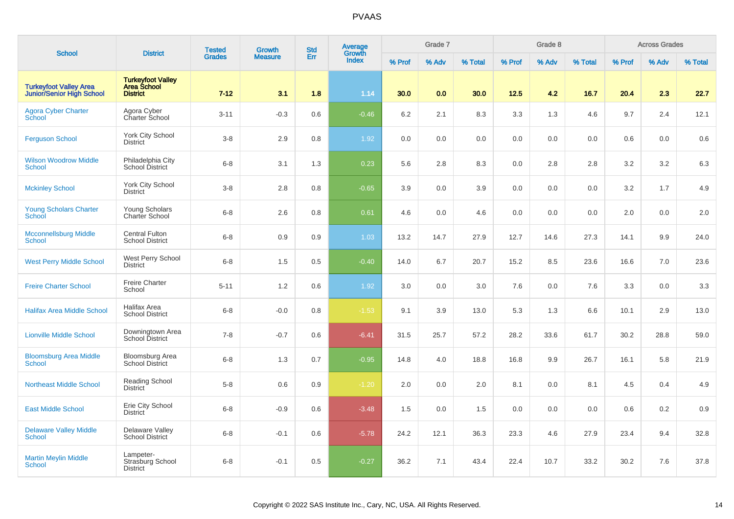# PVAAS

| School | District | Tested Grades | Growth Measure | Std Err | Average Growth Index | Grade 7 | | | Grade 8 | | | Across Grades | | |
|---|---|---|---|---|---|---|---|---|---|---|---|---|---|---|
| | | | | | | % Prof | % Adv | % Total | % Prof | % Adv | % Total | % Prof | % Adv | % Total |
| **Turkeyfoot Valley Area Junior/Senior High School** | **Turkeyfoot Valley Area School District** | **7-12** | **3.1** | **1.8** | **1.14** | **30.0** | **0.0** | **30.0** | **12.5** | **4.2** | **16.7** | **20.4** | **2.3** | **22.7** |
| Agora Cyber Charter School | Agora Cyber Charter School | 3-11 | -0.3 | 0.6 | -0.46 | 6.2 | 2.1 | 8.3 | 3.3 | 1.3 | 4.6 | 9.7 | 2.4 | 12.1 |
| Ferguson School | York City School District | 3-8 | 2.9 | 0.8 | 1.92 | 0.0 | 0.0 | 0.0 | 0.0 | 0.0 | 0.0 | 0.6 | 0.0 | 0.6 |
| Wilson Woodrow Middle School | Philadelphia City School District | 6-8 | 3.1 | 1.3 | 0.23 | 5.6 | 2.8 | 8.3 | 0.0 | 2.8 | 2.8 | 3.2 | 3.2 | 6.3 |
| Mckinley School | York City School District | 3-8 | 2.8 | 0.8 | -0.65 | 3.9 | 0.0 | 3.9 | 0.0 | 0.0 | 0.0 | 3.2 | 1.7 | 4.9 |
| Young Scholars Charter School | Young Scholars Charter School | 6-8 | 2.6 | 0.8 | 0.61 | 4.6 | 0.0 | 4.6 | 0.0 | 0.0 | 0.0 | 2.0 | 0.0 | 2.0 |
| Mcconnellsburg Middle School | Central Fulton School District | 6-8 | 0.9 | 0.9 | 1.03 | 13.2 | 14.7 | 27.9 | 12.7 | 14.6 | 27.3 | 14.1 | 9.9 | 24.0 |
| West Perry Middle School | West Perry School District | 6-8 | 1.5 | 0.5 | -0.40 | 14.0 | 6.7 | 20.7 | 15.2 | 8.5 | 23.6 | 16.6 | 7.0 | 23.6 |
| Freire Charter School | Freire Charter School | 5-11 | 1.2 | 0.6 | 1.92 | 3.0 | 0.0 | 3.0 | 7.6 | 0.0 | 7.6 | 3.3 | 0.0 | 3.3 |
| Halifax Area Middle School | Halifax Area School District | 6-8 | -0.0 | 0.8 | -1.53 | 9.1 | 3.9 | 13.0 | 5.3 | 1.3 | 6.6 | 10.1 | 2.9 | 13.0 |
| Lionville Middle School | Downingtown Area School District | 7-8 | -0.7 | 0.6 | -6.41 | 31.5 | 25.7 | 57.2 | 28.2 | 33.6 | 61.7 | 30.2 | 28.8 | 59.0 |
| Bloomsburg Area Middle School | Bloomsburg Area School District | 6-8 | 1.3 | 0.7 | -0.95 | 14.8 | 4.0 | 18.8 | 16.8 | 9.9 | 26.7 | 16.1 | 5.8 | 21.9 |
| Northeast Middle School | Reading School District | 5-8 | 0.6 | 0.9 | -1.20 | 2.0 | 0.0 | 2.0 | 8.1 | 0.0 | 8.1 | 4.5 | 0.4 | 4.9 |
| East Middle School | Erie City School District | 6-8 | -0.9 | 0.6 | -3.48 | 1.5 | 0.0 | 1.5 | 0.0 | 0.0 | 0.0 | 0.6 | 0.2 | 0.9 |
| Delaware Valley Middle School | Delaware Valley School District | 6-8 | -0.1 | 0.6 | -5.78 | 24.2 | 12.1 | 36.3 | 23.3 | 4.6 | 27.9 | 23.4 | 9.4 | 32.8 |
| Martin Meylin Middle School | Lampeter-Strasburg School District | 6-8 | -0.1 | 0.5 | -0.27 | 36.2 | 7.1 | 43.4 | 22.4 | 10.7 | 33.2 | 30.2 | 7.6 | 37.8 |

Copyright © 2022 SAS Institute Inc., Cary, NC, USA. All Rights Reserved.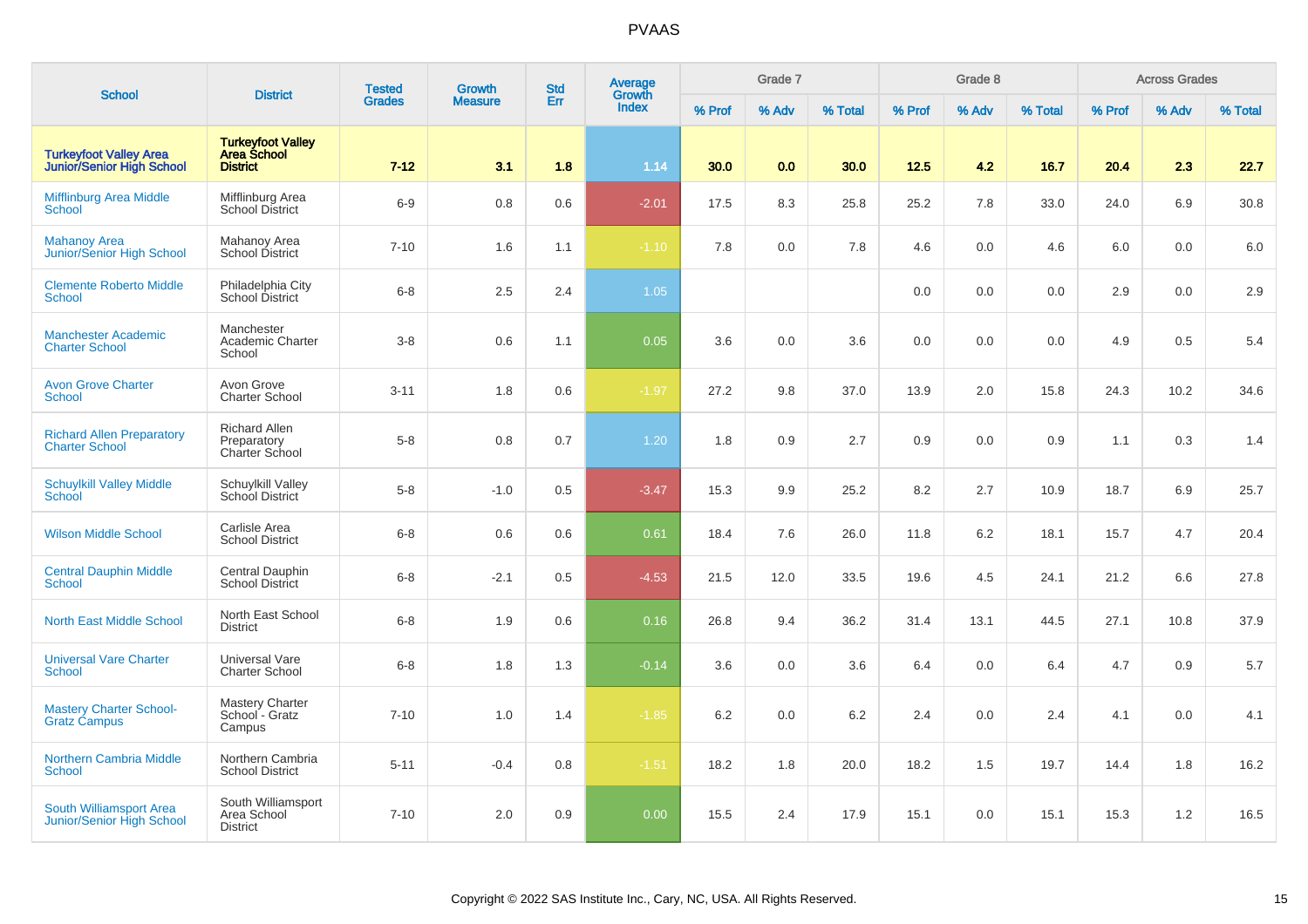# PVAAS

| School | District | Tested Grades | Growth Measure | Std Err | Average Growth Index | Grade 7 | | | Grade 8 | | | Across Grades | | |
|---|---|---|---|---|---|---|---|---|---|---|---|---|---|---|
| | | | | | | % Prof | % Adv | % Total | % Prof | % Adv | % Total | % Prof | % Adv | % Total |
| **Turkeyfoot Valley Area Junior/Senior High School** | **Turkeyfoot Valley Area School District** | **7-12** | **3.1** | **1.8** | **1.14** | **30.0** | **0.0** | **30.0** | **12.5** | **4.2** | **16.7** | **20.4** | **2.3** | **22.7** |
| Mifflinburg Area Middle School | Mifflinburg Area School District | 6-9 | 0.8 | 0.6 | -2.01 | 17.5 | 8.3 | 25.8 | 25.2 | 7.8 | 33.0 | 24.0 | 6.9 | 30.8 |
| Mahanoy Area Junior/Senior High School | Mahanoy Area School District | 7-10 | 1.6 | 1.1 | -1.10 | 7.8 | 0.0 | 7.8 | 4.6 | 0.0 | 4.6 | 6.0 | 0.0 | 6.0 |
| Clemente Roberto Middle School | Philadelphia City School District | 6-8 | 2.5 | 2.4 | 1.05 | | | | 0.0 | 0.0 | 0.0 | 2.9 | 0.0 | 2.9 |
| Manchester Academic Charter School | Manchester Academic Charter School | 3-8 | 0.6 | 1.1 | 0.05 | 3.6 | 0.0 | 3.6 | 0.0 | 0.0 | 0.0 | 4.9 | 0.5 | 5.4 |
| Avon Grove Charter School | Avon Grove Charter School | 3-11 | 1.8 | 0.6 | -1.97 | 27.2 | 9.8 | 37.0 | 13.9 | 2.0 | 15.8 | 24.3 | 10.2 | 34.6 |
| Richard Allen Preparatory Charter School | Richard Allen Preparatory Charter School | 5-8 | 0.8 | 0.7 | 1.20 | 1.8 | 0.9 | 2.7 | 0.9 | 0.0 | 0.9 | 1.1 | 0.3 | 1.4 |
| Schuylkill Valley Middle School | Schuylkill Valley School District | 5-8 | -1.0 | 0.5 | -3.47 | 15.3 | 9.9 | 25.2 | 8.2 | 2.7 | 10.9 | 18.7 | 6.9 | 25.7 |
| Wilson Middle School | Carlisle Area School District | 6-8 | 0.6 | 0.6 | 0.61 | 18.4 | 7.6 | 26.0 | 11.8 | 6.2 | 18.1 | 15.7 | 4.7 | 20.4 |
| Central Dauphin Middle School | Central Dauphin School District | 6-8 | -2.1 | 0.5 | -4.53 | 21.5 | 12.0 | 33.5 | 19.6 | 4.5 | 24.1 | 21.2 | 6.6 | 27.8 |
| North East Middle School | North East School District | 6-8 | 1.9 | 0.6 | 0.16 | 26.8 | 9.4 | 36.2 | 31.4 | 13.1 | 44.5 | 27.1 | 10.8 | 37.9 |
| Universal Vare Charter School | Universal Vare Charter School | 6-8 | 1.8 | 1.3 | -0.14 | 3.6 | 0.0 | 3.6 | 6.4 | 0.0 | 6.4 | 4.7 | 0.9 | 5.7 |
| Mastery Charter School-Gratz Campus | Mastery Charter School - Gratz Campus | 7-10 | 1.0 | 1.4 | -1.85 | 6.2 | 0.0 | 6.2 | 2.4 | 0.0 | 2.4 | 4.1 | 0.0 | 4.1 |
| Northern Cambria Middle School | Northern Cambria School District | 5-11 | -0.4 | 0.8 | -1.51 | 18.2 | 1.8 | 20.0 | 18.2 | 1.5 | 19.7 | 14.4 | 1.8 | 16.2 |
| South Williamsport Area Junior/Senior High School | South Williamsport Area School District | 7-10 | 2.0 | 0.9 | 0.00 | 15.5 | 2.4 | 17.9 | 15.1 | 0.0 | 15.1 | 15.3 | 1.2 | 16.5 |

Copyright © 2022 SAS Institute Inc., Cary, NC, USA. All Rights Reserved.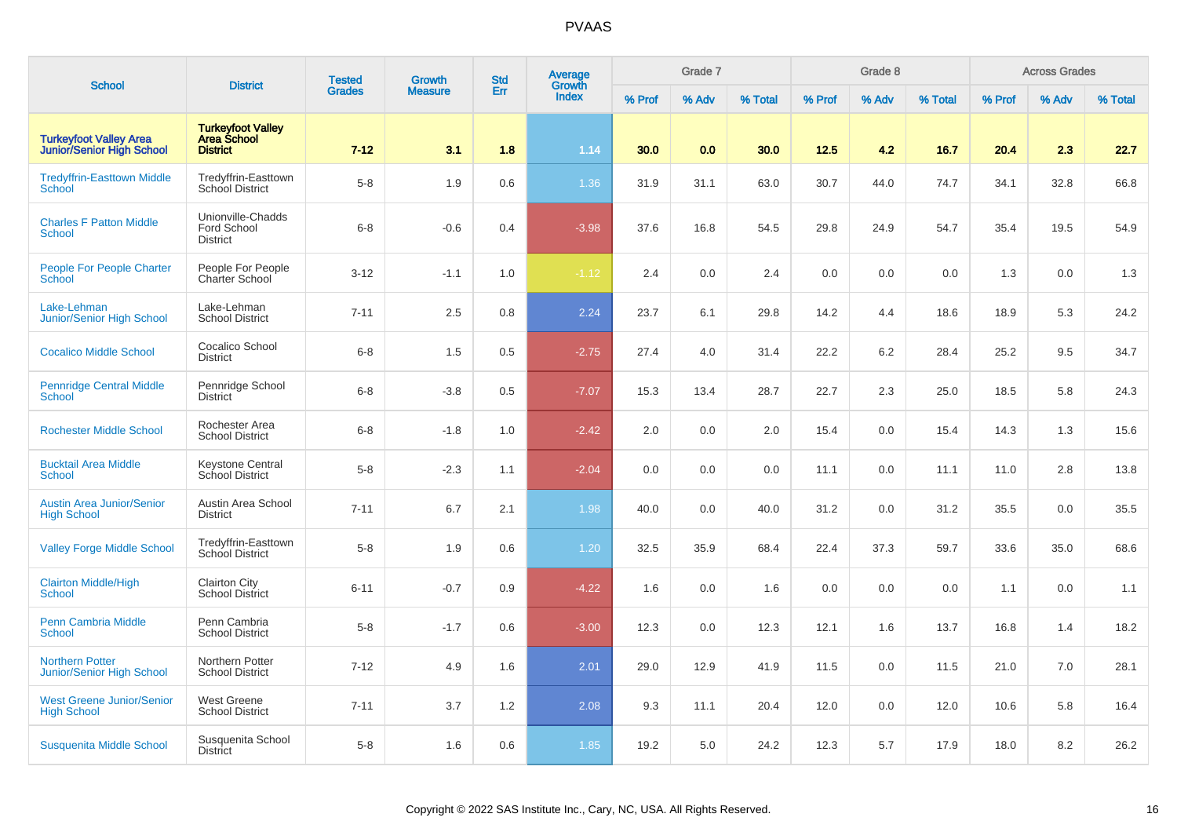# PVAAS

| School | District | Tested Grades | Growth Measure | Std Err | Average Growth Index | Grade 7 | | | Grade 8 | | | Across Grades | | |
|---|---|---|---|---|---|---|---|---|---|---|---|---|---|---|
| | | | | | | % Prof | % Adv | % Total | % Prof | % Adv | % Total | % Prof | % Adv | % Total |
| **Turkeyfoot Valley Area Junior/Senior High School** | **Turkeyfoot Valley Area School District** | **7-12** | **3.1** | **1.8** | **1.14** | **30.0** | **0.0** | **30.0** | **12.5** | **4.2** | **16.7** | **20.4** | **2.3** | **22.7** |
| Tredyffrin-Easttown Middle School | Tredyffrin-Easttown School District | 5-8 | 1.9 | 0.6 | 1.36 | 31.9 | 31.1 | 63.0 | 30.7 | 44.0 | 74.7 | 34.1 | 32.8 | 66.8 |
| Charles F Patton Middle School | Unionville-Chadds Ford School District | 6-8 | -0.6 | 0.4 | -3.98 | 37.6 | 16.8 | 54.5 | 29.8 | 24.9 | 54.7 | 35.4 | 19.5 | 54.9 |
| People For People Charter School | People For People Charter School | 3-12 | -1.1 | 1.0 | -1.12 | 2.4 | 0.0 | 2.4 | 0.0 | 0.0 | 0.0 | 1.3 | 0.0 | 1.3 |
| Lake-Lehman Junior/Senior High School | Lake-Lehman School District | 7-11 | 2.5 | 0.8 | 2.24 | 23.7 | 6.1 | 29.8 | 14.2 | 4.4 | 18.6 | 18.9 | 5.3 | 24.2 |
| Cocalico Middle School | Cocalico School District | 6-8 | 1.5 | 0.5 | -2.75 | 27.4 | 4.0 | 31.4 | 22.2 | 6.2 | 28.4 | 25.2 | 9.5 | 34.7 |
| Pennridge Central Middle School | Pennridge School District | 6-8 | -3.8 | 0.5 | -7.07 | 15.3 | 13.4 | 28.7 | 22.7 | 2.3 | 25.0 | 18.5 | 5.8 | 24.3 |
| Rochester Middle School | Rochester Area School District | 6-8 | -1.8 | 1.0 | -2.42 | 2.0 | 0.0 | 2.0 | 15.4 | 0.0 | 15.4 | 14.3 | 1.3 | 15.6 |
| Bucktail Area Middle School | Keystone Central School District | 5-8 | -2.3 | 1.1 | -2.04 | 0.0 | 0.0 | 0.0 | 11.1 | 0.0 | 11.1 | 11.0 | 2.8 | 13.8 |
| Austin Area Junior/Senior High School | Austin Area School District | 7-11 | 6.7 | 2.1 | 1.98 | 40.0 | 0.0 | 40.0 | 31.2 | 0.0 | 31.2 | 35.5 | 0.0 | 35.5 |
| Valley Forge Middle School | Tredyffrin-Easttown School District | 5-8 | 1.9 | 0.6 | 1.20 | 32.5 | 35.9 | 68.4 | 22.4 | 37.3 | 59.7 | 33.6 | 35.0 | 68.6 |
| Clairton Middle/High School | Clairton City School District | 6-11 | -0.7 | 0.9 | -4.22 | 1.6 | 0.0 | 1.6 | 0.0 | 0.0 | 0.0 | 1.1 | 0.0 | 1.1 |
| Penn Cambria Middle School | Penn Cambria School District | 5-8 | -1.7 | 0.6 | -3.00 | 12.3 | 0.0 | 12.3 | 12.1 | 1.6 | 13.7 | 16.8 | 1.4 | 18.2 |
| Northern Potter Junior/Senior High School | Northern Potter School District | 7-12 | 4.9 | 1.6 | 2.01 | 29.0 | 12.9 | 41.9 | 11.5 | 0.0 | 11.5 | 21.0 | 7.0 | 28.1 |
| West Greene Junior/Senior High School | West Greene School District | 7-11 | 3.7 | 1.2 | 2.08 | 9.3 | 11.1 | 20.4 | 12.0 | 0.0 | 12.0 | 10.6 | 5.8 | 16.4 |
| Susquenita Middle School | Susquenita School District | 5-8 | 1.6 | 0.6 | 1.85 | 19.2 | 5.0 | 24.2 | 12.3 | 5.7 | 17.9 | 18.0 | 8.2 | 26.2 |

Copyright © 2022 SAS Institute Inc., Cary, NC, USA. All Rights Reserved.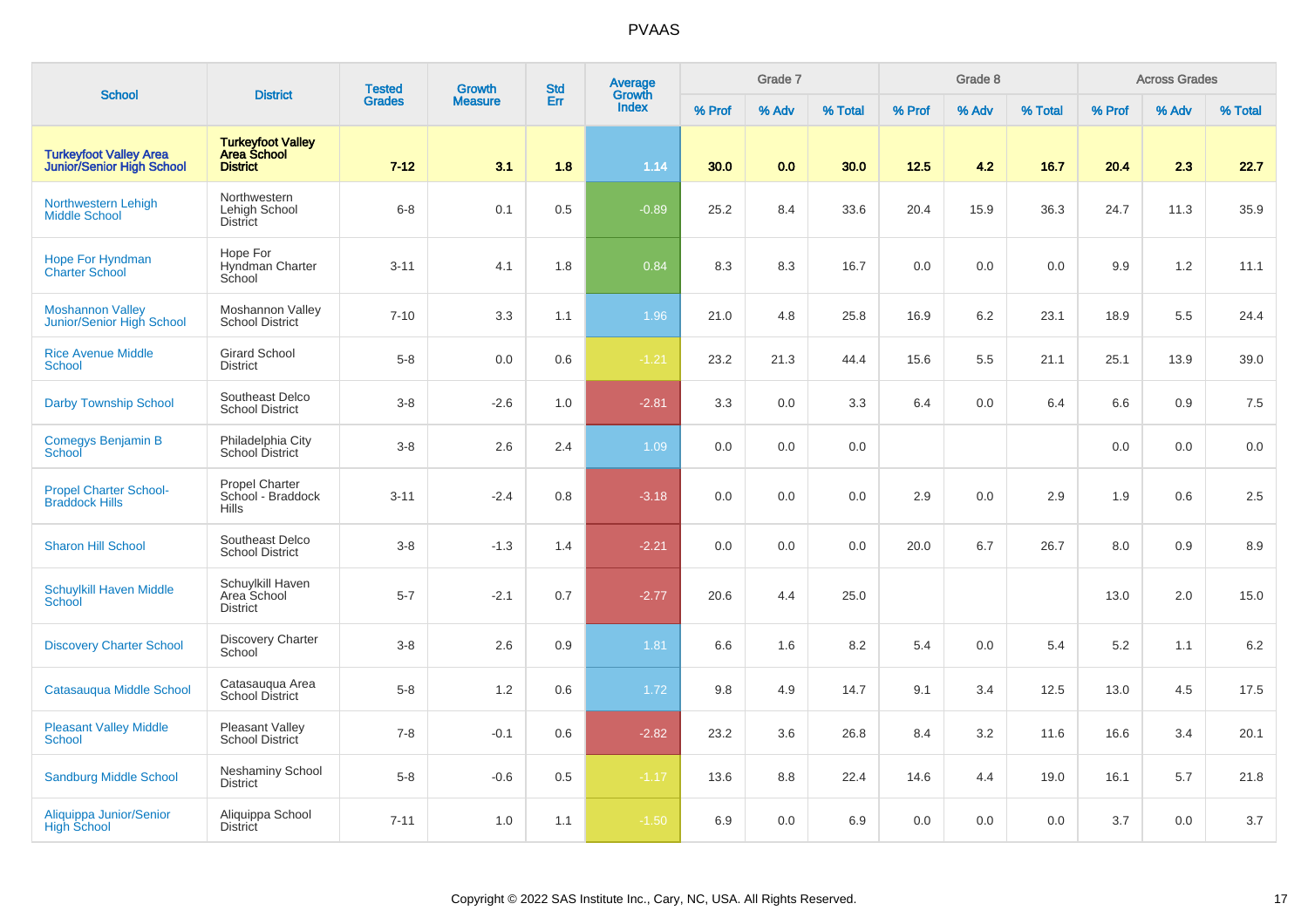# PVAAS

| School | District | Tested Grades | Growth Measure | Std Err | Average Growth Index | Grade 7 | | | Grade 8 | | | Across Grades | | |
|---|---|---|---|---|---|---|---|---|---|---|---|---|---|---|
| | | | | | | % Prof | % Adv | % Total | % Prof | % Adv | % Total | % Prof | % Adv | % Total |
| **Turkeyfoot Valley Area Junior/Senior High School** | **Turkeyfoot Valley Area School District** | **7-12** | **3.1** | **1.8** | **1.14** | **30.0** | **0.0** | **30.0** | **12.5** | **4.2** | **16.7** | **20.4** | **2.3** | **22.7** |
| Northwestern Lehigh Middle School | Northwestern Lehigh School District | 6-8 | 0.1 | 0.5 | -0.89 | 25.2 | 8.4 | 33.6 | 20.4 | 15.9 | 36.3 | 24.7 | 11.3 | 35.9 |
| Hope For Hyndman Charter School | Hope For Hyndman Charter School | 3-11 | 4.1 | 1.8 | 0.84 | 8.3 | 8.3 | 16.7 | 0.0 | 0.0 | 0.0 | 9.9 | 1.2 | 11.1 |
| Moshannon Valley Junior/Senior High School | Moshannon Valley School District | 7-10 | 3.3 | 1.1 | 1.96 | 21.0 | 4.8 | 25.8 | 16.9 | 6.2 | 23.1 | 18.9 | 5.5 | 24.4 |
| Rice Avenue Middle School | Girard School District | 5-8 | 0.0 | 0.6 | -1.21 | 23.2 | 21.3 | 44.4 | 15.6 | 5.5 | 21.1 | 25.1 | 13.9 | 39.0 |
| Darby Township School | Southeast Delco School District | 3-8 | -2.6 | 1.0 | -2.81 | 3.3 | 0.0 | 3.3 | 6.4 | 0.0 | 6.4 | 6.6 | 0.9 | 7.5 |
| Comegys Benjamin B School | Philadelphia City School District | 3-8 | 2.6 | 2.4 | 1.09 | 0.0 | 0.0 | 0.0 | | | | 0.0 | 0.0 | 0.0 |
| Propel Charter School-Braddock Hills | Propel Charter School - Braddock Hills | 3-11 | -2.4 | 0.8 | -3.18 | 0.0 | 0.0 | 0.0 | 2.9 | 0.0 | 2.9 | 1.9 | 0.6 | 2.5 |
| Sharon Hill School | Southeast Delco School District | 3-8 | -1.3 | 1.4 | -2.21 | 0.0 | 0.0 | 0.0 | 20.0 | 6.7 | 26.7 | 8.0 | 0.9 | 8.9 |
| Schuylkill Haven Middle School | Schuylkill Haven Area School District | 5-7 | -2.1 | 0.7 | -2.77 | 20.6 | 4.4 | 25.0 | | | | 13.0 | 2.0 | 15.0 |
| Discovery Charter School | Discovery Charter School | 3-8 | 2.6 | 0.9 | 1.81 | 6.6 | 1.6 | 8.2 | 5.4 | 0.0 | 5.4 | 5.2 | 1.1 | 6.2 |
| Catasauqua Middle School | Catasauqua Area School District | 5-8 | 1.2 | 0.6 | 1.72 | 9.8 | 4.9 | 14.7 | 9.1 | 3.4 | 12.5 | 13.0 | 4.5 | 17.5 |
| Pleasant Valley Middle School | Pleasant Valley School District | 7-8 | -0.1 | 0.6 | -2.82 | 23.2 | 3.6 | 26.8 | 8.4 | 3.2 | 11.6 | 16.6 | 3.4 | 20.1 |
| Sandburg Middle School | Neshaminy School District | 5-8 | -0.6 | 0.5 | -1.17 | 13.6 | 8.8 | 22.4 | 14.6 | 4.4 | 19.0 | 16.1 | 5.7 | 21.8 |
| Aliquippa Junior/Senior High School | Aliquippa School District | 7-11 | 1.0 | 1.1 | -1.50 | 6.9 | 0.0 | 6.9 | 0.0 | 0.0 | 0.0 | 3.7 | 0.0 | 3.7 |

Copyright © 2022 SAS Institute Inc., Cary, NC, USA. All Rights Reserved.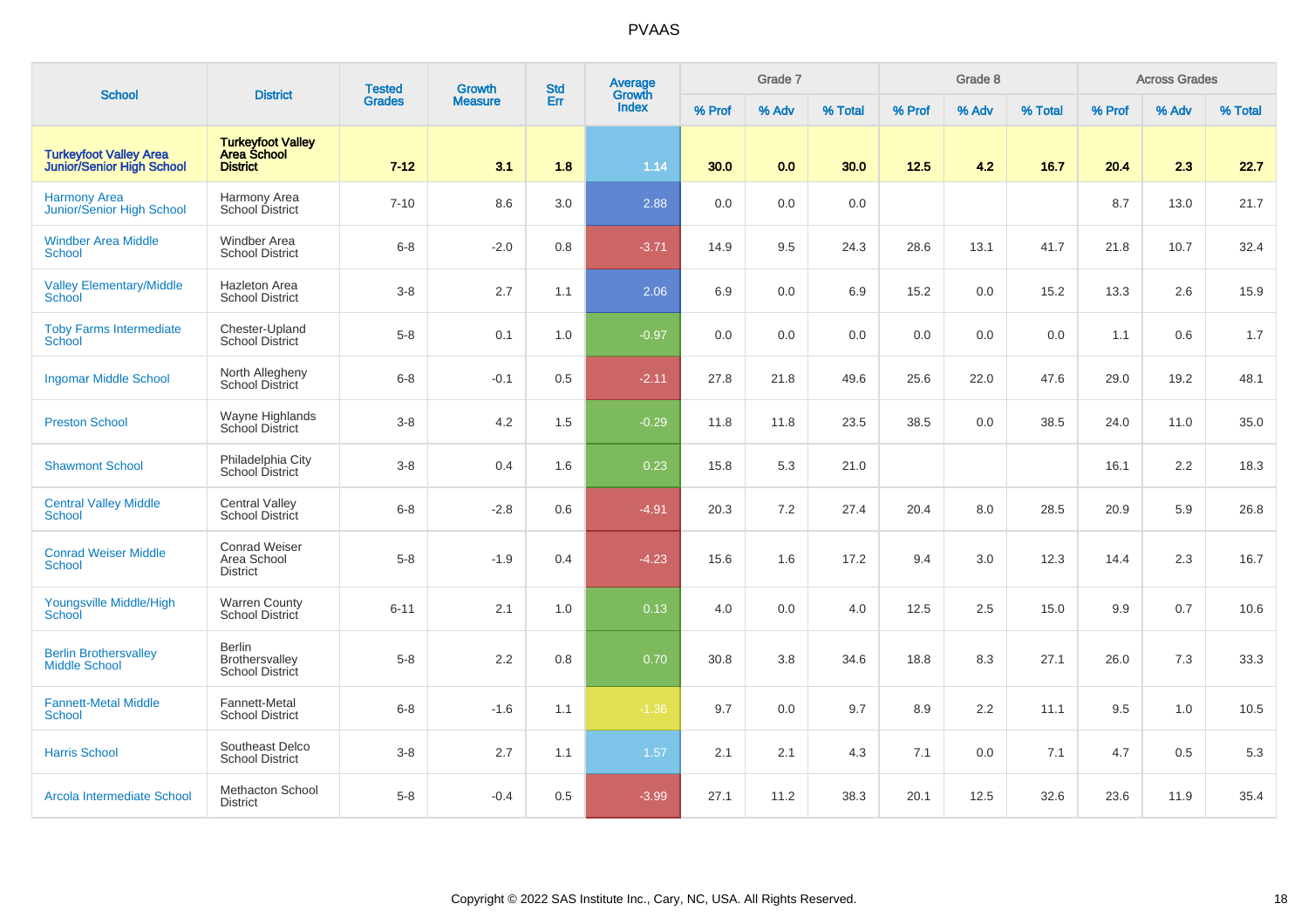# PVAAS

| School | District | Tested Grades | Growth Measure | Std Err | Average Growth Index | Grade 7 | | | Grade 8 | | | Across Grades | | |
|---|---|---|---|---|---|---|---|---|---|---|---|---|---|---|
| | | | | | | % Prof | % Adv | % Total | % Prof | % Adv | % Total | % Prof | % Adv | % Total |
| **Turkeyfoot Valley Area Junior/Senior High School** | **Turkeyfoot Valley Area School District** | **7-12** | **3.1** | **1.8** | **1.14** | **30.0** | **0.0** | **30.0** | **12.5** | **4.2** | **16.7** | **20.4** | **2.3** | **22.7** |
| Harmony Area Junior/Senior High School | Harmony Area School District | 7-10 | 8.6 | 3.0 | 2.88 | 0.0 | 0.0 | 0.0 | | | | 8.7 | 13.0 | 21.7 |
| Windber Area Middle School | Windber Area School District | 6-8 | -2.0 | 0.8 | -3.71 | 14.9 | 9.5 | 24.3 | 28.6 | 13.1 | 41.7 | 21.8 | 10.7 | 32.4 |
| Valley Elementary/Middle School | Hazleton Area School District | 3-8 | 2.7 | 1.1 | 2.06 | 6.9 | 0.0 | 6.9 | 15.2 | 0.0 | 15.2 | 13.3 | 2.6 | 15.9 |
| Toby Farms Intermediate School | Chester-Upland School District | 5-8 | 0.1 | 1.0 | -0.97 | 0.0 | 0.0 | 0.0 | 0.0 | 0.0 | 0.0 | 1.1 | 0.6 | 1.7 |
| Ingomar Middle School | North Allegheny School District | 6-8 | -0.1 | 0.5 | -2.11 | 27.8 | 21.8 | 49.6 | 25.6 | 22.0 | 47.6 | 29.0 | 19.2 | 48.1 |
| Preston School | Wayne Highlands School District | 3-8 | 4.2 | 1.5 | -0.29 | 11.8 | 11.8 | 23.5 | 38.5 | 0.0 | 38.5 | 24.0 | 11.0 | 35.0 |
| Shawmont School | Philadelphia City School District | 3-8 | 0.4 | 1.6 | 0.23 | 15.8 | 5.3 | 21.0 | | | | 16.1 | 2.2 | 18.3 |
| Central Valley Middle School | Central Valley School District | 6-8 | -2.8 | 0.6 | -4.91 | 20.3 | 7.2 | 27.4 | 20.4 | 8.0 | 28.5 | 20.9 | 5.9 | 26.8 |
| Conrad Weiser Middle School | Conrad Weiser Area School District | 5-8 | -1.9 | 0.4 | -4.23 | 15.6 | 1.6 | 17.2 | 9.4 | 3.0 | 12.3 | 14.4 | 2.3 | 16.7 |
| Youngsville Middle/High School | Warren County School District | 6-11 | 2.1 | 1.0 | 0.13 | 4.0 | 0.0 | 4.0 | 12.5 | 2.5 | 15.0 | 9.9 | 0.7 | 10.6 |
| Berlin Brothersvalley Middle School | Berlin Brothersvalley School District | 5-8 | 2.2 | 0.8 | 0.70 | 30.8 | 3.8 | 34.6 | 18.8 | 8.3 | 27.1 | 26.0 | 7.3 | 33.3 |
| Fannett-Metal Middle School | Fannett-Metal School District | 6-8 | -1.6 | 1.1 | -1.36 | 9.7 | 0.0 | 9.7 | 8.9 | 2.2 | 11.1 | 9.5 | 1.0 | 10.5 |
| Harris School | Southeast Delco School District | 3-8 | 2.7 | 1.1 | 1.57 | 2.1 | 2.1 | 4.3 | 7.1 | 0.0 | 7.1 | 4.7 | 0.5 | 5.3 |
| Arcola Intermediate School | Methacton School District | 5-8 | -0.4 | 0.5 | -3.99 | 27.1 | 11.2 | 38.3 | 20.1 | 12.5 | 32.6 | 23.6 | 11.9 | 35.4 |

Copyright © 2022 SAS Institute Inc., Cary, NC, USA. All Rights Reserved.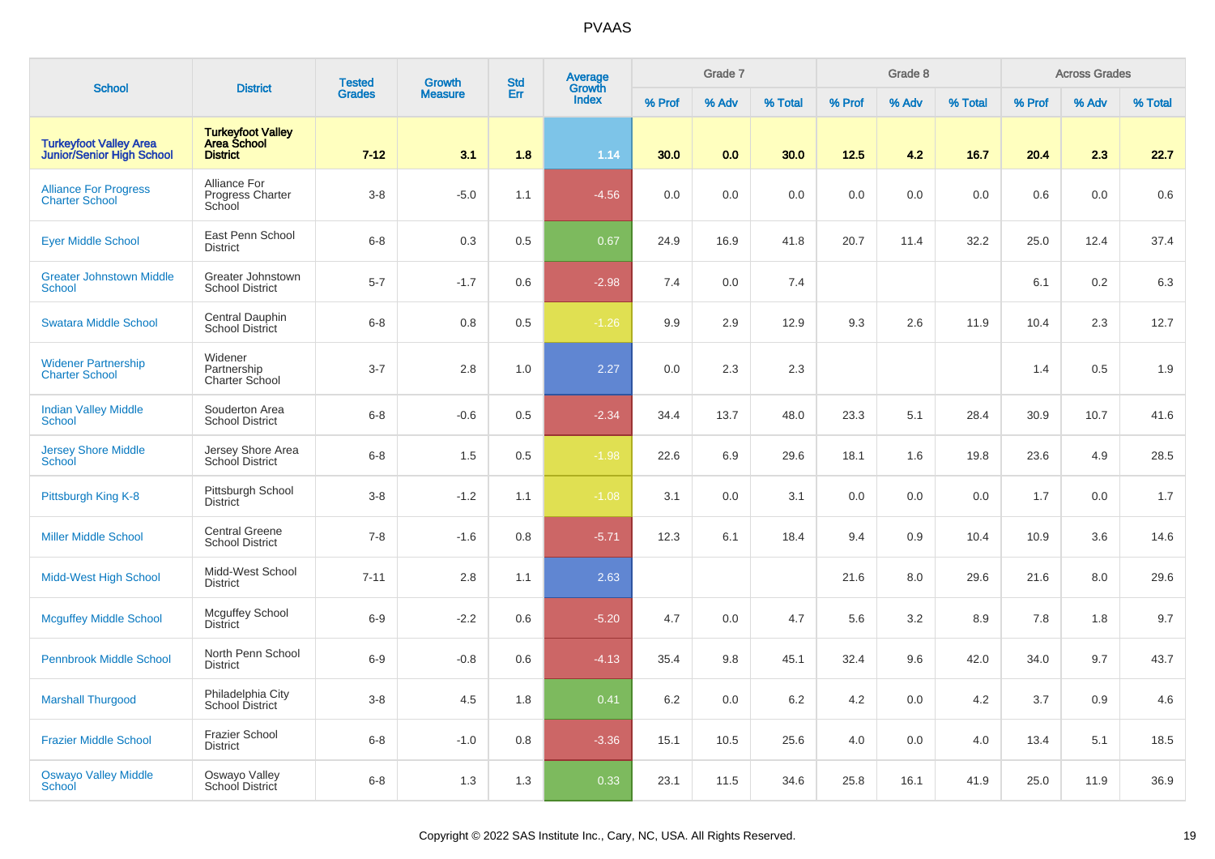# PVAAS

| School | District | Tested Grades | Growth Measure | Std Err | Average Growth Index | Grade 7 | | | Grade 8 | | | Across Grades | | |
|---|---|---|---|---|---|---|---|---|---|---|---|---|---|---|
| | | | | | | % Prof | % Adv | % Total | % Prof | % Adv | % Total | % Prof | % Adv | % Total |
| **Turkeyfoot Valley Area Junior/Senior High School** | **Turkeyfoot Valley Area School District** | **7-12** | **3.1** | **1.8** | **1.14** | **30.0** | **0.0** | **30.0** | **12.5** | **4.2** | **16.7** | **20.4** | **2.3** | **22.7** |
| Alliance For Progress Charter School | Alliance For Progress Charter School | 3-8 | -5.0 | 1.1 | -4.56 | 0.0 | 0.0 | 0.0 | 0.0 | 0.0 | 0.0 | 0.6 | 0.0 | 0.6 |
| Eyer Middle School | East Penn School District | 6-8 | 0.3 | 0.5 | 0.67 | 24.9 | 16.9 | 41.8 | 20.7 | 11.4 | 32.2 | 25.0 | 12.4 | 37.4 |
| Greater Johnstown Middle School | Greater Johnstown School District | 5-7 | -1.7 | 0.6 | -2.98 | 7.4 | 0.0 | 7.4 | | | | 6.1 | 0.2 | 6.3 |
| Swatara Middle School | Central Dauphin School District | 6-8 | 0.8 | 0.5 | -1.26 | 9.9 | 2.9 | 12.9 | 9.3 | 2.6 | 11.9 | 10.4 | 2.3 | 12.7 |
| Widener Partnership Charter School | Widener Partnership Charter School | 3-7 | 2.8 | 1.0 | 2.27 | 0.0 | 2.3 | 2.3 | | | | 1.4 | 0.5 | 1.9 |
| Indian Valley Middle School | Souderton Area School District | 6-8 | -0.6 | 0.5 | -2.34 | 34.4 | 13.7 | 48.0 | 23.3 | 5.1 | 28.4 | 30.9 | 10.7 | 41.6 |
| Jersey Shore Middle School | Jersey Shore Area School District | 6-8 | 1.5 | 0.5 | -1.98 | 22.6 | 6.9 | 29.6 | 18.1 | 1.6 | 19.8 | 23.6 | 4.9 | 28.5 |
| Pittsburgh King K-8 | Pittsburgh School District | 3-8 | -1.2 | 1.1 | -1.08 | 3.1 | 0.0 | 3.1 | 0.0 | 0.0 | 0.0 | 1.7 | 0.0 | 1.7 |
| Miller Middle School | Central Greene School District | 7-8 | -1.6 | 0.8 | -5.71 | 12.3 | 6.1 | 18.4 | 9.4 | 0.9 | 10.4 | 10.9 | 3.6 | 14.6 |
| Midd-West High School | Midd-West School District | 7-11 | 2.8 | 1.1 | 2.63 | | | | 21.6 | 8.0 | 29.6 | 21.6 | 8.0 | 29.6 |
| Mcguffey Middle School | Mcguffey School District | 6-9 | -2.2 | 0.6 | -5.20 | 4.7 | 0.0 | 4.7 | 5.6 | 3.2 | 8.9 | 7.8 | 1.8 | 9.7 |
| Pennbrook Middle School | North Penn School District | 6-9 | -0.8 | 0.6 | -4.13 | 35.4 | 9.8 | 45.1 | 32.4 | 9.6 | 42.0 | 34.0 | 9.7 | 43.7 |
| Marshall Thurgood | Philadelphia City School District | 3-8 | 4.5 | 1.8 | 0.41 | 6.2 | 0.0 | 6.2 | 4.2 | 0.0 | 4.2 | 3.7 | 0.9 | 4.6 |
| Frazier Middle School | Frazier School District | 6-8 | -1.0 | 0.8 | -3.36 | 15.1 | 10.5 | 25.6 | 4.0 | 0.0 | 4.0 | 13.4 | 5.1 | 18.5 |
| Oswayo Valley Middle School | Oswayo Valley School District | 6-8 | 1.3 | 1.3 | 0.33 | 23.1 | 11.5 | 34.6 | 25.8 | 16.1 | 41.9 | 25.0 | 11.9 | 36.9 |

Copyright © 2022 SAS Institute Inc., Cary, NC, USA. All Rights Reserved.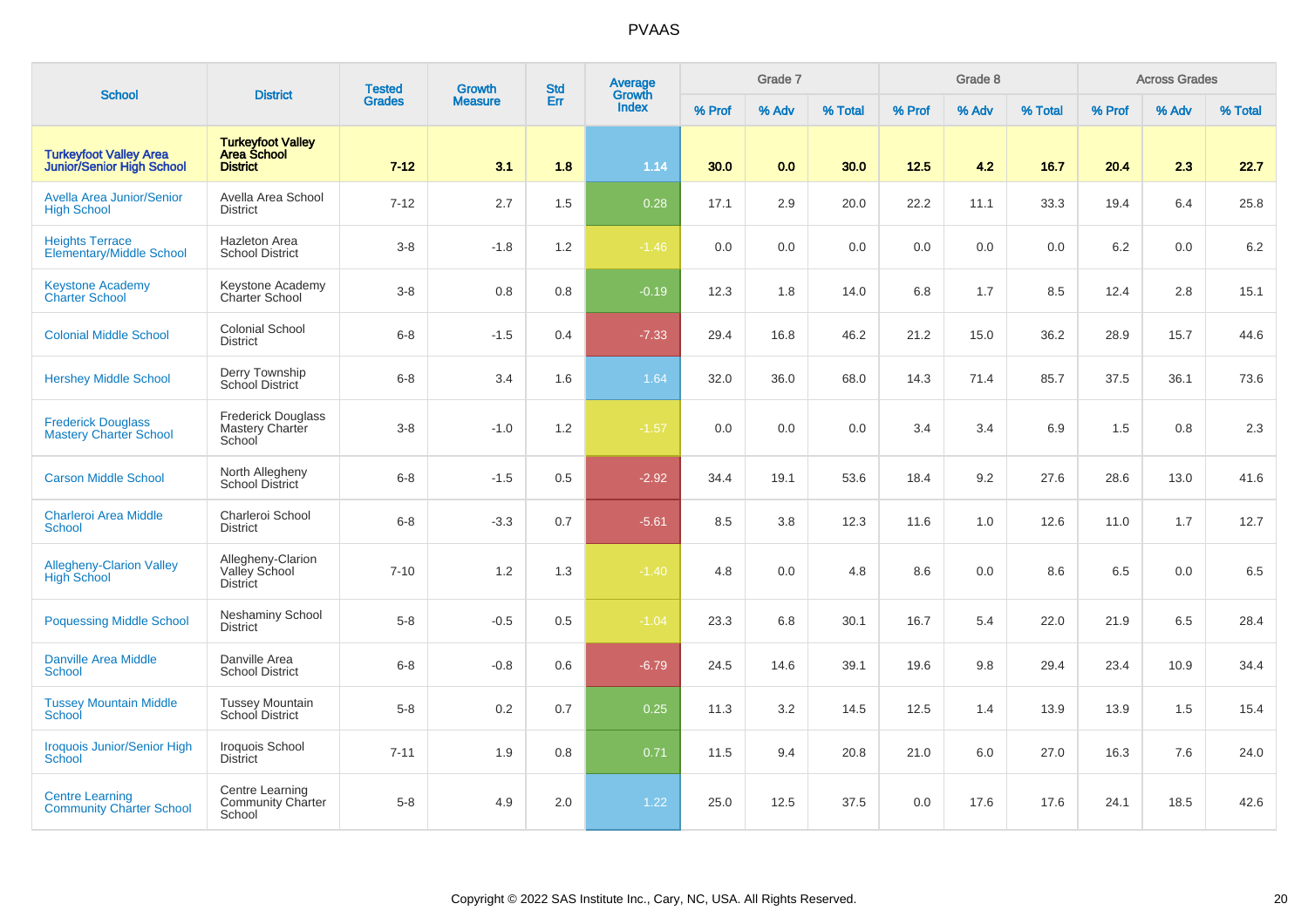# PVAAS

| School | District | Tested Grades | Growth Measure | Std Err | Average Growth Index | Grade 7 | | | Grade 8 | | | Across Grades | | |
|---|---|---|---|---|---|---|---|---|---|---|---|---|---|---|
| | | | | | | % Prof | % Adv | % Total | % Prof | % Adv | % Total | % Prof | % Adv | % Total |
| **Turkeyfoot Valley Area Junior/Senior High School** | **Turkeyfoot Valley Area School District** | **7-12** | **3.1** | **1.8** | **1.14** | **30.0** | **0.0** | **30.0** | **12.5** | **4.2** | **16.7** | **20.4** | **2.3** | **22.7** |
| Avella Area Junior/Senior High School | Avella Area School District | 7-12 | 2.7 | 1.5 | 0.28 | 17.1 | 2.9 | 20.0 | 22.2 | 11.1 | 33.3 | 19.4 | 6.4 | 25.8 |
| Heights Terrace Elementary/Middle School | Hazleton Area School District | 3-8 | -1.8 | 1.2 | -1.46 | 0.0 | 0.0 | 0.0 | 0.0 | 0.0 | 0.0 | 6.2 | 0.0 | 6.2 |
| Keystone Academy Charter School | Keystone Academy Charter School | 3-8 | 0.8 | 0.8 | -0.19 | 12.3 | 1.8 | 14.0 | 6.8 | 1.7 | 8.5 | 12.4 | 2.8 | 15.1 |
| Colonial Middle School | Colonial School District | 6-8 | -1.5 | 0.4 | -7.33 | 29.4 | 16.8 | 46.2 | 21.2 | 15.0 | 36.2 | 28.9 | 15.7 | 44.6 |
| Hershey Middle School | Derry Township School District | 6-8 | 3.4 | 1.6 | 1.64 | 32.0 | 36.0 | 68.0 | 14.3 | 71.4 | 85.7 | 37.5 | 36.1 | 73.6 |
| Frederick Douglass Mastery Charter School | Frederick Douglass Mastery Charter School | 3-8 | -1.0 | 1.2 | -1.57 | 0.0 | 0.0 | 0.0 | 3.4 | 3.4 | 6.9 | 1.5 | 0.8 | 2.3 |
| Carson Middle School | North Allegheny School District | 6-8 | -1.5 | 0.5 | -2.92 | 34.4 | 19.1 | 53.6 | 18.4 | 9.2 | 27.6 | 28.6 | 13.0 | 41.6 |
| Charleroi Area Middle School | Charleroi School District | 6-8 | -3.3 | 0.7 | -5.61 | 8.5 | 3.8 | 12.3 | 11.6 | 1.0 | 12.6 | 11.0 | 1.7 | 12.7 |
| Allegheny-Clarion Valley High School | Allegheny-Clarion Valley School District | 7-10 | 1.2 | 1.3 | -1.40 | 4.8 | 0.0 | 4.8 | 8.6 | 0.0 | 8.6 | 6.5 | 0.0 | 6.5 |
| Poquessing Middle School | Neshaminy School District | 5-8 | -0.5 | 0.5 | -1.04 | 23.3 | 6.8 | 30.1 | 16.7 | 5.4 | 22.0 | 21.9 | 6.5 | 28.4 |
| Danville Area Middle School | Danville Area School District | 6-8 | -0.8 | 0.6 | -6.79 | 24.5 | 14.6 | 39.1 | 19.6 | 9.8 | 29.4 | 23.4 | 10.9 | 34.4 |
| Tussey Mountain Middle School | Tussey Mountain School District | 5-8 | 0.2 | 0.7 | 0.25 | 11.3 | 3.2 | 14.5 | 12.5 | 1.4 | 13.9 | 13.9 | 1.5 | 15.4 |
| Iroquois Junior/Senior High School | Iroquois School District | 7-11 | 1.9 | 0.8 | 0.71 | 11.5 | 9.4 | 20.8 | 21.0 | 6.0 | 27.0 | 16.3 | 7.6 | 24.0 |
| Centre Learning Community Charter School | Centre Learning Community Charter School | 5-8 | 4.9 | 2.0 | 1.22 | 25.0 | 12.5 | 37.5 | 0.0 | 17.6 | 17.6 | 24.1 | 18.5 | 42.6 |

Copyright © 2022 SAS Institute Inc., Cary, NC, USA. All Rights Reserved.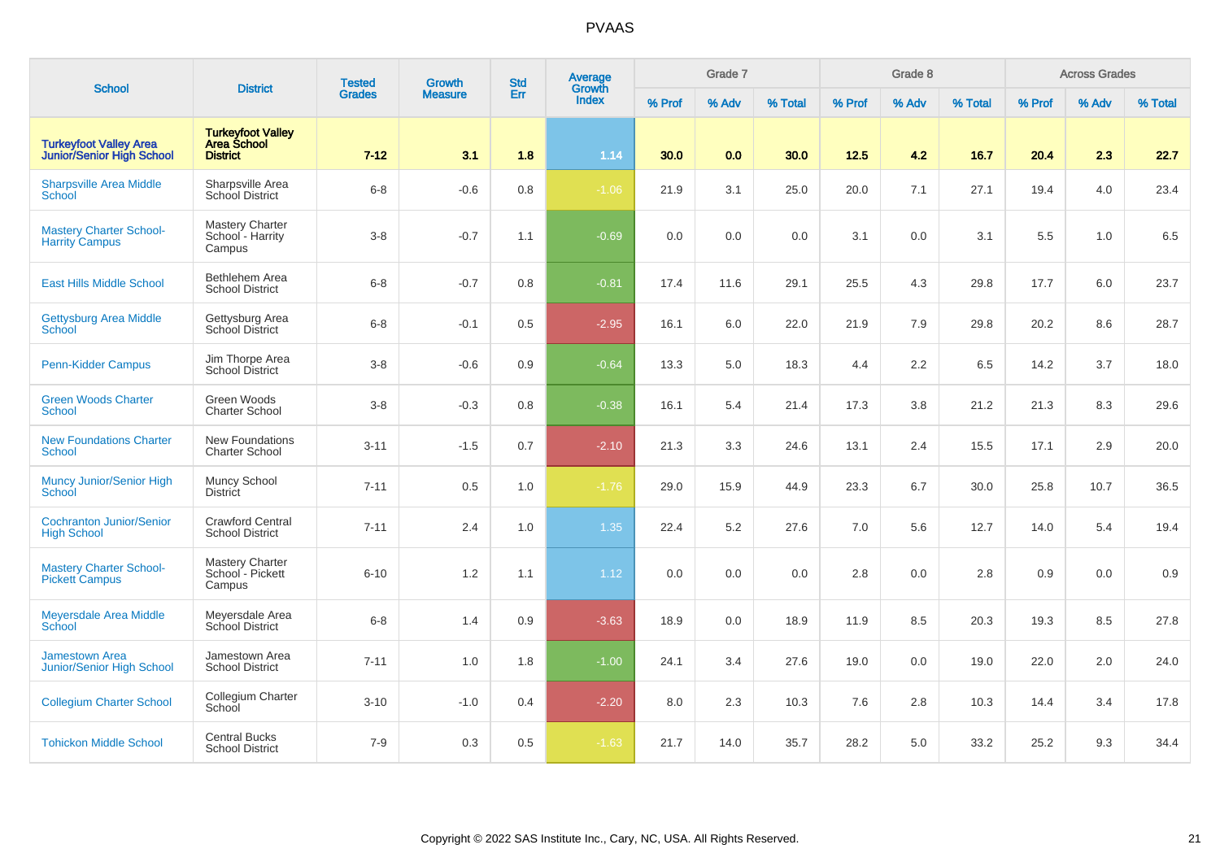# PVAAS

| School | District | Tested Grades | Growth Measure | Std Err | Average Growth Index | Grade 7 | | | Grade 8 | | | Across Grades | | |
|---|---|---|---|---|---|---|---|---|---|---|---|---|---|---|
| | | | | | | % Prof | % Adv | % Total | % Prof | % Adv | % Total | % Prof | % Adv | % Total |
| **Turkeyfoot Valley Area Junior/Senior High School** | **Turkeyfoot Valley Area School District** | **7-12** | **3.1** | **1.8** | **1.14** | **30.0** | **0.0** | **30.0** | **12.5** | **4.2** | **16.7** | **20.4** | **2.3** | **22.7** |
| Sharpsville Area Middle School | Sharpsville Area School District | 6-8 | -0.6 | 0.8 | -1.06 | 21.9 | 3.1 | 25.0 | 20.0 | 7.1 | 27.1 | 19.4 | 4.0 | 23.4 |
| Mastery Charter School-Harrity Campus | Mastery Charter School - Harrity Campus | 3-8 | -0.7 | 1.1 | -0.69 | 0.0 | 0.0 | 0.0 | 3.1 | 0.0 | 3.1 | 5.5 | 1.0 | 6.5 |
| East Hills Middle School | Bethlehem Area School District | 6-8 | -0.7 | 0.8 | -0.81 | 17.4 | 11.6 | 29.1 | 25.5 | 4.3 | 29.8 | 17.7 | 6.0 | 23.7 |
| Gettysburg Area Middle School | Gettysburg Area School District | 6-8 | -0.1 | 0.5 | -2.95 | 16.1 | 6.0 | 22.0 | 21.9 | 7.9 | 29.8 | 20.2 | 8.6 | 28.7 |
| Penn-Kidder Campus | Jim Thorpe Area School District | 3-8 | -0.6 | 0.9 | -0.64 | 13.3 | 5.0 | 18.3 | 4.4 | 2.2 | 6.5 | 14.2 | 3.7 | 18.0 |
| Green Woods Charter School | Green Woods Charter School | 3-8 | -0.3 | 0.8 | -0.38 | 16.1 | 5.4 | 21.4 | 17.3 | 3.8 | 21.2 | 21.3 | 8.3 | 29.6 |
| New Foundations Charter School | New Foundations Charter School | 3-11 | -1.5 | 0.7 | -2.10 | 21.3 | 3.3 | 24.6 | 13.1 | 2.4 | 15.5 | 17.1 | 2.9 | 20.0 |
| Muncy Junior/Senior High School | Muncy School District | 7-11 | 0.5 | 1.0 | -1.76 | 29.0 | 15.9 | 44.9 | 23.3 | 6.7 | 30.0 | 25.8 | 10.7 | 36.5 |
| Cochranton Junior/Senior High School | Crawford Central School District | 7-11 | 2.4 | 1.0 | 1.35 | 22.4 | 5.2 | 27.6 | 7.0 | 5.6 | 12.7 | 14.0 | 5.4 | 19.4 |
| Mastery Charter School-Pickett Campus | Mastery Charter School - Pickett Campus | 6-10 | 1.2 | 1.1 | 1.12 | 0.0 | 0.0 | 0.0 | 2.8 | 0.0 | 2.8 | 0.9 | 0.0 | 0.9 |
| Meyersdale Area Middle School | Meyersdale Area School District | 6-8 | 1.4 | 0.9 | -3.63 | 18.9 | 0.0 | 18.9 | 11.9 | 8.5 | 20.3 | 19.3 | 8.5 | 27.8 |
| Jamestown Area Junior/Senior High School | Jamestown Area School District | 7-11 | 1.0 | 1.8 | -1.00 | 24.1 | 3.4 | 27.6 | 19.0 | 0.0 | 19.0 | 22.0 | 2.0 | 24.0 |
| Collegium Charter School | Collegium Charter School | 3-10 | -1.0 | 0.4 | -2.20 | 8.0 | 2.3 | 10.3 | 7.6 | 2.8 | 10.3 | 14.4 | 3.4 | 17.8 |
| Tohickon Middle School | Central Bucks School District | 7-9 | 0.3 | 0.5 | -1.63 | 21.7 | 14.0 | 35.7 | 28.2 | 5.0 | 33.2 | 25.2 | 9.3 | 34.4 |

Copyright © 2022 SAS Institute Inc., Cary, NC, USA. All Rights Reserved.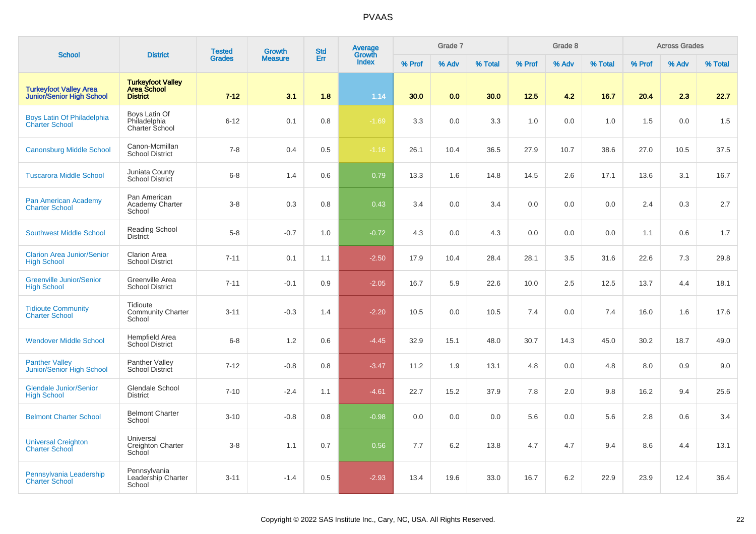| School | District | Tested Grades | Growth Measure | Std Err | Average Growth Index | Grade 7 | | | Grade 8 | | | Across Grades | | |
|---|---|---|---|---|---|---|---|---|---|---|---|---|---|---|
| | | | | | | % Prof | % Adv | % Total | % Prof | % Adv | % Total | % Prof | % Adv | % Total |
| **Turkeyfoot Valley Area Junior/Senior High School** | **Turkeyfoot Valley Area School District** | **7-12** | **3.1** | **1.8** | **1.14** | **30.0** | **0.0** | **30.0** | **12.5** | **4.2** | **16.7** | **20.4** | **2.3** | **22.7** |
| Boys Latin Of Philadelphia Charter School | Boys Latin Of Philadelphia Charter School | 6-12 | 0.1 | 0.8 | -1.69 | 3.3 | 0.0 | 3.3 | 1.0 | 0.0 | 1.0 | 1.5 | 0.0 | 1.5 |
| Canonsburg Middle School | Canon-Mcmillan School District | 7-8 | 0.4 | 0.5 | -1.16 | 26.1 | 10.4 | 36.5 | 27.9 | 10.7 | 38.6 | 27.0 | 10.5 | 37.5 |
| Tuscarora Middle School | Juniata County School District | 6-8 | 1.4 | 0.6 | 0.79 | 13.3 | 1.6 | 14.8 | 14.5 | 2.6 | 17.1 | 13.6 | 3.1 | 16.7 |
| Pan American Academy Charter School | Pan American Academy Charter School | 3-8 | 0.3 | 0.8 | 0.43 | 3.4 | 0.0 | 3.4 | 0.0 | 0.0 | 0.0 | 2.4 | 0.3 | 2.7 |
| Southwest Middle School | Reading School District | 5-8 | -0.7 | 1.0 | -0.72 | 4.3 | 0.0 | 4.3 | 0.0 | 0.0 | 0.0 | 1.1 | 0.6 | 1.7 |
| Clarion Area Junior/Senior High School | Clarion Area School District | 7-11 | 0.1 | 1.1 | -2.50 | 17.9 | 10.4 | 28.4 | 28.1 | 3.5 | 31.6 | 22.6 | 7.3 | 29.8 |
| Greenville Junior/Senior High School | Greenville Area School District | 7-11 | -0.1 | 0.9 | -2.05 | 16.7 | 5.9 | 22.6 | 10.0 | 2.5 | 12.5 | 13.7 | 4.4 | 18.1 |
| Tidioute Community Charter School | Tidioute Community Charter School | 3-11 | -0.3 | 1.4 | -2.20 | 10.5 | 0.0 | 10.5 | 7.4 | 0.0 | 7.4 | 16.0 | 1.6 | 17.6 |
| Wendover Middle School | Hempfield Area School District | 6-8 | 1.2 | 0.6 | -4.45 | 32.9 | 15.1 | 48.0 | 30.7 | 14.3 | 45.0 | 30.2 | 18.7 | 49.0 |
| Panther Valley Junior/Senior High School | Panther Valley School District | 7-12 | -0.8 | 0.8 | -3.47 | 11.2 | 1.9 | 13.1 | 4.8 | 0.0 | 4.8 | 8.0 | 0.9 | 9.0 |
| Glendale Junior/Senior High School | Glendale School District | 7-10 | -2.4 | 1.1 | -4.61 | 22.7 | 15.2 | 37.9 | 7.8 | 2.0 | 9.8 | 16.2 | 9.4 | 25.6 |
| Belmont Charter School | Belmont Charter School | 3-10 | -0.8 | 0.8 | -0.98 | 0.0 | 0.0 | 0.0 | 5.6 | 0.0 | 5.6 | 2.8 | 0.6 | 3.4 |
| Universal Creighton Charter School | Universal Creighton Charter School | 3-8 | 1.1 | 0.7 | 0.56 | 7.7 | 6.2 | 13.8 | 4.7 | 4.7 | 9.4 | 8.6 | 4.4 | 13.1 |
| Pennsylvania Leadership Charter School | Pennsylvania Leadership Charter School | 3-11 | -1.4 | 0.5 | -2.93 | 13.4 | 19.6 | 33.0 | 16.7 | 6.2 | 22.9 | 23.9 | 12.4 | 36.4 |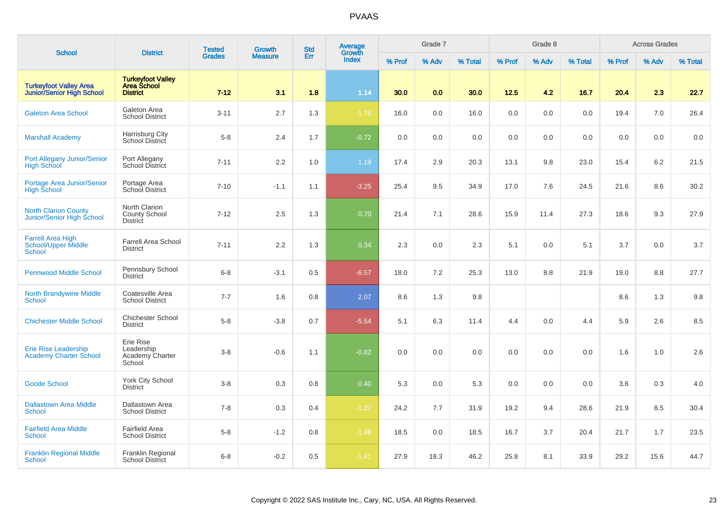# PVAAS

| School | District | Tested Grades | Growth Measure | Std Err | Average Growth Index | Grade 7 | | | Grade 8 | | | Across Grades | | |
|---|---|---|---|---|---|---|---|---|---|---|---|---|---|---|
| | | | | | | % Prof | % Adv | % Total | % Prof | % Adv | % Total | % Prof | % Adv | % Total |
| **Turkeyfoot Valley Area Junior/Senior High School** | **Turkeyfoot Valley Area School District** | **7-12** | **3.1** | **1.8** | **1.14** | **30.0** | **0.0** | **30.0** | **12.5** | **4.2** | **16.7** | **20.4** | **2.3** | **22.7** |
| Galeton Area School | Galeton Area School District | 3-11 | 2.7 | 1.3 | -1.76 | 16.0 | 0.0 | 16.0 | 0.0 | 0.0 | 0.0 | 19.4 | 7.0 | 26.4 |
| Marshall Academy | Harrisburg City School District | 5-8 | 2.4 | 1.7 | -0.72 | 0.0 | 0.0 | 0.0 | 0.0 | 0.0 | 0.0 | 0.0 | 0.0 | 0.0 |
| Port Allegany Junior/Senior High School | Port Allegany School District | 7-11 | 2.2 | 1.0 | 1.19 | 17.4 | 2.9 | 20.3 | 13.1 | 9.8 | 23.0 | 15.4 | 6.2 | 21.5 |
| Portage Area Junior/Senior High School | Portage Area School District | 7-10 | -1.1 | 1.1 | -3.25 | 25.4 | 9.5 | 34.9 | 17.0 | 7.6 | 24.5 | 21.6 | 8.6 | 30.2 |
| North Clarion County Junior/Senior High School | North Clarion County School District | 7-12 | 2.5 | 1.3 | 0.70 | 21.4 | 7.1 | 28.6 | 15.9 | 11.4 | 27.3 | 18.6 | 9.3 | 27.9 |
| Farrell Area High School/Upper Middle School | Farrell Area School District | 7-11 | 2.2 | 1.3 | 0.34 | 2.3 | 0.0 | 2.3 | 5.1 | 0.0 | 5.1 | 3.7 | 0.0 | 3.7 |
| Pennwood Middle School | Pennsbury School District | 6-8 | -3.1 | 0.5 | -6.57 | 18.0 | 7.2 | 25.3 | 13.0 | 8.8 | 21.9 | 19.0 | 8.8 | 27.7 |
| North Brandywine Middle School | Coatesville Area School District | 7-7 | 1.6 | 0.8 | 2.07 | 8.6 | 1.3 | 9.8 | | | | 8.6 | 1.3 | 9.8 |
| Chichester Middle School | Chichester School District | 5-8 | -3.8 | 0.7 | -5.54 | 5.1 | 6.3 | 11.4 | 4.4 | 0.0 | 4.4 | 5.9 | 2.6 | 8.5 |
| Erie Rise Leadership Academy Charter School | Erie Rise Leadership Academy Charter School | 3-8 | -0.6 | 1.1 | -0.82 | 0.0 | 0.0 | 0.0 | 0.0 | 0.0 | 0.0 | 1.6 | 1.0 | 2.6 |
| Goode School | York City School District | 3-8 | 0.3 | 0.8 | 0.40 | 5.3 | 0.0 | 5.3 | 0.0 | 0.0 | 0.0 | 3.6 | 0.3 | 4.0 |
| Dallastown Area Middle School | Dallastown Area School District | 7-8 | 0.3 | 0.4 | -1.22 | 24.2 | 7.7 | 31.9 | 19.2 | 9.4 | 28.6 | 21.9 | 8.5 | 30.4 |
| Fairfield Area Middle School | Fairfield Area School District | 5-8 | -1.2 | 0.8 | -1.48 | 18.5 | 0.0 | 18.5 | 16.7 | 3.7 | 20.4 | 21.7 | 1.7 | 23.5 |
| Franklin Regional Middle School | Franklin Regional School District | 6-8 | -0.2 | 0.5 | -1.41 | 27.9 | 18.3 | 46.2 | 25.8 | 8.1 | 33.9 | 29.2 | 15.6 | 44.7 |

Copyright © 2022 SAS Institute Inc., Cary, NC, USA. All Rights Reserved.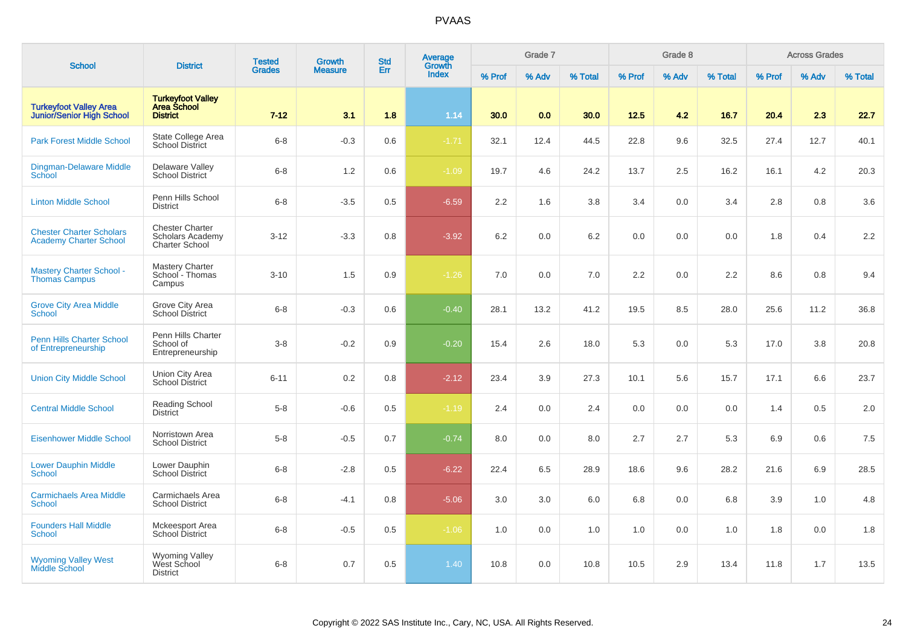# PVAAS

| School | District | Tested Grades | Growth Measure | Std Err | Average Growth Index | Grade 7 | | | Grade 8 | | | Across Grades | | |
|---|---|---|---|---|---|---|---|---|---|---|---|---|---|---|
| | | | | | | % Prof | % Adv | % Total | % Prof | % Adv | % Total | % Prof | % Adv | % Total |
| **Turkeyfoot Valley Area Junior/Senior High School** | **Turkeyfoot Valley Area School District** | **7-12** | **3.1** | **1.8** | **1.14** | **30.0** | **0.0** | **30.0** | **12.5** | **4.2** | **16.7** | **20.4** | **2.3** | **22.7** |
| Park Forest Middle School | State College Area School District | 6-8 | -0.3 | 0.6 | -1.71 | 32.1 | 12.4 | 44.5 | 22.8 | 9.6 | 32.5 | 27.4 | 12.7 | 40.1 |
| Dingman-Delaware Middle School | Delaware Valley School District | 6-8 | 1.2 | 0.6 | -1.09 | 19.7 | 4.6 | 24.2 | 13.7 | 2.5 | 16.2 | 16.1 | 4.2 | 20.3 |
| Linton Middle School | Penn Hills School District | 6-8 | -3.5 | 0.5 | -6.59 | 2.2 | 1.6 | 3.8 | 3.4 | 0.0 | 3.4 | 2.8 | 0.8 | 3.6 |
| Chester Charter Scholars Academy Charter School | Chester Charter Scholars Academy Charter School | 3-12 | -3.3 | 0.8 | -3.92 | 6.2 | 0.0 | 6.2 | 0.0 | 0.0 | 0.0 | 1.8 | 0.4 | 2.2 |
| Mastery Charter School - Thomas Campus | Mastery Charter School - Thomas Campus | 3-10 | 1.5 | 0.9 | -1.26 | 7.0 | 0.0 | 7.0 | 2.2 | 0.0 | 2.2 | 8.6 | 0.8 | 9.4 |
| Grove City Area Middle School | Grove City Area School District | 6-8 | -0.3 | 0.6 | -0.40 | 28.1 | 13.2 | 41.2 | 19.5 | 8.5 | 28.0 | 25.6 | 11.2 | 36.8 |
| Penn Hills Charter School of Entrepreneurship | Penn Hills Charter School of Entrepreneurship | 3-8 | -0.2 | 0.9 | -0.20 | 15.4 | 2.6 | 18.0 | 5.3 | 0.0 | 5.3 | 17.0 | 3.8 | 20.8 |
| Union City Middle School | Union City Area School District | 6-11 | 0.2 | 0.8 | -2.12 | 23.4 | 3.9 | 27.3 | 10.1 | 5.6 | 15.7 | 17.1 | 6.6 | 23.7 |
| Central Middle School | Reading School District | 5-8 | -0.6 | 0.5 | -1.19 | 2.4 | 0.0 | 2.4 | 0.0 | 0.0 | 0.0 | 1.4 | 0.5 | 2.0 |
| Eisenhower Middle School | Norristown Area School District | 5-8 | -0.5 | 0.7 | -0.74 | 8.0 | 0.0 | 8.0 | 2.7 | 2.7 | 5.3 | 6.9 | 0.6 | 7.5 |
| Lower Dauphin Middle School | Lower Dauphin School District | 6-8 | -2.8 | 0.5 | -6.22 | 22.4 | 6.5 | 28.9 | 18.6 | 9.6 | 28.2 | 21.6 | 6.9 | 28.5 |
| Carmichaels Area Middle School | Carmichaels Area School District | 6-8 | -4.1 | 0.8 | -5.06 | 3.0 | 3.0 | 6.0 | 6.8 | 0.0 | 6.8 | 3.9 | 1.0 | 4.8 |
| Founders Hall Middle School | Mckeesport Area School District | 6-8 | -0.5 | 0.5 | -1.06 | 1.0 | 0.0 | 1.0 | 1.0 | 0.0 | 1.0 | 1.8 | 0.0 | 1.8 |
| Wyoming Valley West Middle School | Wyoming Valley West School District | 6-8 | 0.7 | 0.5 | 1.40 | 10.8 | 0.0 | 10.8 | 10.5 | 2.9 | 13.4 | 11.8 | 1.7 | 13.5 |

Copyright © 2022 SAS Institute Inc., Cary, NC, USA. All Rights Reserved.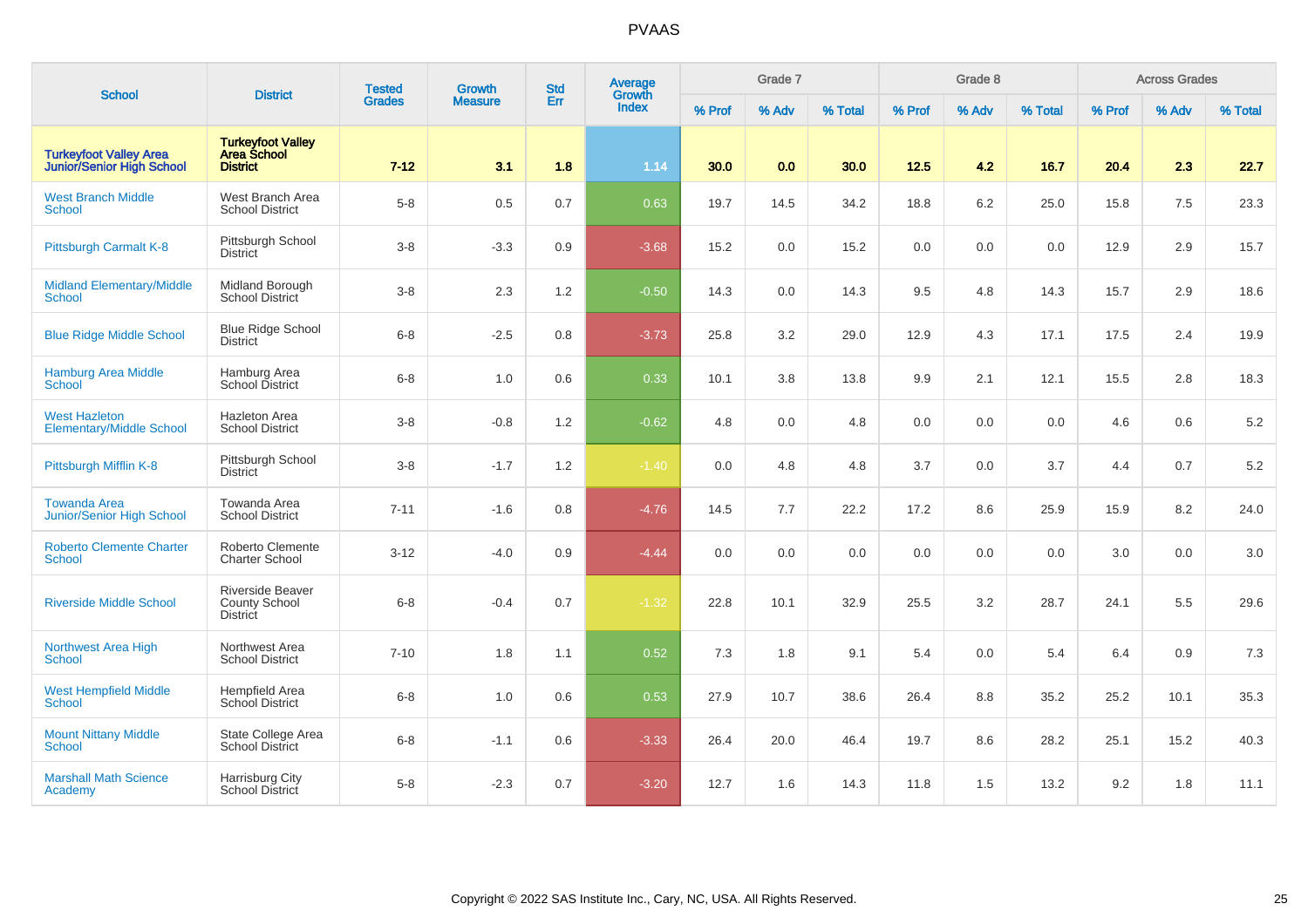# PVAAS

| School | District | Tested Grades | Growth Measure | Std Err | Average Growth Index | Grade 7 | | | Grade 8 | | | Across Grades | | |
|---|---|---|---|---|---|---|---|---|---|---|---|---|---|---|
| | | | | | | % Prof | % Adv | % Total | % Prof | % Adv | % Total | % Prof | % Adv | % Total |
| **Turkeyfoot Valley Area Junior/Senior High School** | **Turkeyfoot Valley Area School District** | **7-12** | **3.1** | **1.8** | **1.14** | **30.0** | **0.0** | **30.0** | **12.5** | **4.2** | **16.7** | **20.4** | **2.3** | **22.7** |
| West Branch Middle School | West Branch Area School District | 5-8 | 0.5 | 0.7 | 0.63 | 19.7 | 14.5 | 34.2 | 18.8 | 6.2 | 25.0 | 15.8 | 7.5 | 23.3 |
| Pittsburgh Carmalt K-8 | Pittsburgh School District | 3-8 | -3.3 | 0.9 | -3.68 | 15.2 | 0.0 | 15.2 | 0.0 | 0.0 | 0.0 | 12.9 | 2.9 | 15.7 |
| Midland Elementary/Middle School | Midland Borough School District | 3-8 | 2.3 | 1.2 | -0.50 | 14.3 | 0.0 | 14.3 | 9.5 | 4.8 | 14.3 | 15.7 | 2.9 | 18.6 |
| Blue Ridge Middle School | Blue Ridge School District | 6-8 | -2.5 | 0.8 | -3.73 | 25.8 | 3.2 | 29.0 | 12.9 | 4.3 | 17.1 | 17.5 | 2.4 | 19.9 |
| Hamburg Area Middle School | Hamburg Area School District | 6-8 | 1.0 | 0.6 | 0.33 | 10.1 | 3.8 | 13.8 | 9.9 | 2.1 | 12.1 | 15.5 | 2.8 | 18.3 |
| West Hazleton Elementary/Middle School | Hazleton Area School District | 3-8 | -0.8 | 1.2 | -0.62 | 4.8 | 0.0 | 4.8 | 0.0 | 0.0 | 0.0 | 4.6 | 0.6 | 5.2 |
| Pittsburgh Mifflin K-8 | Pittsburgh School District | 3-8 | -1.7 | 1.2 | -1.40 | 0.0 | 4.8 | 4.8 | 3.7 | 0.0 | 3.7 | 4.4 | 0.7 | 5.2 |
| Towanda Area Junior/Senior High School | Towanda Area School District | 7-11 | -1.6 | 0.8 | -4.76 | 14.5 | 7.7 | 22.2 | 17.2 | 8.6 | 25.9 | 15.9 | 8.2 | 24.0 |
| Roberto Clemente Charter School | Roberto Clemente Charter School | 3-12 | -4.0 | 0.9 | -4.44 | 0.0 | 0.0 | 0.0 | 0.0 | 0.0 | 0.0 | 3.0 | 0.0 | 3.0 |
| Riverside Middle School | Riverside Beaver County School District | 6-8 | -0.4 | 0.7 | -1.32 | 22.8 | 10.1 | 32.9 | 25.5 | 3.2 | 28.7 | 24.1 | 5.5 | 29.6 |
| Northwest Area High School | Northwest Area School District | 7-10 | 1.8 | 1.1 | 0.52 | 7.3 | 1.8 | 9.1 | 5.4 | 0.0 | 5.4 | 6.4 | 0.9 | 7.3 |
| West Hempfield Middle School | Hempfield Area School District | 6-8 | 1.0 | 0.6 | 0.53 | 27.9 | 10.7 | 38.6 | 26.4 | 8.8 | 35.2 | 25.2 | 10.1 | 35.3 |
| Mount Nittany Middle School | State College Area School District | 6-8 | -1.1 | 0.6 | -3.33 | 26.4 | 20.0 | 46.4 | 19.7 | 8.6 | 28.2 | 25.1 | 15.2 | 40.3 |
| Marshall Math Science Academy | Harrisburg City School District | 5-8 | -2.3 | 0.7 | -3.20 | 12.7 | 1.6 | 14.3 | 11.8 | 1.5 | 13.2 | 9.2 | 1.8 | 11.1 |

Copyright © 2022 SAS Institute Inc., Cary, NC, USA. All Rights Reserved.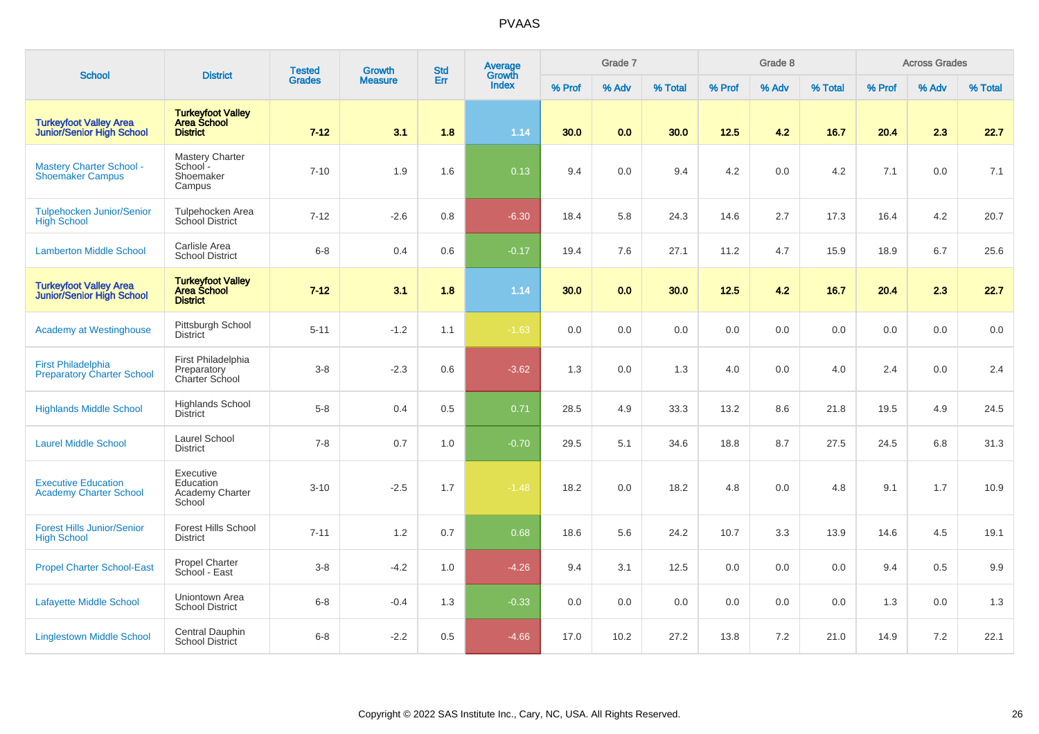# PVAAS

| School | District | Tested Grades | Growth Measure | Std Err | Average Growth Index | Grade 7 | | | Grade 8 | | | Across Grades | | |
|---|---|---|---|---|---|---|---|---|---|---|---|---|---|---|
| | | | | | | % Prof | % Adv | % Total | % Prof | % Adv | % Total | % Prof | % Adv | % Total |
| **Turkeyfoot Valley Area Junior/Senior High School** | **Turkeyfoot Valley Area School District** | **7-12** | **3.1** | **1.8** | **1.14** | **30.0** | **0.0** | **30.0** | **12.5** | **4.2** | **16.7** | **20.4** | **2.3** | **22.7** |
| Mastery Charter School - Shoemaker Campus | Mastery Charter School - Shoemaker Campus | 7-10 | 1.9 | 1.6 | 0.13 | 9.4 | 0.0 | 9.4 | 4.2 | 0.0 | 4.2 | 7.1 | 0.0 | 7.1 |
| Tulpehocken Junior/Senior High School | Tulpehocken Area School District | 7-12 | -2.6 | 0.8 | -6.30 | 18.4 | 5.8 | 24.3 | 14.6 | 2.7 | 17.3 | 16.4 | 4.2 | 20.7 |
| Lamberton Middle School | Carlisle Area School District | 6-8 | 0.4 | 0.6 | -0.17 | 19.4 | 7.6 | 27.1 | 11.2 | 4.7 | 15.9 | 18.9 | 6.7 | 25.6 |
| **Turkeyfoot Valley Area Junior/Senior High School** | **Turkeyfoot Valley Area School District** | **7-12** | **3.1** | **1.8** | **1.14** | **30.0** | **0.0** | **30.0** | **12.5** | **4.2** | **16.7** | **20.4** | **2.3** | **22.7** |
| Academy at Westinghouse | Pittsburgh School District | 5-11 | -1.2 | 1.1 | -1.63 | 0.0 | 0.0 | 0.0 | 0.0 | 0.0 | 0.0 | 0.0 | 0.0 | 0.0 |
| First Philadelphia Preparatory Charter School | First Philadelphia Preparatory Charter School | 3-8 | -2.3 | 0.6 | -3.62 | 1.3 | 0.0 | 1.3 | 4.0 | 0.0 | 4.0 | 2.4 | 0.0 | 2.4 |
| Highlands Middle School | Highlands School District | 5-8 | 0.4 | 0.5 | 0.71 | 28.5 | 4.9 | 33.3 | 13.2 | 8.6 | 21.8 | 19.5 | 4.9 | 24.5 |
| Laurel Middle School | Laurel School District | 7-8 | 0.7 | 1.0 | -0.70 | 29.5 | 5.1 | 34.6 | 18.8 | 8.7 | 27.5 | 24.5 | 6.8 | 31.3 |
| Executive Education Academy Charter School | Executive Education Academy Charter School | 3-10 | -2.5 | 1.7 | -1.48 | 18.2 | 0.0 | 18.2 | 4.8 | 0.0 | 4.8 | 9.1 | 1.7 | 10.9 |
| Forest Hills Junior/Senior High School | Forest Hills School District | 7-11 | 1.2 | 0.7 | 0.68 | 18.6 | 5.6 | 24.2 | 10.7 | 3.3 | 13.9 | 14.6 | 4.5 | 19.1 |
| Propel Charter School-East | Propel Charter School - East | 3-8 | -4.2 | 1.0 | -4.26 | 9.4 | 3.1 | 12.5 | 0.0 | 0.0 | 0.0 | 9.4 | 0.5 | 9.9 |
| Lafayette Middle School | Uniontown Area School District | 6-8 | -0.4 | 1.3 | -0.33 | 0.0 | 0.0 | 0.0 | 0.0 | 0.0 | 0.0 | 1.3 | 0.0 | 1.3 |
| Linglestown Middle School | Central Dauphin School District | 6-8 | -2.2 | 0.5 | -4.66 | 17.0 | 10.2 | 27.2 | 13.8 | 7.2 | 21.0 | 14.9 | 7.2 | 22.1 |

Copyright © 2022 SAS Institute Inc., Cary, NC, USA. All Rights Reserved.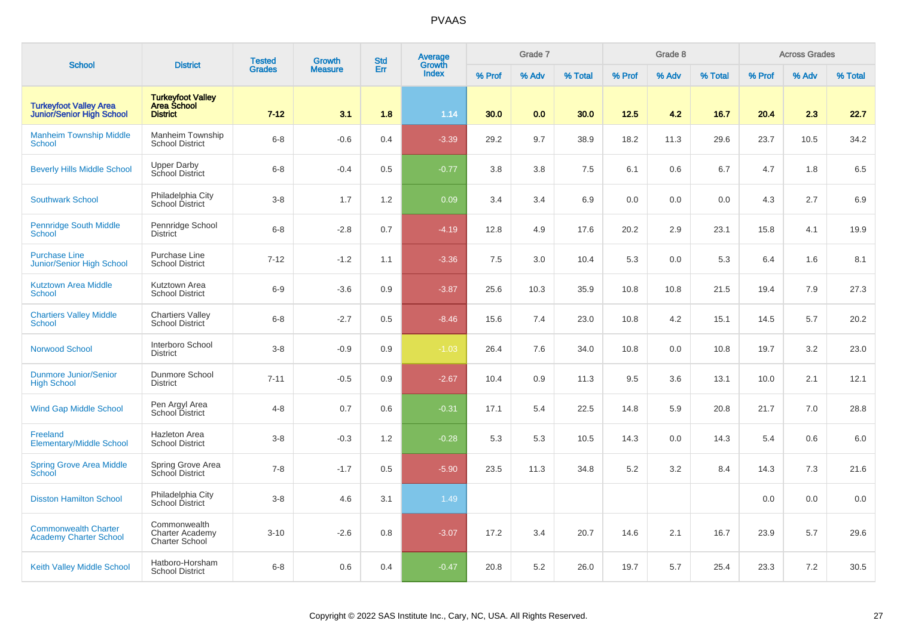# PVAAS

| School | District | Tested Grades | Growth Measure | Std Err | Average Growth Index | Grade 7 | | | Grade 8 | | | Across Grades | | |
|---|---|---|---|---|---|---|---|---|---|---|---|---|---|---|
| | | | | | | % Prof | % Adv | % Total | % Prof | % Adv | % Total | % Prof | % Adv | % Total |
| **Turkeyfoot Valley Area Junior/Senior High School** | **Turkeyfoot Valley Area School District** | **7-12** | **3.1** | **1.8** | **1.14** | **30.0** | **0.0** | **30.0** | **12.5** | **4.2** | **16.7** | **20.4** | **2.3** | **22.7** |
| Manheim Township Middle School | Manheim Township School District | 6-8 | -0.6 | 0.4 | -3.39 | 29.2 | 9.7 | 38.9 | 18.2 | 11.3 | 29.6 | 23.7 | 10.5 | 34.2 |
| Beverly Hills Middle School | Upper Darby School District | 6-8 | -0.4 | 0.5 | -0.77 | 3.8 | 3.8 | 7.5 | 6.1 | 0.6 | 6.7 | 4.7 | 1.8 | 6.5 |
| Southwark School | Philadelphia City School District | 3-8 | 1.7 | 1.2 | 0.09 | 3.4 | 3.4 | 6.9 | 0.0 | 0.0 | 0.0 | 4.3 | 2.7 | 6.9 |
| Pennridge South Middle School | Pennridge School District | 6-8 | -2.8 | 0.7 | -4.19 | 12.8 | 4.9 | 17.6 | 20.2 | 2.9 | 23.1 | 15.8 | 4.1 | 19.9 |
| Purchase Line Junior/Senior High School | Purchase Line School District | 7-12 | -1.2 | 1.1 | -3.36 | 7.5 | 3.0 | 10.4 | 5.3 | 0.0 | 5.3 | 6.4 | 1.6 | 8.1 |
| Kutztown Area Middle School | Kutztown Area School District | 6-9 | -3.6 | 0.9 | -3.87 | 25.6 | 10.3 | 35.9 | 10.8 | 10.8 | 21.5 | 19.4 | 7.9 | 27.3 |
| Chartiers Valley Middle School | Chartiers Valley School District | 6-8 | -2.7 | 0.5 | -8.46 | 15.6 | 7.4 | 23.0 | 10.8 | 4.2 | 15.1 | 14.5 | 5.7 | 20.2 |
| Norwood School | Interboro School District | 3-8 | -0.9 | 0.9 | -1.03 | 26.4 | 7.6 | 34.0 | 10.8 | 0.0 | 10.8 | 19.7 | 3.2 | 23.0 |
| Dunmore Junior/Senior High School | Dunmore School District | 7-11 | -0.5 | 0.9 | -2.67 | 10.4 | 0.9 | 11.3 | 9.5 | 3.6 | 13.1 | 10.0 | 2.1 | 12.1 |
| Wind Gap Middle School | Pen Argyl Area School District | 4-8 | 0.7 | 0.6 | -0.31 | 17.1 | 5.4 | 22.5 | 14.8 | 5.9 | 20.8 | 21.7 | 7.0 | 28.8 |
| Freeland Elementary/Middle School | Hazleton Area School District | 3-8 | -0.3 | 1.2 | -0.28 | 5.3 | 5.3 | 10.5 | 14.3 | 0.0 | 14.3 | 5.4 | 0.6 | 6.0 |
| Spring Grove Area Middle School | Spring Grove Area School District | 7-8 | -1.7 | 0.5 | -5.90 | 23.5 | 11.3 | 34.8 | 5.2 | 3.2 | 8.4 | 14.3 | 7.3 | 21.6 |
| Disston Hamilton School | Philadelphia City School District | 3-8 | 4.6 | 3.1 | 1.49 | | | | | | | 0.0 | 0.0 | 0.0 |
| Commonwealth Charter Academy Charter School | Commonwealth Charter Academy Charter School | 3-10 | -2.6 | 0.8 | -3.07 | 17.2 | 3.4 | 20.7 | 14.6 | 2.1 | 16.7 | 23.9 | 5.7 | 29.6 |
| Keith Valley Middle School | Hatboro-Horsham School District | 6-8 | 0.6 | 0.4 | -0.47 | 20.8 | 5.2 | 26.0 | 19.7 | 5.7 | 25.4 | 23.3 | 7.2 | 30.5 |

Copyright © 2022 SAS Institute Inc., Cary, NC, USA. All Rights Reserved.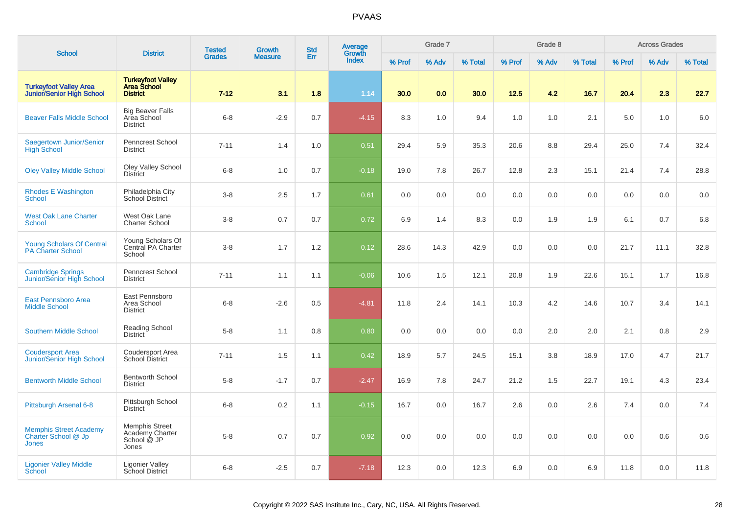# PVAAS

| School | District | Tested Grades | Growth Measure | Std Err | Average Growth Index | Grade 7 | | | Grade 8 | | | Across Grades | | |
|---|---|---|---|---|---|---|---|---|---|---|---|---|---|---|
| | | | | | | % Prof | % Adv | % Total | % Prof | % Adv | % Total | % Prof | % Adv | % Total |
| **Turkeyfoot Valley Area Junior/Senior High School** | **Turkeyfoot Valley Area School District** | **7-12** | **3.1** | **1.8** | **1.14** | **30.0** | **0.0** | **30.0** | **12.5** | **4.2** | **16.7** | **20.4** | **2.3** | **22.7** |
| Beaver Falls Middle School | Big Beaver Falls Area School District | 6-8 | -2.9 | 0.7 | -4.15 | 8.3 | 1.0 | 9.4 | 1.0 | 1.0 | 2.1 | 5.0 | 1.0 | 6.0 |
| Saegertown Junior/Senior High School | Penncrest School District | 7-11 | 1.4 | 1.0 | 0.51 | 29.4 | 5.9 | 35.3 | 20.6 | 8.8 | 29.4 | 25.0 | 7.4 | 32.4 |
| Oley Valley Middle School | Oley Valley School District | 6-8 | 1.0 | 0.7 | -0.18 | 19.0 | 7.8 | 26.7 | 12.8 | 2.3 | 15.1 | 21.4 | 7.4 | 28.8 |
| Rhodes E Washington School | Philadelphia City School District | 3-8 | 2.5 | 1.7 | 0.61 | 0.0 | 0.0 | 0.0 | 0.0 | 0.0 | 0.0 | 0.0 | 0.0 | 0.0 |
| West Oak Lane Charter School | West Oak Lane Charter School | 3-8 | 0.7 | 0.7 | 0.72 | 6.9 | 1.4 | 8.3 | 0.0 | 1.9 | 1.9 | 6.1 | 0.7 | 6.8 |
| Young Scholars Of Central PA Charter School | Young Scholars Of Central PA Charter School | 3-8 | 1.7 | 1.2 | 0.12 | 28.6 | 14.3 | 42.9 | 0.0 | 0.0 | 0.0 | 21.7 | 11.1 | 32.8 |
| Cambridge Springs Junior/Senior High School | Penncrest School District | 7-11 | 1.1 | 1.1 | -0.06 | 10.6 | 1.5 | 12.1 | 20.8 | 1.9 | 22.6 | 15.1 | 1.7 | 16.8 |
| East Pennsboro Area Middle School | East Pennsboro Area School District | 6-8 | -2.6 | 0.5 | -4.81 | 11.8 | 2.4 | 14.1 | 10.3 | 4.2 | 14.6 | 10.7 | 3.4 | 14.1 |
| Southern Middle School | Reading School District | 5-8 | 1.1 | 0.8 | 0.80 | 0.0 | 0.0 | 0.0 | 0.0 | 2.0 | 2.0 | 2.1 | 0.8 | 2.9 |
| Coudersport Area Junior/Senior High School | Coudersport Area School District | 7-11 | 1.5 | 1.1 | 0.42 | 18.9 | 5.7 | 24.5 | 15.1 | 3.8 | 18.9 | 17.0 | 4.7 | 21.7 |
| Bentworth Middle School | Bentworth School District | 5-8 | -1.7 | 0.7 | -2.47 | 16.9 | 7.8 | 24.7 | 21.2 | 1.5 | 22.7 | 19.1 | 4.3 | 23.4 |
| Pittsburgh Arsenal 6-8 | Pittsburgh School District | 6-8 | 0.2 | 1.1 | -0.15 | 16.7 | 0.0 | 16.7 | 2.6 | 0.0 | 2.6 | 7.4 | 0.0 | 7.4 |
| Memphis Street Academy Charter School @ Jp Jones | Memphis Street Academy Charter School @ JP Jones | 5-8 | 0.7 | 0.7 | 0.92 | 0.0 | 0.0 | 0.0 | 0.0 | 0.0 | 0.0 | 0.0 | 0.6 | 0.6 |
| Ligonier Valley Middle School | Ligonier Valley School District | 6-8 | -2.5 | 0.7 | -7.18 | 12.3 | 0.0 | 12.3 | 6.9 | 0.0 | 6.9 | 11.8 | 0.0 | 11.8 |

Copyright © 2022 SAS Institute Inc., Cary, NC, USA. All Rights Reserved.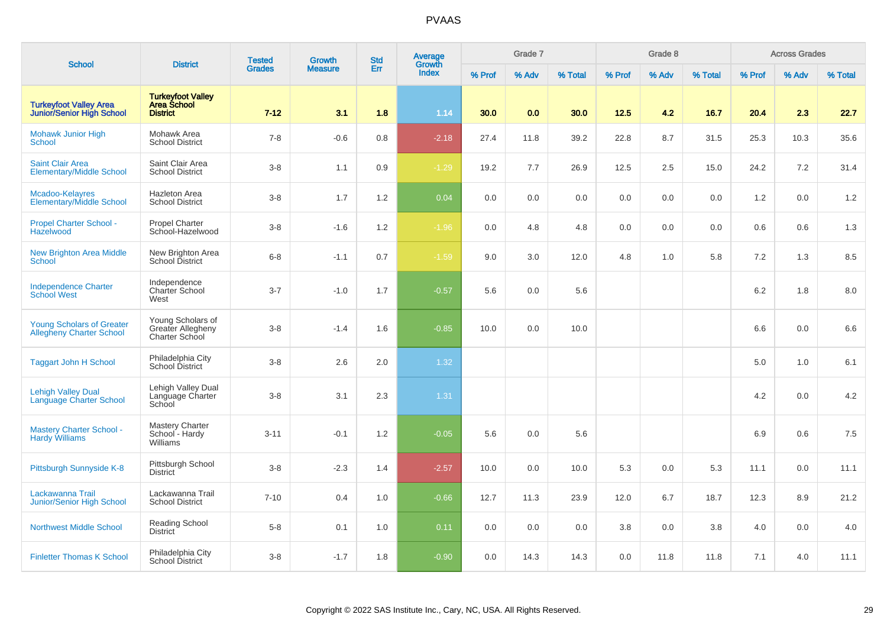# PVAAS

| School | District | Tested Grades | Growth Measure | Std Err | Average Growth Index | Grade 7 | | | Grade 8 | | | Across Grades | | |
|---|---|---|---|---|---|---|---|---|---|---|---|---|---|---|
| | | | | | | % Prof | % Adv | % Total | % Prof | % Adv | % Total | % Prof | % Adv | % Total |
| **Turkeyfoot Valley Area Junior/Senior High School** | **Turkeyfoot Valley Area School District** | **7-12** | **3.1** | **1.8** | **1.14** | **30.0** | **0.0** | **30.0** | **12.5** | **4.2** | **16.7** | **20.4** | **2.3** | **22.7** |
| Mohawk Junior High School | Mohawk Area School District | 7-8 | -0.6 | 0.8 | -2.18 | 27.4 | 11.8 | 39.2 | 22.8 | 8.7 | 31.5 | 25.3 | 10.3 | 35.6 |
| Saint Clair Area Elementary/Middle School | Saint Clair Area School District | 3-8 | 1.1 | 0.9 | -1.29 | 19.2 | 7.7 | 26.9 | 12.5 | 2.5 | 15.0 | 24.2 | 7.2 | 31.4 |
| Mcadoo-Kelayres Elementary/Middle School | Hazleton Area School District | 3-8 | 1.7 | 1.2 | 0.04 | 0.0 | 0.0 | 0.0 | 0.0 | 0.0 | 0.0 | 1.2 | 0.0 | 1.2 |
| Propel Charter School - Hazelwood | Propel Charter School-Hazelwood | 3-8 | -1.6 | 1.2 | -1.96 | 0.0 | 4.8 | 4.8 | 0.0 | 0.0 | 0.0 | 0.6 | 0.6 | 1.3 |
| New Brighton Area Middle School | New Brighton Area School District | 6-8 | -1.1 | 0.7 | -1.59 | 9.0 | 3.0 | 12.0 | 4.8 | 1.0 | 5.8 | 7.2 | 1.3 | 8.5 |
| Independence Charter School West | Independence Charter School West | 3-7 | -1.0 | 1.7 | -0.57 | 5.6 | 0.0 | 5.6 | | | | 6.2 | 1.8 | 8.0 |
| Young Scholars of Greater Allegheny Charter School | Young Scholars of Greater Allegheny Charter School | 3-8 | -1.4 | 1.6 | -0.85 | 10.0 | 0.0 | 10.0 | | | | 6.6 | 0.0 | 6.6 |
| Taggart John H School | Philadelphia City School District | 3-8 | 2.6 | 2.0 | 1.32 | | | | | | | 5.0 | 1.0 | 6.1 |
| Lehigh Valley Dual Language Charter School | Lehigh Valley Dual Language Charter School | 3-8 | 3.1 | 2.3 | 1.31 | | | | | | | 4.2 | 0.0 | 4.2 |
| Mastery Charter School - Hardy Williams | Mastery Charter School - Hardy Williams | 3-11 | -0.1 | 1.2 | -0.05 | 5.6 | 0.0 | 5.6 | | | | 6.9 | 0.6 | 7.5 |
| Pittsburgh Sunnyside K-8 | Pittsburgh School District | 3-8 | -2.3 | 1.4 | -2.57 | 10.0 | 0.0 | 10.0 | 5.3 | 0.0 | 5.3 | 11.1 | 0.0 | 11.1 |
| Lackawanna Trail Junior/Senior High School | Lackawanna Trail School District | 7-10 | 0.4 | 1.0 | -0.66 | 12.7 | 11.3 | 23.9 | 12.0 | 6.7 | 18.7 | 12.3 | 8.9 | 21.2 |
| Northwest Middle School | Reading School District | 5-8 | 0.1 | 1.0 | 0.11 | 0.0 | 0.0 | 0.0 | 3.8 | 0.0 | 3.8 | 4.0 | 0.0 | 4.0 |
| Finletter Thomas K School | Philadelphia City School District | 3-8 | -1.7 | 1.8 | -0.90 | 0.0 | 14.3 | 14.3 | 0.0 | 11.8 | 11.8 | 7.1 | 4.0 | 11.1 |

Copyright © 2022 SAS Institute Inc., Cary, NC, USA. All Rights Reserved.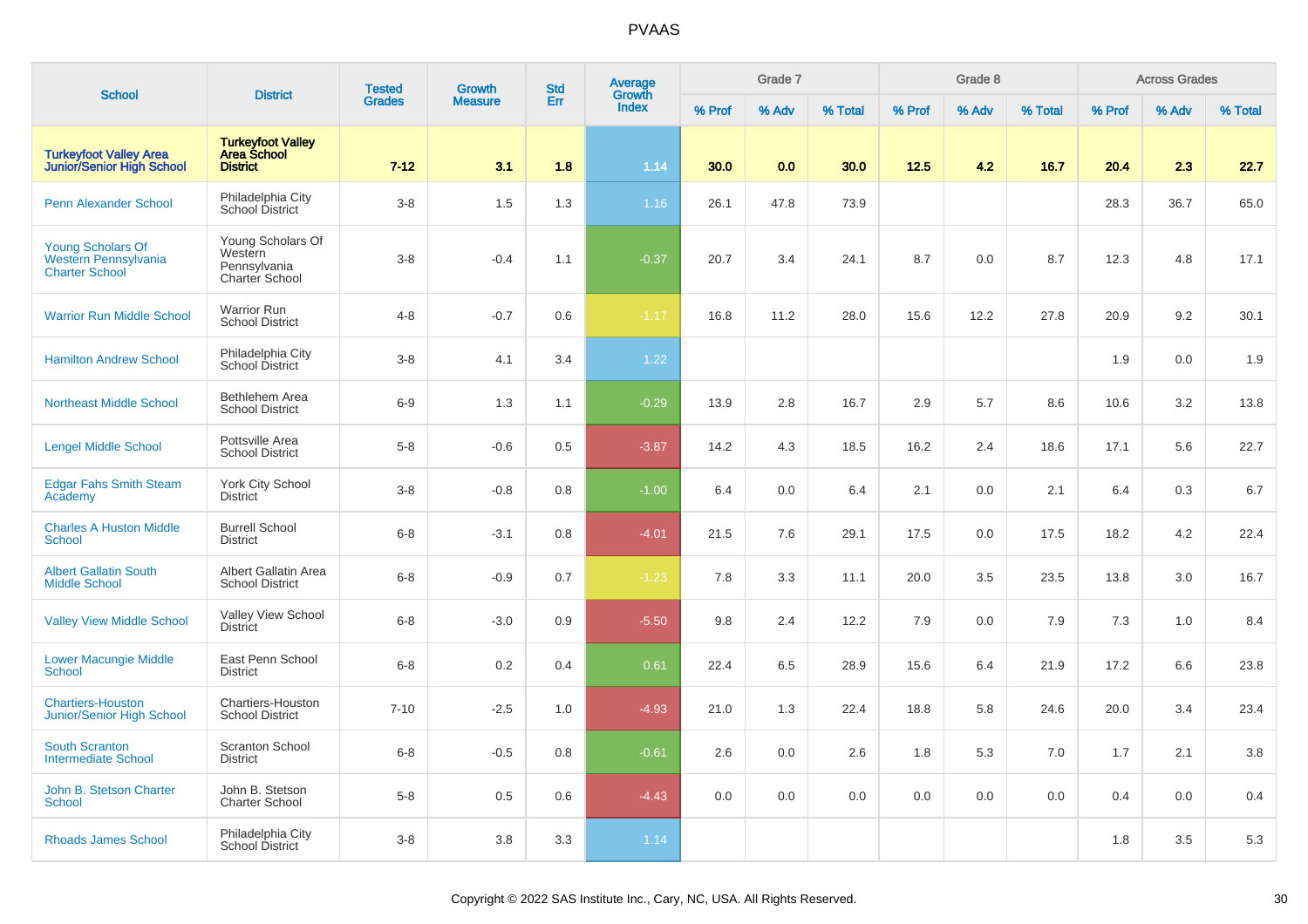## PVAAS

| School | District | Tested Grades | Growth Measure | Std Err | Average Growth Index | Grade 7 | | | Grade 8 | | | Across Grades | | |
|---|---|---|---|---|---|---|---|---|---|---|---|---|---|---|
| | | | | | | % Prof | % Adv | % Total | % Prof | % Adv | % Total | % Prof | % Adv | % Total |
| **Turkeyfoot Valley Area Junior/Senior High School** | **Turkeyfoot Valley Area School District** | **7-12** | **3.1** | **1.8** | **1.14** | **30.0** | **0.0** | **30.0** | **12.5** | **4.2** | **16.7** | **20.4** | **2.3** | **22.7** |
| Penn Alexander School | Philadelphia City School District | 3-8 | 1.5 | 1.3 | 1.16 | 26.1 | 47.8 | 73.9 | | | | 28.3 | 36.7 | 65.0 |
| Young Scholars Of Western Pennsylvania Charter School | Young Scholars Of Western Pennsylvania Charter School | 3-8 | -0.4 | 1.1 | -0.37 | 20.7 | 3.4 | 24.1 | 8.7 | 0.0 | 8.7 | 12.3 | 4.8 | 17.1 |
| Warrior Run Middle School | Warrior Run School District | 4-8 | -0.7 | 0.6 | -1.17 | 16.8 | 11.2 | 28.0 | 15.6 | 12.2 | 27.8 | 20.9 | 9.2 | 30.1 |
| Hamilton Andrew School | Philadelphia City School District | 3-8 | 4.1 | 3.4 | 1.22 | | | | | | | 1.9 | 0.0 | 1.9 |
| Northeast Middle School | Bethlehem Area School District | 6-9 | 1.3 | 1.1 | -0.29 | 13.9 | 2.8 | 16.7 | 2.9 | 5.7 | 8.6 | 10.6 | 3.2 | 13.8 |
| Lengel Middle School | Pottsville Area School District | 5-8 | -0.6 | 0.5 | -3.87 | 14.2 | 4.3 | 18.5 | 16.2 | 2.4 | 18.6 | 17.1 | 5.6 | 22.7 |
| Edgar Fahs Smith Steam Academy | York City School District | 3-8 | -0.8 | 0.8 | -1.00 | 6.4 | 0.0 | 6.4 | 2.1 | 0.0 | 2.1 | 6.4 | 0.3 | 6.7 |
| Charles A Huston Middle School | Burrell School District | 6-8 | -3.1 | 0.8 | -4.01 | 21.5 | 7.6 | 29.1 | 17.5 | 0.0 | 17.5 | 18.2 | 4.2 | 22.4 |
| Albert Gallatin South Middle School | Albert Gallatin Area School District | 6-8 | -0.9 | 0.7 | -1.23 | 7.8 | 3.3 | 11.1 | 20.0 | 3.5 | 23.5 | 13.8 | 3.0 | 16.7 |
| Valley View Middle School | Valley View School District | 6-8 | -3.0 | 0.9 | -5.50 | 9.8 | 2.4 | 12.2 | 7.9 | 0.0 | 7.9 | 7.3 | 1.0 | 8.4 |
| Lower Macungie Middle School | East Penn School District | 6-8 | 0.2 | 0.4 | 0.61 | 22.4 | 6.5 | 28.9 | 15.6 | 6.4 | 21.9 | 17.2 | 6.6 | 23.8 |
| Chartiers-Houston Junior/Senior High School | Chartiers-Houston School District | 7-10 | -2.5 | 1.0 | -4.93 | 21.0 | 1.3 | 22.4 | 18.8 | 5.8 | 24.6 | 20.0 | 3.4 | 23.4 |
| South Scranton Intermediate School | Scranton School District | 6-8 | -0.5 | 0.8 | -0.61 | 2.6 | 0.0 | 2.6 | 1.8 | 5.3 | 7.0 | 1.7 | 2.1 | 3.8 |
| John B. Stetson Charter School | John B. Stetson Charter School | 5-8 | 0.5 | 0.6 | -4.43 | 0.0 | 0.0 | 0.0 | 0.0 | 0.0 | 0.0 | 0.4 | 0.0 | 0.4 |
| Rhoads James School | Philadelphia City School District | 3-8 | 3.8 | 3.3 | 1.14 | | | | | | | 1.8 | 3.5 | 5.3 |

Copyright © 2022 SAS Institute Inc., Cary, NC, USA. All Rights Reserved.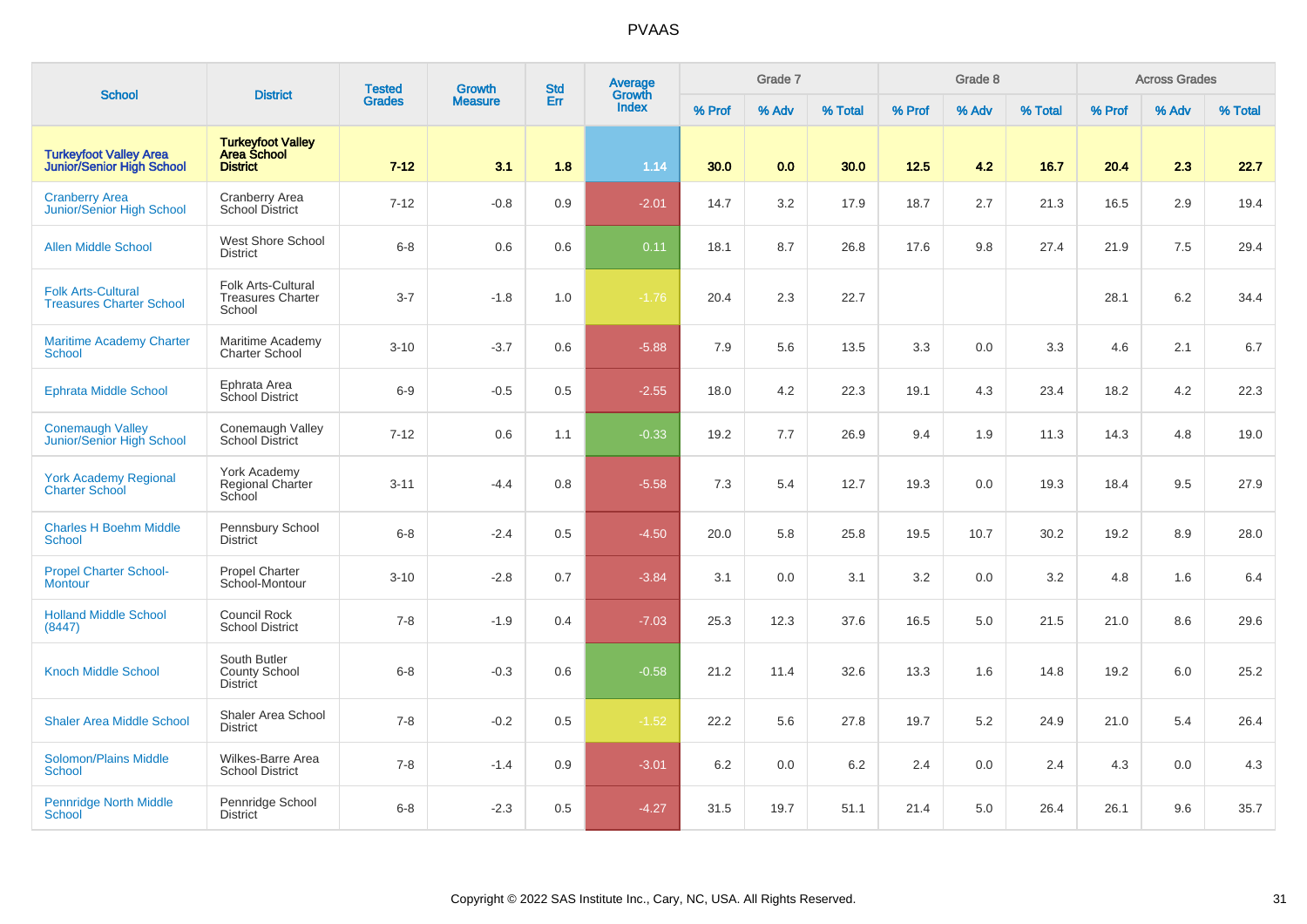# PVAAS

| School | District | Tested Grades | Growth Measure | Std Err | Average Growth Index | Grade 7 | | | Grade 8 | | | Across Grades | | |
|---|---|---|---|---|---|---|---|---|---|---|---|---|---|---|
| | | | | | | % Prof | % Adv | % Total | % Prof | % Adv | % Total | % Prof | % Adv | % Total |
| **Turkeyfoot Valley Area Junior/Senior High School** | **Turkeyfoot Valley Area School District** | **7-12** | **3.1** | **1.8** | **1.14** | **30.0** | **0.0** | **30.0** | **12.5** | **4.2** | **16.7** | **20.4** | **2.3** | **22.7** |
| Cranberry Area Junior/Senior High School | Cranberry Area School District | 7-12 | -0.8 | 0.9 | -2.01 | 14.7 | 3.2 | 17.9 | 18.7 | 2.7 | 21.3 | 16.5 | 2.9 | 19.4 |
| Allen Middle School | West Shore School District | 6-8 | 0.6 | 0.6 | 0.11 | 18.1 | 8.7 | 26.8 | 17.6 | 9.8 | 27.4 | 21.9 | 7.5 | 29.4 |
| Folk Arts-Cultural Treasures Charter School | Folk Arts-Cultural Treasures Charter School | 3-7 | -1.8 | 1.0 | -1.76 | 20.4 | 2.3 | 22.7 | | | | 28.1 | 6.2 | 34.4 |
| Maritime Academy Charter School | Maritime Academy Charter School | 3-10 | -3.7 | 0.6 | -5.88 | 7.9 | 5.6 | 13.5 | 3.3 | 0.0 | 3.3 | 4.6 | 2.1 | 6.7 |
| Ephrata Middle School | Ephrata Area School District | 6-9 | -0.5 | 0.5 | -2.55 | 18.0 | 4.2 | 22.3 | 19.1 | 4.3 | 23.4 | 18.2 | 4.2 | 22.3 |
| Conemaugh Valley Junior/Senior High School | Conemaugh Valley School District | 7-12 | 0.6 | 1.1 | -0.33 | 19.2 | 7.7 | 26.9 | 9.4 | 1.9 | 11.3 | 14.3 | 4.8 | 19.0 |
| York Academy Regional Charter School | York Academy Regional Charter School | 3-11 | -4.4 | 0.8 | -5.58 | 7.3 | 5.4 | 12.7 | 19.3 | 0.0 | 19.3 | 18.4 | 9.5 | 27.9 |
| Charles H Boehm Middle School | Pennsbury School District | 6-8 | -2.4 | 0.5 | -4.50 | 20.0 | 5.8 | 25.8 | 19.5 | 10.7 | 30.2 | 19.2 | 8.9 | 28.0 |
| Propel Charter School-Montour | Propel Charter School-Montour | 3-10 | -2.8 | 0.7 | -3.84 | 3.1 | 0.0 | 3.1 | 3.2 | 0.0 | 3.2 | 4.8 | 1.6 | 6.4 |
| Holland Middle School (8447) | Council Rock School District | 7-8 | -1.9 | 0.4 | -7.03 | 25.3 | 12.3 | 37.6 | 16.5 | 5.0 | 21.5 | 21.0 | 8.6 | 29.6 |
| Knoch Middle School | South Butler County School District | 6-8 | -0.3 | 0.6 | -0.58 | 21.2 | 11.4 | 32.6 | 13.3 | 1.6 | 14.8 | 19.2 | 6.0 | 25.2 |
| Shaler Area Middle School | Shaler Area School District | 7-8 | -0.2 | 0.5 | -1.52 | 22.2 | 5.6 | 27.8 | 19.7 | 5.2 | 24.9 | 21.0 | 5.4 | 26.4 |
| Solomon/Plains Middle School | Wilkes-Barre Area School District | 7-8 | -1.4 | 0.9 | -3.01 | 6.2 | 0.0 | 6.2 | 2.4 | 0.0 | 2.4 | 4.3 | 0.0 | 4.3 |
| Pennridge North Middle School | Pennridge School District | 6-8 | -2.3 | 0.5 | -4.27 | 31.5 | 19.7 | 51.1 | 21.4 | 5.0 | 26.4 | 26.1 | 9.6 | 35.7 |

Copyright © 2022 SAS Institute Inc., Cary, NC, USA. All Rights Reserved.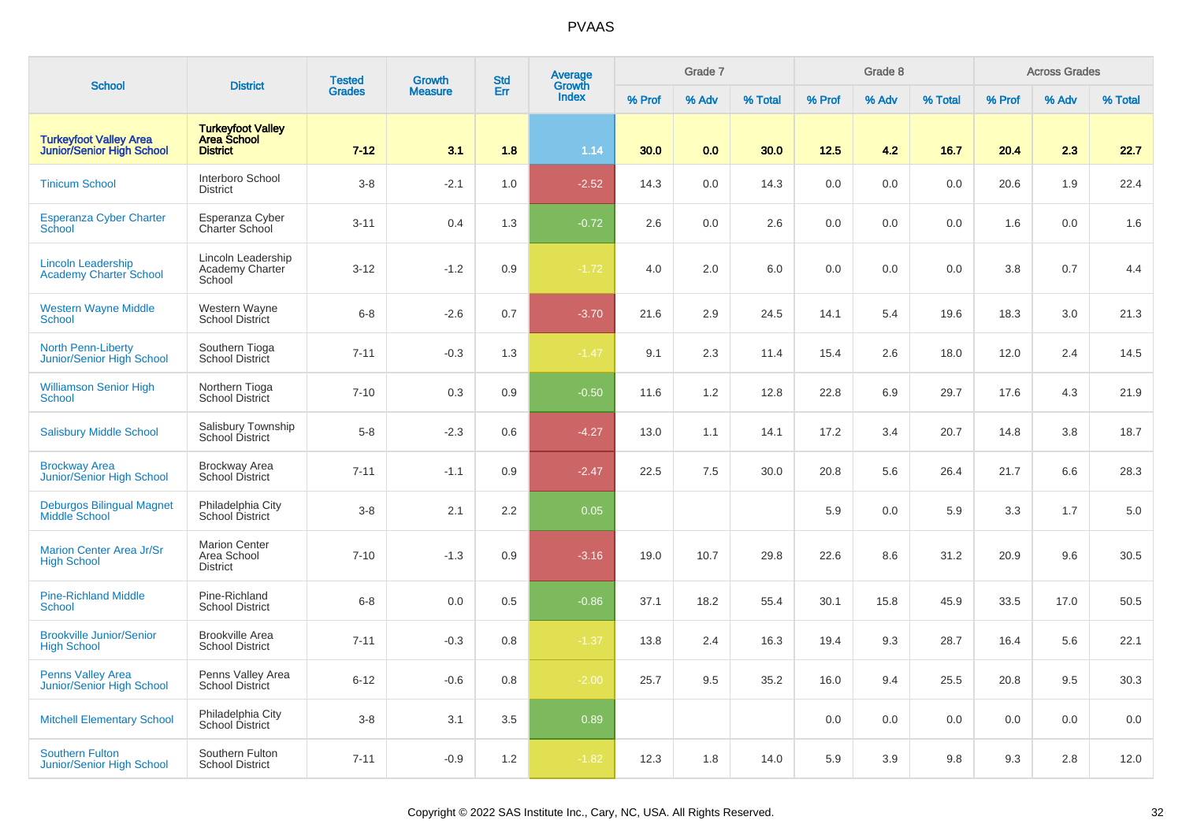# PVAAS

| School | District | Tested Grades | Growth Measure | Std Err | Average Growth Index | Grade 7 | | | Grade 8 | | | Across Grades | | |
|---|---|---|---|---|---|---|---|---|---|---|---|---|---|---|
| | | | | | | % Prof | % Adv | % Total | % Prof | % Adv | % Total | % Prof | % Adv | % Total |
| **Turkeyfoot Valley Area Junior/Senior High School** | **Turkeyfoot Valley Area School District** | **7-12** | **3.1** | **1.8** | **1.14** | **30.0** | **0.0** | **30.0** | **12.5** | **4.2** | **16.7** | **20.4** | **2.3** | **22.7** |
| Tinicum School | Interboro School District | 3-8 | -2.1 | 1.0 | -2.52 | 14.3 | 0.0 | 14.3 | 0.0 | 0.0 | 0.0 | 20.6 | 1.9 | 22.4 |
| Esperanza Cyber Charter School | Esperanza Cyber Charter School | 3-11 | 0.4 | 1.3 | -0.72 | 2.6 | 0.0 | 2.6 | 0.0 | 0.0 | 0.0 | 1.6 | 0.0 | 1.6 |
| Lincoln Leadership Academy Charter School | Lincoln Leadership Academy Charter School | 3-12 | -1.2 | 0.9 | -1.72 | 4.0 | 2.0 | 6.0 | 0.0 | 0.0 | 0.0 | 3.8 | 0.7 | 4.4 |
| Western Wayne Middle School | Western Wayne School District | 6-8 | -2.6 | 0.7 | -3.70 | 21.6 | 2.9 | 24.5 | 14.1 | 5.4 | 19.6 | 18.3 | 3.0 | 21.3 |
| North Penn-Liberty Junior/Senior High School | Southern Tioga School District | 7-11 | -0.3 | 1.3 | -1.47 | 9.1 | 2.3 | 11.4 | 15.4 | 2.6 | 18.0 | 12.0 | 2.4 | 14.5 |
| Williamson Senior High School | Northern Tioga School District | 7-10 | 0.3 | 0.9 | -0.50 | 11.6 | 1.2 | 12.8 | 22.8 | 6.9 | 29.7 | 17.6 | 4.3 | 21.9 |
| Salisbury Middle School | Salisbury Township School District | 5-8 | -2.3 | 0.6 | -4.27 | 13.0 | 1.1 | 14.1 | 17.2 | 3.4 | 20.7 | 14.8 | 3.8 | 18.7 |
| Brockway Area Junior/Senior High School | Brockway Area School District | 7-11 | -1.1 | 0.9 | -2.47 | 22.5 | 7.5 | 30.0 | 20.8 | 5.6 | 26.4 | 21.7 | 6.6 | 28.3 |
| Deburgos Bilingual Magnet Middle School | Philadelphia City School District | 3-8 | 2.1 | 2.2 | 0.05 | | | | 5.9 | 0.0 | 5.9 | 3.3 | 1.7 | 5.0 |
| Marion Center Area Jr/Sr High School | Marion Center Area School District | 7-10 | -1.3 | 0.9 | -3.16 | 19.0 | 10.7 | 29.8 | 22.6 | 8.6 | 31.2 | 20.9 | 9.6 | 30.5 |
| Pine-Richland Middle School | Pine-Richland School District | 6-8 | 0.0 | 0.5 | -0.86 | 37.1 | 18.2 | 55.4 | 30.1 | 15.8 | 45.9 | 33.5 | 17.0 | 50.5 |
| Brookville Junior/Senior High School | Brookville Area School District | 7-11 | -0.3 | 0.8 | -1.37 | 13.8 | 2.4 | 16.3 | 19.4 | 9.3 | 28.7 | 16.4 | 5.6 | 22.1 |
| Penns Valley Area Junior/Senior High School | Penns Valley Area School District | 6-12 | -0.6 | 0.8 | -2.00 | 25.7 | 9.5 | 35.2 | 16.0 | 9.4 | 25.5 | 20.8 | 9.5 | 30.3 |
| Mitchell Elementary School | Philadelphia City School District | 3-8 | 3.1 | 3.5 | 0.89 | | | | 0.0 | 0.0 | 0.0 | 0.0 | 0.0 | 0.0 |
| Southern Fulton Junior/Senior High School | Southern Fulton School District | 7-11 | -0.9 | 1.2 | -1.82 | 12.3 | 1.8 | 14.0 | 5.9 | 3.9 | 9.8 | 9.3 | 2.8 | 12.0 |

Copyright © 2022 SAS Institute Inc., Cary, NC, USA. All Rights Reserved.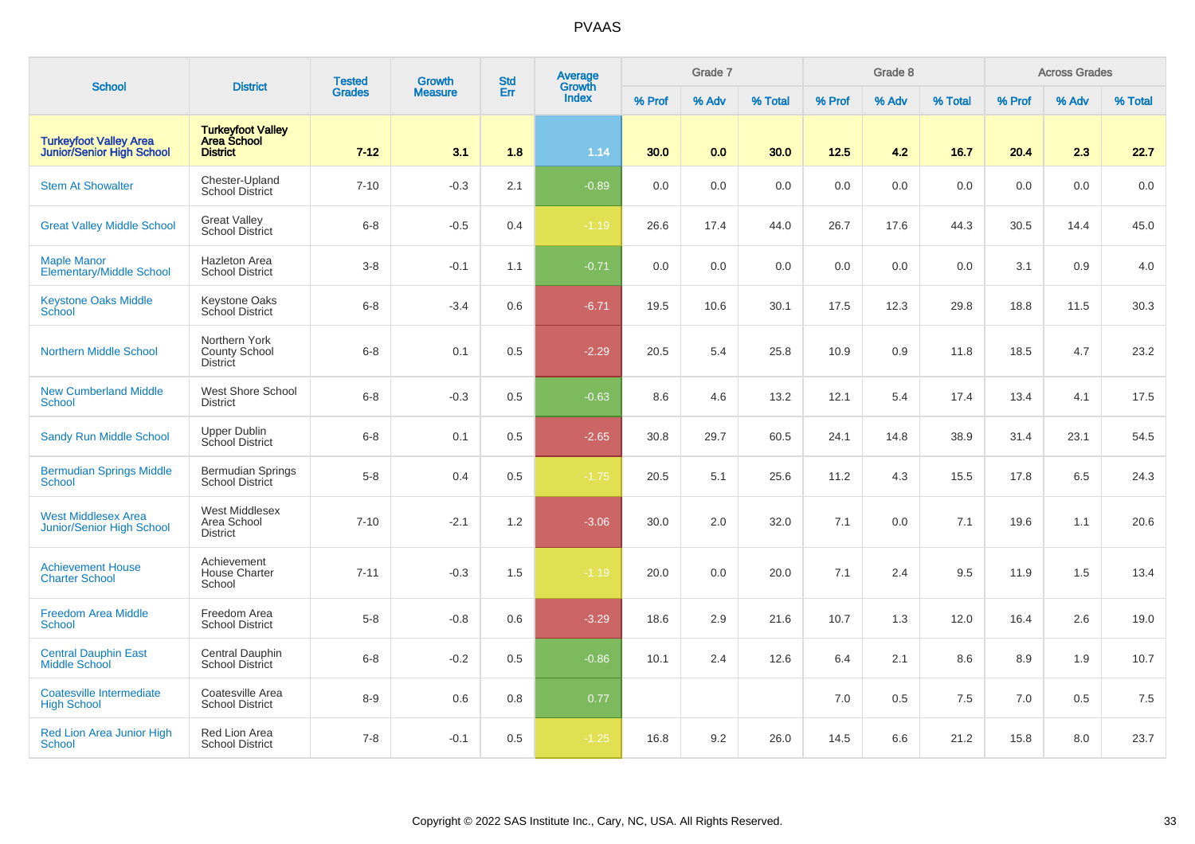| School | District | Tested Grades | Growth Measure | Std Err | Average Growth Index | Grade 7 | | | Grade 8 | | | Across Grades | | |
|---|---|---|---|---|---|---|---|---|---|---|---|---|---|---|
| | | | | | | % Prof | % Adv | % Total | % Prof | % Adv | % Total | % Prof | % Adv | % Total |
| **Turkeyfoot Valley Area Junior/Senior High School** | **Turkeyfoot Valley Area School District** | **7-12** | **3.1** | **1.8** | **1.14** | **30.0** | **0.0** | **30.0** | **12.5** | **4.2** | **16.7** | **20.4** | **2.3** | **22.7** |
| Stem At Showalter | Chester-Upland School District | 7-10 | -0.3 | 2.1 | -0.89 | 0.0 | 0.0 | 0.0 | 0.0 | 0.0 | 0.0 | 0.0 | 0.0 | 0.0 |
| Great Valley Middle School | Great Valley School District | 6-8 | -0.5 | 0.4 | -1.19 | 26.6 | 17.4 | 44.0 | 26.7 | 17.6 | 44.3 | 30.5 | 14.4 | 45.0 |
| Maple Manor Elementary/Middle School | Hazleton Area School District | 3-8 | -0.1 | 1.1 | -0.71 | 0.0 | 0.0 | 0.0 | 0.0 | 0.0 | 0.0 | 3.1 | 0.9 | 4.0 |
| Keystone Oaks Middle School | Keystone Oaks School District | 6-8 | -3.4 | 0.6 | -6.71 | 19.5 | 10.6 | 30.1 | 17.5 | 12.3 | 29.8 | 18.8 | 11.5 | 30.3 |
| Northern Middle School | Northern York County School District | 6-8 | 0.1 | 0.5 | -2.29 | 20.5 | 5.4 | 25.8 | 10.9 | 0.9 | 11.8 | 18.5 | 4.7 | 23.2 |
| New Cumberland Middle School | West Shore School District | 6-8 | -0.3 | 0.5 | -0.63 | 8.6 | 4.6 | 13.2 | 12.1 | 5.4 | 17.4 | 13.4 | 4.1 | 17.5 |
| Sandy Run Middle School | Upper Dublin School District | 6-8 | 0.1 | 0.5 | -2.65 | 30.8 | 29.7 | 60.5 | 24.1 | 14.8 | 38.9 | 31.4 | 23.1 | 54.5 |
| Bermudian Springs Middle School | Bermudian Springs School District | 5-8 | 0.4 | 0.5 | -1.75 | 20.5 | 5.1 | 25.6 | 11.2 | 4.3 | 15.5 | 17.8 | 6.5 | 24.3 |
| West Middlesex Area Junior/Senior High School | West Middlesex Area School District | 7-10 | -2.1 | 1.2 | -3.06 | 30.0 | 2.0 | 32.0 | 7.1 | 0.0 | 7.1 | 19.6 | 1.1 | 20.6 |
| Achievement House Charter School | Achievement House Charter School | 7-11 | -0.3 | 1.5 | -1.19 | 20.0 | 0.0 | 20.0 | 7.1 | 2.4 | 9.5 | 11.9 | 1.5 | 13.4 |
| Freedom Area Middle School | Freedom Area School District | 5-8 | -0.8 | 0.6 | -3.29 | 18.6 | 2.9 | 21.6 | 10.7 | 1.3 | 12.0 | 16.4 | 2.6 | 19.0 |
| Central Dauphin East Middle School | Central Dauphin School District | 6-8 | -0.2 | 0.5 | -0.86 | 10.1 | 2.4 | 12.6 | 6.4 | 2.1 | 8.6 | 8.9 | 1.9 | 10.7 |
| Coatesville Intermediate High School | Coatesville Area School District | 8-9 | 0.6 | 0.8 | 0.77 | | | | 7.0 | 0.5 | 7.5 | 7.0 | 0.5 | 7.5 |
| Red Lion Area Junior High School | Red Lion Area School District | 7-8 | -0.1 | 0.5 | -1.25 | 16.8 | 9.2 | 26.0 | 14.5 | 6.6 | 21.2 | 15.8 | 8.0 | 23.7 |

Copyright © 2022 SAS Institute Inc., Cary, NC, USA. All Rights Reserved.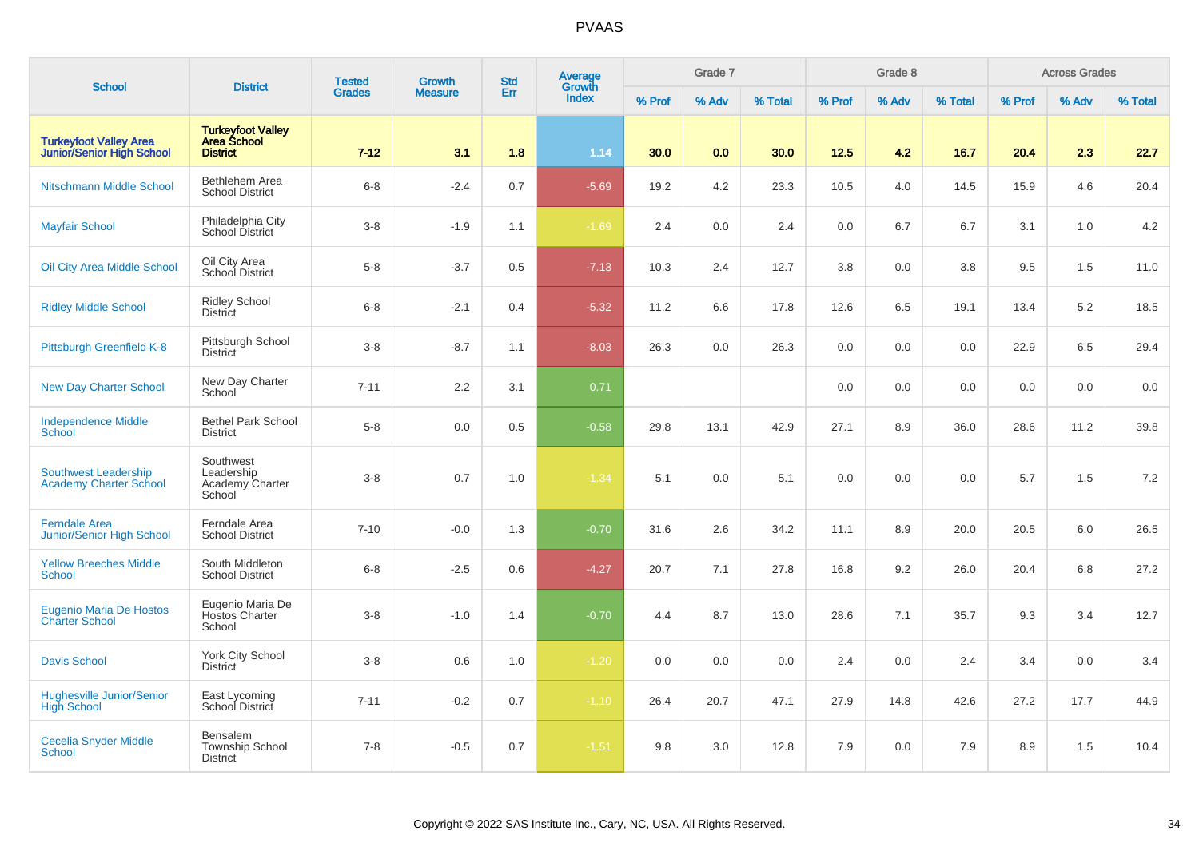# PVAAS

| School | District | Tested Grades | Growth Measure | Std Err | Average Growth Index | Grade 7 | | | Grade 8 | | | Across Grades | | |
|---|---|---|---|---|---|---|---|---|---|---|---|---|---|---|
| | | | | | | % Prof | % Adv | % Total | % Prof | % Adv | % Total | % Prof | % Adv | % Total |
| **Turkeyfoot Valley Area Junior/Senior High School** | **Turkeyfoot Valley Area School District** | **7-12** | **3.1** | **1.8** | **1.14** | **30.0** | **0.0** | **30.0** | **12.5** | **4.2** | **16.7** | **20.4** | **2.3** | **22.7** |
| Nitschmann Middle School | Bethlehem Area School District | 6-8 | -2.4 | 0.7 | -5.69 | 19.2 | 4.2 | 23.3 | 10.5 | 4.0 | 14.5 | 15.9 | 4.6 | 20.4 |
| Mayfair School | Philadelphia City School District | 3-8 | -1.9 | 1.1 | -1.69 | 2.4 | 0.0 | 2.4 | 0.0 | 6.7 | 6.7 | 3.1 | 1.0 | 4.2 |
| Oil City Area Middle School | Oil City Area School District | 5-8 | -3.7 | 0.5 | -7.13 | 10.3 | 2.4 | 12.7 | 3.8 | 0.0 | 3.8 | 9.5 | 1.5 | 11.0 |
| Ridley Middle School | Ridley School District | 6-8 | -2.1 | 0.4 | -5.32 | 11.2 | 6.6 | 17.8 | 12.6 | 6.5 | 19.1 | 13.4 | 5.2 | 18.5 |
| Pittsburgh Greenfield K-8 | Pittsburgh School District | 3-8 | -8.7 | 1.1 | -8.03 | 26.3 | 0.0 | 26.3 | 0.0 | 0.0 | 0.0 | 22.9 | 6.5 | 29.4 |
| New Day Charter School | New Day Charter School | 7-11 | 2.2 | 3.1 | 0.71 | | | | 0.0 | 0.0 | 0.0 | 0.0 | 0.0 | 0.0 |
| Independence Middle School | Bethel Park School District | 5-8 | 0.0 | 0.5 | -0.58 | 29.8 | 13.1 | 42.9 | 27.1 | 8.9 | 36.0 | 28.6 | 11.2 | 39.8 |
| Southwest Leadership Academy Charter School | Southwest Leadership Academy Charter School | 3-8 | 0.7 | 1.0 | -1.34 | 5.1 | 0.0 | 5.1 | 0.0 | 0.0 | 0.0 | 5.7 | 1.5 | 7.2 |
| Ferndale Area Junior/Senior High School | Ferndale Area School District | 7-10 | -0.0 | 1.3 | -0.70 | 31.6 | 2.6 | 34.2 | 11.1 | 8.9 | 20.0 | 20.5 | 6.0 | 26.5 |
| Yellow Breeches Middle School | South Middleton School District | 6-8 | -2.5 | 0.6 | -4.27 | 20.7 | 7.1 | 27.8 | 16.8 | 9.2 | 26.0 | 20.4 | 6.8 | 27.2 |
| Eugenio Maria De Hostos Charter School | Eugenio Maria De Hostos Charter School | 3-8 | -1.0 | 1.4 | -0.70 | 4.4 | 8.7 | 13.0 | 28.6 | 7.1 | 35.7 | 9.3 | 3.4 | 12.7 |
| Davis School | York City School District | 3-8 | 0.6 | 1.0 | -1.20 | 0.0 | 0.0 | 0.0 | 2.4 | 0.0 | 2.4 | 3.4 | 0.0 | 3.4 |
| Hughesville Junior/Senior High School | East Lycoming School District | 7-11 | -0.2 | 0.7 | -1.10 | 26.4 | 20.7 | 47.1 | 27.9 | 14.8 | 42.6 | 27.2 | 17.7 | 44.9 |
| Cecelia Snyder Middle School | Bensalem Township School District | 7-8 | -0.5 | 0.7 | -1.51 | 9.8 | 3.0 | 12.8 | 7.9 | 0.0 | 7.9 | 8.9 | 1.5 | 10.4 |

Copyright © 2022 SAS Institute Inc., Cary, NC, USA. All Rights Reserved.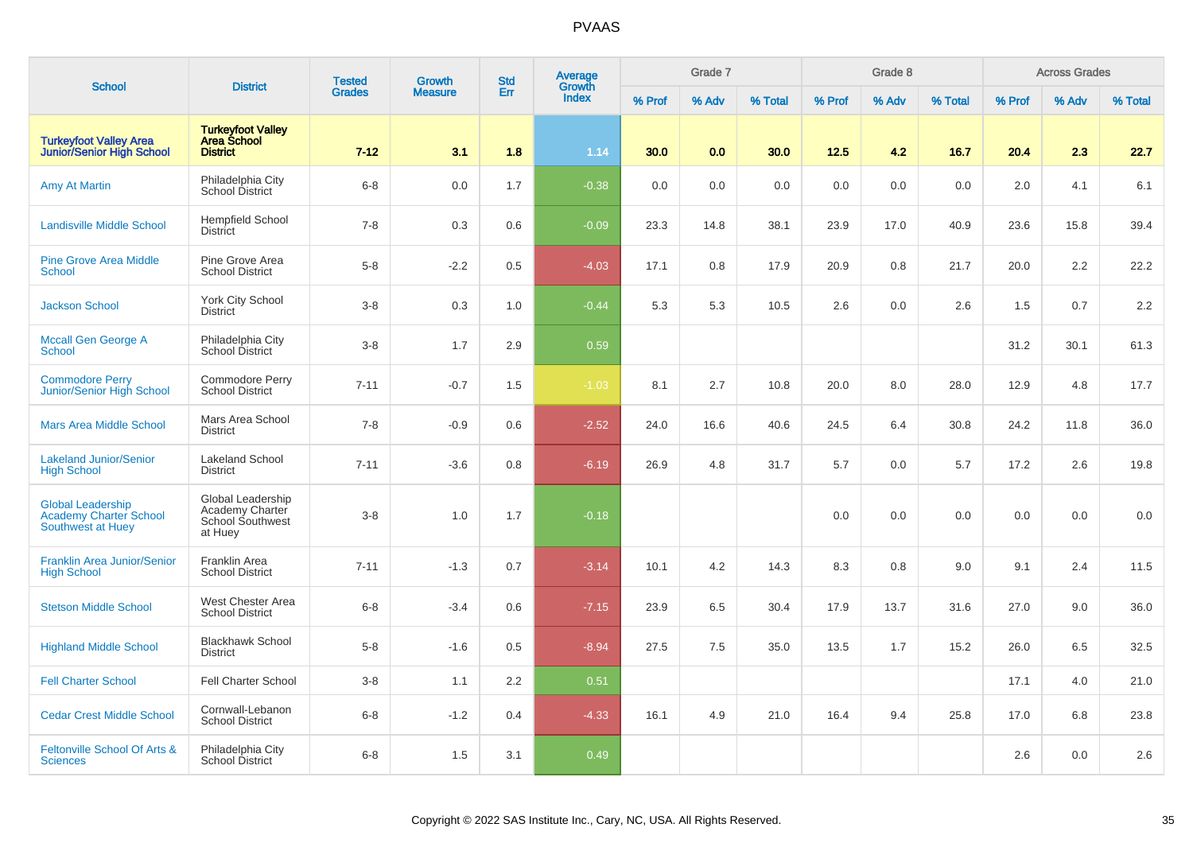| School | District | Tested Grades | Growth Measure | Std Err | Average Growth Index | Grade 7 | | | Grade 8 | | | Across Grades | | |
|---|---|---|---|---|---|---|---|---|---|---|---|---|---|---|
| | | | | | | % Prof | % Adv | % Total | % Prof | % Adv | % Total | % Prof | % Adv | % Total |
| **Turkeyfoot Valley Area Junior/Senior High School** | **Turkeyfoot Valley Area School District** | **7-12** | **3.1** | **1.8** | **1.14** | **30.0** | **0.0** | **30.0** | **12.5** | **4.2** | **16.7** | **20.4** | **2.3** | **22.7** |
| Amy At Martin | Philadelphia City School District | 6-8 | 0.0 | 1.7 | -0.38 | 0.0 | 0.0 | 0.0 | 0.0 | 0.0 | 0.0 | 2.0 | 4.1 | 6.1 |
| Landisville Middle School | Hempfield School District | 7-8 | 0.3 | 0.6 | -0.09 | 23.3 | 14.8 | 38.1 | 23.9 | 17.0 | 40.9 | 23.6 | 15.8 | 39.4 |
| Pine Grove Area Middle School | Pine Grove Area School District | 5-8 | -2.2 | 0.5 | -4.03 | 17.1 | 0.8 | 17.9 | 20.9 | 0.8 | 21.7 | 20.0 | 2.2 | 22.2 |
| Jackson School | York City School District | 3-8 | 0.3 | 1.0 | -0.44 | 5.3 | 5.3 | 10.5 | 2.6 | 0.0 | 2.6 | 1.5 | 0.7 | 2.2 |
| Mccall Gen George A School | Philadelphia City School District | 3-8 | 1.7 | 2.9 | 0.59 | | | | | | | 31.2 | 30.1 | 61.3 |
| Commodore Perry Junior/Senior High School | Commodore Perry School District | 7-11 | -0.7 | 1.5 | -1.03 | 8.1 | 2.7 | 10.8 | 20.0 | 8.0 | 28.0 | 12.9 | 4.8 | 17.7 |
| Mars Area Middle School | Mars Area School District | 7-8 | -0.9 | 0.6 | -2.52 | 24.0 | 16.6 | 40.6 | 24.5 | 6.4 | 30.8 | 24.2 | 11.8 | 36.0 |
| Lakeland Junior/Senior High School | Lakeland School District | 7-11 | -3.6 | 0.8 | -6.19 | 26.9 | 4.8 | 31.7 | 5.7 | 0.0 | 5.7 | 17.2 | 2.6 | 19.8 |
| Global Leadership Academy Charter School Southwest at Huey | Global Leadership Academy Charter School Southwest at Huey | 3-8 | 1.0 | 1.7 | -0.18 | | | | 0.0 | 0.0 | 0.0 | 0.0 | 0.0 | 0.0 |
| Franklin Area Junior/Senior High School | Franklin Area School District | 7-11 | -1.3 | 0.7 | -3.14 | 10.1 | 4.2 | 14.3 | 8.3 | 0.8 | 9.0 | 9.1 | 2.4 | 11.5 |
| Stetson Middle School | West Chester Area School District | 6-8 | -3.4 | 0.6 | -7.15 | 23.9 | 6.5 | 30.4 | 17.9 | 13.7 | 31.6 | 27.0 | 9.0 | 36.0 |
| Highland Middle School | Blackhawk School District | 5-8 | -1.6 | 0.5 | -8.94 | 27.5 | 7.5 | 35.0 | 13.5 | 1.7 | 15.2 | 26.0 | 6.5 | 32.5 |
| Fell Charter School | Fell Charter School | 3-8 | 1.1 | 2.2 | 0.51 | | | | | | | 17.1 | 4.0 | 21.0 |
| Cedar Crest Middle School | Cornwall-Lebanon School District | 6-8 | -1.2 | 0.4 | -4.33 | 16.1 | 4.9 | 21.0 | 16.4 | 9.4 | 25.8 | 17.0 | 6.8 | 23.8 |
| Feltonville School Of Arts & Sciences | Philadelphia City School District | 6-8 | 1.5 | 3.1 | 0.49 | | | | | | | 2.6 | 0.0 | 2.6 |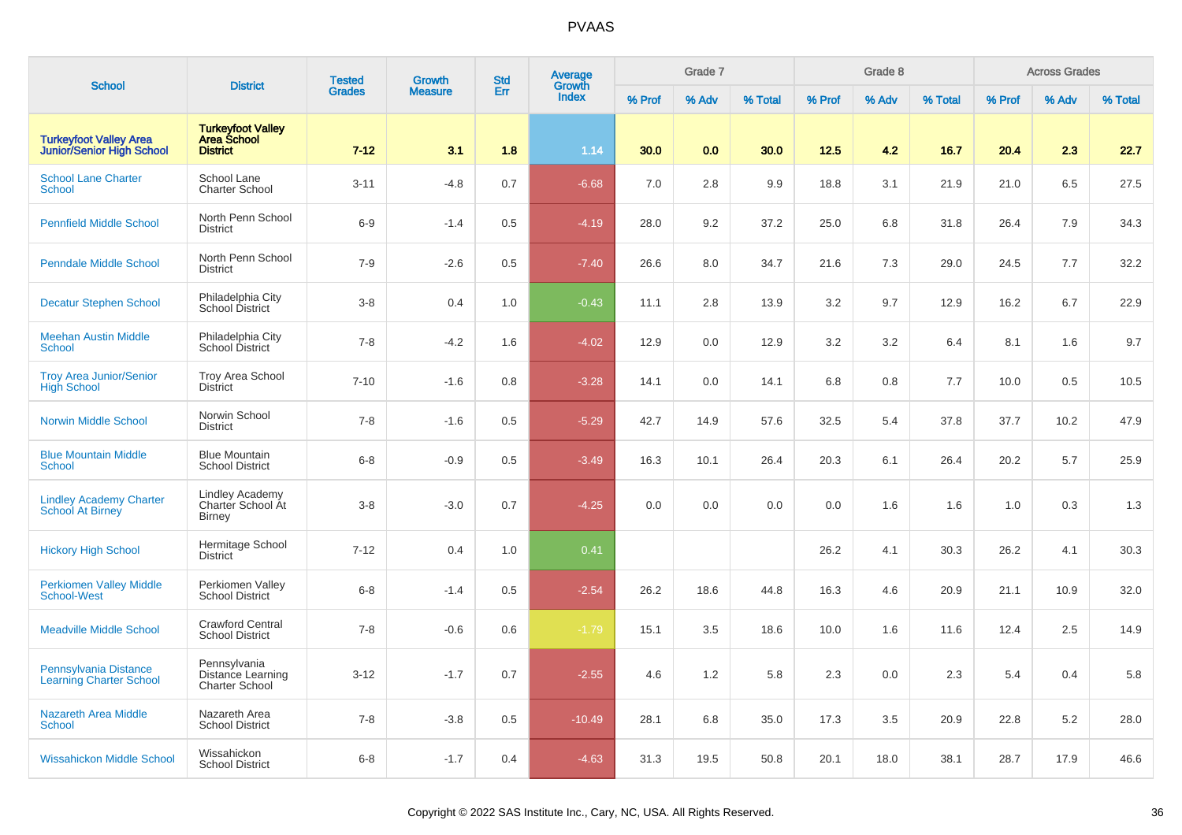# PVAAS

| School | District | Tested Grades | Growth Measure | Std Err | Average Growth Index | Grade 7 | | | Grade 8 | | | Across Grades | | |
|---|---|---|---|---|---|---|---|---|---|---|---|---|---|---|
| | | | | | | % Prof | % Adv | % Total | % Prof | % Adv | % Total | % Prof | % Adv | % Total |
| **Turkeyfoot Valley Area Junior/Senior High School** | **Turkeyfoot Valley Area School District** | **7-12** | **3.1** | **1.8** | **1.14** | **30.0** | **0.0** | **30.0** | **12.5** | **4.2** | **16.7** | **20.4** | **2.3** | **22.7** |
| School Lane Charter School | School Lane Charter School | 3-11 | -4.8 | 0.7 | -6.68 | 7.0 | 2.8 | 9.9 | 18.8 | 3.1 | 21.9 | 21.0 | 6.5 | 27.5 |
| Pennfield Middle School | North Penn School District | 6-9 | -1.4 | 0.5 | -4.19 | 28.0 | 9.2 | 37.2 | 25.0 | 6.8 | 31.8 | 26.4 | 7.9 | 34.3 |
| Penndale Middle School | North Penn School District | 7-9 | -2.6 | 0.5 | -7.40 | 26.6 | 8.0 | 34.7 | 21.6 | 7.3 | 29.0 | 24.5 | 7.7 | 32.2 |
| Decatur Stephen School | Philadelphia City School District | 3-8 | 0.4 | 1.0 | -0.43 | 11.1 | 2.8 | 13.9 | 3.2 | 9.7 | 12.9 | 16.2 | 6.7 | 22.9 |
| Meehan Austin Middle School | Philadelphia City School District | 7-8 | -4.2 | 1.6 | -4.02 | 12.9 | 0.0 | 12.9 | 3.2 | 3.2 | 6.4 | 8.1 | 1.6 | 9.7 |
| Troy Area Junior/Senior High School | Troy Area School District | 7-10 | -1.6 | 0.8 | -3.28 | 14.1 | 0.0 | 14.1 | 6.8 | 0.8 | 7.7 | 10.0 | 0.5 | 10.5 |
| Norwin Middle School | Norwin School District | 7-8 | -1.6 | 0.5 | -5.29 | 42.7 | 14.9 | 57.6 | 32.5 | 5.4 | 37.8 | 37.7 | 10.2 | 47.9 |
| Blue Mountain Middle School | Blue Mountain School District | 6-8 | -0.9 | 0.5 | -3.49 | 16.3 | 10.1 | 26.4 | 20.3 | 6.1 | 26.4 | 20.2 | 5.7 | 25.9 |
| Lindley Academy Charter School At Birney | Lindley Academy Charter School At Birney | 3-8 | -3.0 | 0.7 | -4.25 | 0.0 | 0.0 | 0.0 | 0.0 | 1.6 | 1.6 | 1.0 | 0.3 | 1.3 |
| Hickory High School | Hermitage School District | 7-12 | 0.4 | 1.0 | 0.41 | | | | 26.2 | 4.1 | 30.3 | 26.2 | 4.1 | 30.3 |
| Perkiomen Valley Middle School-West | Perkiomen Valley School District | 6-8 | -1.4 | 0.5 | -2.54 | 26.2 | 18.6 | 44.8 | 16.3 | 4.6 | 20.9 | 21.1 | 10.9 | 32.0 |
| Meadville Middle School | Crawford Central School District | 7-8 | -0.6 | 0.6 | -1.79 | 15.1 | 3.5 | 18.6 | 10.0 | 1.6 | 11.6 | 12.4 | 2.5 | 14.9 |
| Pennsylvania Distance Learning Charter School | Pennsylvania Distance Learning Charter School | 3-12 | -1.7 | 0.7 | -2.55 | 4.6 | 1.2 | 5.8 | 2.3 | 0.0 | 2.3 | 5.4 | 0.4 | 5.8 |
| Nazareth Area Middle School | Nazareth Area School District | 7-8 | -3.8 | 0.5 | -10.49 | 28.1 | 6.8 | 35.0 | 17.3 | 3.5 | 20.9 | 22.8 | 5.2 | 28.0 |
| Wissahickon Middle School | Wissahickon School District | 6-8 | -1.7 | 0.4 | -4.63 | 31.3 | 19.5 | 50.8 | 20.1 | 18.0 | 38.1 | 28.7 | 17.9 | 46.6 |

Copyright © 2022 SAS Institute Inc., Cary, NC, USA. All Rights Reserved.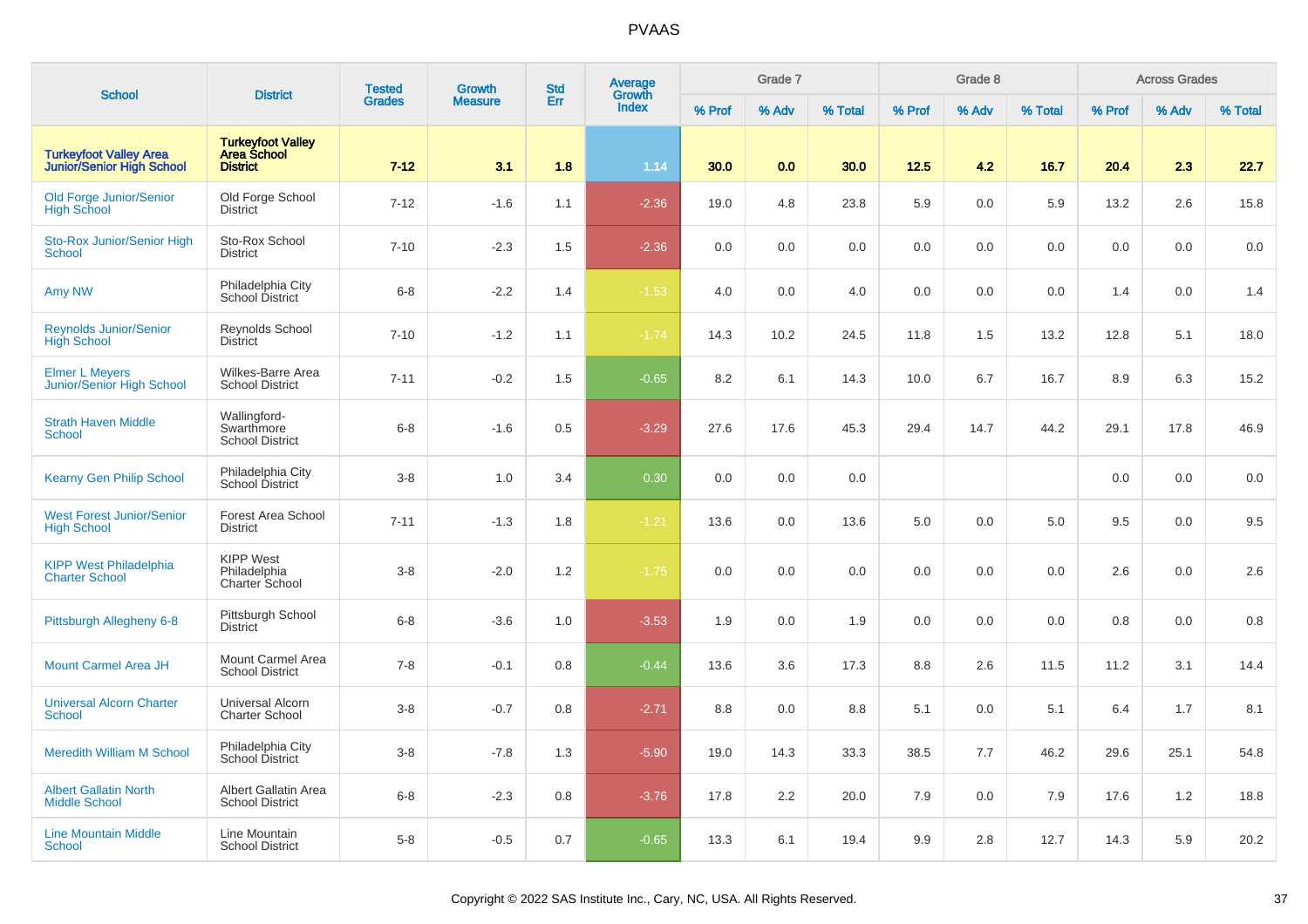# PVAAS

| School | District | Tested Grades | Growth Measure | Std Err | Average Growth Index | Grade 7 | | | Grade 8 | | | Across Grades | | |
|---|---|---|---|---|---|---|---|---|---|---|---|---|---|---|
| | | | | | | % Prof | % Adv | % Total | % Prof | % Adv | % Total | % Prof | % Adv | % Total |
| **Turkeyfoot Valley Area Junior/Senior High School** | **Turkeyfoot Valley Area School District** | **7-12** | **3.1** | **1.8** | **1.14** | **30.0** | **0.0** | **30.0** | **12.5** | **4.2** | **16.7** | **20.4** | **2.3** | **22.7** |
| Old Forge Junior/Senior High School | Old Forge School District | 7-12 | -1.6 | 1.1 | -2.36 | 19.0 | 4.8 | 23.8 | 5.9 | 0.0 | 5.9 | 13.2 | 2.6 | 15.8 |
| Sto-Rox Junior/Senior High School | Sto-Rox School District | 7-10 | -2.3 | 1.5 | -2.36 | 0.0 | 0.0 | 0.0 | 0.0 | 0.0 | 0.0 | 0.0 | 0.0 | 0.0 |
| Amy NW | Philadelphia City School District | 6-8 | -2.2 | 1.4 | -1.53 | 4.0 | 0.0 | 4.0 | 0.0 | 0.0 | 0.0 | 1.4 | 0.0 | 1.4 |
| Reynolds Junior/Senior High School | Reynolds School District | 7-10 | -1.2 | 1.1 | -1.74 | 14.3 | 10.2 | 24.5 | 11.8 | 1.5 | 13.2 | 12.8 | 5.1 | 18.0 |
| Elmer L Meyers Junior/Senior High School | Wilkes-Barre Area School District | 7-11 | -0.2 | 1.5 | -0.65 | 8.2 | 6.1 | 14.3 | 10.0 | 6.7 | 16.7 | 8.9 | 6.3 | 15.2 |
| Strath Haven Middle School | Wallingford-Swarthmore School District | 6-8 | -1.6 | 0.5 | -3.29 | 27.6 | 17.6 | 45.3 | 29.4 | 14.7 | 44.2 | 29.1 | 17.8 | 46.9 |
| Kearny Gen Philip School | Philadelphia City School District | 3-8 | 1.0 | 3.4 | 0.30 | 0.0 | 0.0 | 0.0 | | | | 0.0 | 0.0 | 0.0 |
| West Forest Junior/Senior High School | Forest Area School District | 7-11 | -1.3 | 1.8 | -1.21 | 13.6 | 0.0 | 13.6 | 5.0 | 0.0 | 5.0 | 9.5 | 0.0 | 9.5 |
| KIPP West Philadelphia Charter School | KIPP West Philadelphia Charter School | 3-8 | -2.0 | 1.2 | -1.75 | 0.0 | 0.0 | 0.0 | 0.0 | 0.0 | 0.0 | 2.6 | 0.0 | 2.6 |
| Pittsburgh Allegheny 6-8 | Pittsburgh School District | 6-8 | -3.6 | 1.0 | -3.53 | 1.9 | 0.0 | 1.9 | 0.0 | 0.0 | 0.0 | 0.8 | 0.0 | 0.8 |
| Mount Carmel Area JH | Mount Carmel Area School District | 7-8 | -0.1 | 0.8 | -0.44 | 13.6 | 3.6 | 17.3 | 8.8 | 2.6 | 11.5 | 11.2 | 3.1 | 14.4 |
| Universal Alcorn Charter School | Universal Alcorn Charter School | 3-8 | -0.7 | 0.8 | -2.71 | 8.8 | 0.0 | 8.8 | 5.1 | 0.0 | 5.1 | 6.4 | 1.7 | 8.1 |
| Meredith William M School | Philadelphia City School District | 3-8 | -7.8 | 1.3 | -5.90 | 19.0 | 14.3 | 33.3 | 38.5 | 7.7 | 46.2 | 29.6 | 25.1 | 54.8 |
| Albert Gallatin North Middle School | Albert Gallatin Area School District | 6-8 | -2.3 | 0.8 | -3.76 | 17.8 | 2.2 | 20.0 | 7.9 | 0.0 | 7.9 | 17.6 | 1.2 | 18.8 |
| Line Mountain Middle School | Line Mountain School District | 5-8 | -0.5 | 0.7 | -0.65 | 13.3 | 6.1 | 19.4 | 9.9 | 2.8 | 12.7 | 14.3 | 5.9 | 20.2 |

Copyright © 2022 SAS Institute Inc., Cary, NC, USA. All Rights Reserved.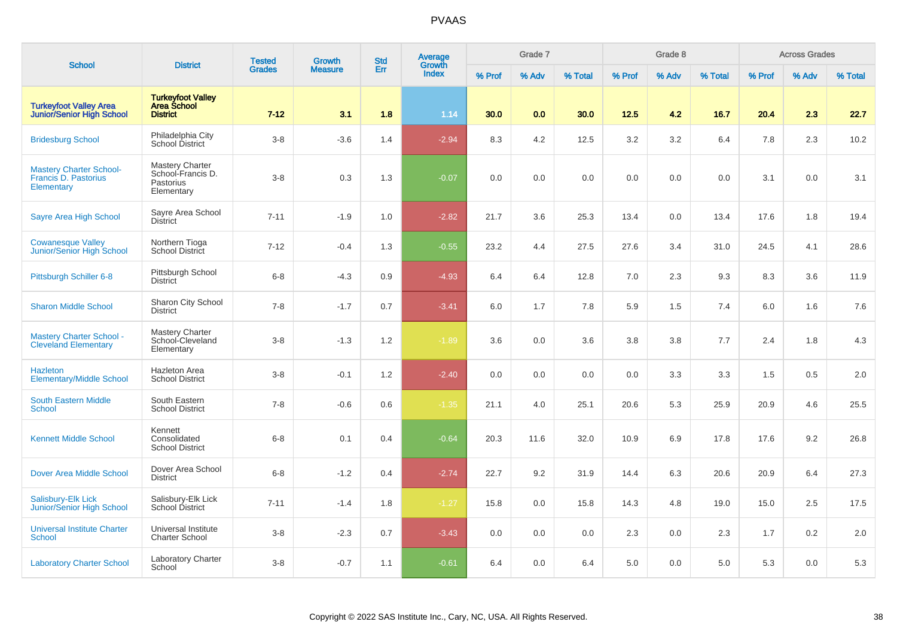# PVAAS

| School | District | Tested Grades | Growth Measure | Std Err | Average Growth Index | Grade 7 | | | Grade 8 | | | Across Grades | | |
|---|---|---|---|---|---|---|---|---|---|---|---|---|---|---|
| | | | | | | % Prof | % Adv | % Total | % Prof | % Adv | % Total | % Prof | % Adv | % Total |
| **Turkeyfoot Valley Area Junior/Senior High School** | **Turkeyfoot Valley Area School District** | **7-12** | **3.1** | **1.8** | **1.14** | **30.0** | **0.0** | **30.0** | **12.5** | **4.2** | **16.7** | **20.4** | **2.3** | **22.7** |
| Bridesburg School | Philadelphia City School District | 3-8 | -3.6 | 1.4 | -2.94 | 8.3 | 4.2 | 12.5 | 3.2 | 3.2 | 6.4 | 7.8 | 2.3 | 10.2 |
| Mastery Charter School-Francis D. Pastorius Elementary | Mastery Charter School-Francis D. Pastorius Elementary | 3-8 | 0.3 | 1.3 | -0.07 | 0.0 | 0.0 | 0.0 | 0.0 | 0.0 | 0.0 | 3.1 | 0.0 | 3.1 |
| Sayre Area High School | Sayre Area School District | 7-11 | -1.9 | 1.0 | -2.82 | 21.7 | 3.6 | 25.3 | 13.4 | 0.0 | 13.4 | 17.6 | 1.8 | 19.4 |
| Cowanesque Valley Junior/Senior High School | Northern Tioga School District | 7-12 | -0.4 | 1.3 | -0.55 | 23.2 | 4.4 | 27.5 | 27.6 | 3.4 | 31.0 | 24.5 | 4.1 | 28.6 |
| Pittsburgh Schiller 6-8 | Pittsburgh School District | 6-8 | -4.3 | 0.9 | -4.93 | 6.4 | 6.4 | 12.8 | 7.0 | 2.3 | 9.3 | 8.3 | 3.6 | 11.9 |
| Sharon Middle School | Sharon City School District | 7-8 | -1.7 | 0.7 | -3.41 | 6.0 | 1.7 | 7.8 | 5.9 | 1.5 | 7.4 | 6.0 | 1.6 | 7.6 |
| Mastery Charter School - Cleveland Elementary | Mastery Charter School-Cleveland Elementary | 3-8 | -1.3 | 1.2 | -1.89 | 3.6 | 0.0 | 3.6 | 3.8 | 3.8 | 7.7 | 2.4 | 1.8 | 4.3 |
| Hazleton Elementary/Middle School | Hazleton Area School District | 3-8 | -0.1 | 1.2 | -2.40 | 0.0 | 0.0 | 0.0 | 0.0 | 3.3 | 3.3 | 1.5 | 0.5 | 2.0 |
| South Eastern Middle School | South Eastern School District | 7-8 | -0.6 | 0.6 | -1.35 | 21.1 | 4.0 | 25.1 | 20.6 | 5.3 | 25.9 | 20.9 | 4.6 | 25.5 |
| Kennett Middle School | Kennett Consolidated School District | 6-8 | 0.1 | 0.4 | -0.64 | 20.3 | 11.6 | 32.0 | 10.9 | 6.9 | 17.8 | 17.6 | 9.2 | 26.8 |
| Dover Area Middle School | Dover Area School District | 6-8 | -1.2 | 0.4 | -2.74 | 22.7 | 9.2 | 31.9 | 14.4 | 6.3 | 20.6 | 20.9 | 6.4 | 27.3 |
| Salisbury-Elk Lick Junior/Senior High School | Salisbury-Elk Lick School District | 7-11 | -1.4 | 1.8 | -1.27 | 15.8 | 0.0 | 15.8 | 14.3 | 4.8 | 19.0 | 15.0 | 2.5 | 17.5 |
| Universal Institute Charter School | Universal Institute Charter School | 3-8 | -2.3 | 0.7 | -3.43 | 0.0 | 0.0 | 0.0 | 2.3 | 0.0 | 2.3 | 1.7 | 0.2 | 2.0 |
| Laboratory Charter School | Laboratory Charter School | 3-8 | -0.7 | 1.1 | -0.61 | 6.4 | 0.0 | 6.4 | 5.0 | 0.0 | 5.0 | 5.3 | 0.0 | 5.3 |

Copyright © 2022 SAS Institute Inc., Cary, NC, USA. All Rights Reserved.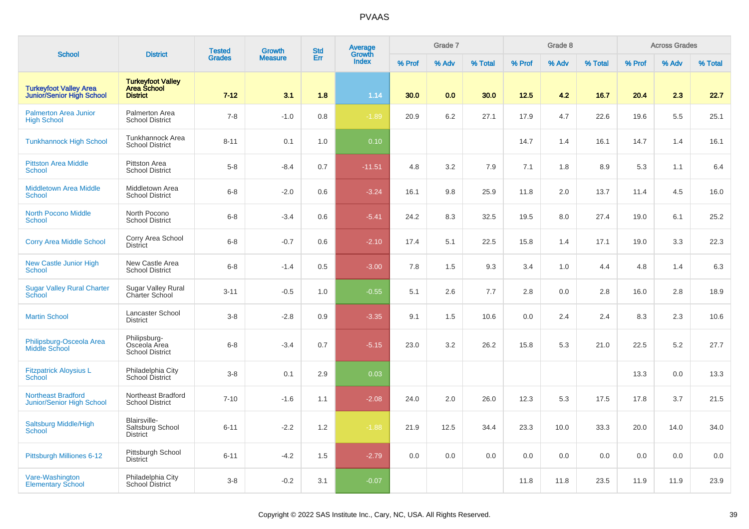# PVAAS

| School | District | Tested Grades | Growth Measure | Std Err | Average Growth Index | Grade 7 | | | Grade 8 | | | Across Grades | | |
|---|---|---|---|---|---|---|---|---|---|---|---|---|---|---|
| | | | | | | % Prof | % Adv | % Total | % Prof | % Adv | % Total | % Prof | % Adv | % Total |
| **Turkeyfoot Valley Area Junior/Senior High School** | **Turkeyfoot Valley Area School District** | **7-12** | **3.1** | **1.8** | **1.14** | **30.0** | **0.0** | **30.0** | **12.5** | **4.2** | **16.7** | **20.4** | **2.3** | **22.7** |
| Palmerton Area Junior High School | Palmerton Area School District | 7-8 | -1.0 | 0.8 | -1.89 | 20.9 | 6.2 | 27.1 | 17.9 | 4.7 | 22.6 | 19.6 | 5.5 | 25.1 |
| Tunkhannock High School | Tunkhannock Area School District | 8-11 | 0.1 | 1.0 | 0.10 | | | | 14.7 | 1.4 | 16.1 | 14.7 | 1.4 | 16.1 |
| Pittston Area Middle School | Pittston Area School District | 5-8 | -8.4 | 0.7 | -11.51 | 4.8 | 3.2 | 7.9 | 7.1 | 1.8 | 8.9 | 5.3 | 1.1 | 6.4 |
| Middletown Area Middle School | Middletown Area School District | 6-8 | -2.0 | 0.6 | -3.24 | 16.1 | 9.8 | 25.9 | 11.8 | 2.0 | 13.7 | 11.4 | 4.5 | 16.0 |
| North Pocono Middle School | North Pocono School District | 6-8 | -3.4 | 0.6 | -5.41 | 24.2 | 8.3 | 32.5 | 19.5 | 8.0 | 27.4 | 19.0 | 6.1 | 25.2 |
| Corry Area Middle School | Corry Area School District | 6-8 | -0.7 | 0.6 | -2.10 | 17.4 | 5.1 | 22.5 | 15.8 | 1.4 | 17.1 | 19.0 | 3.3 | 22.3 |
| New Castle Junior High School | New Castle Area School District | 6-8 | -1.4 | 0.5 | -3.00 | 7.8 | 1.5 | 9.3 | 3.4 | 1.0 | 4.4 | 4.8 | 1.4 | 6.3 |
| Sugar Valley Rural Charter School | Sugar Valley Rural Charter School | 3-11 | -0.5 | 1.0 | -0.55 | 5.1 | 2.6 | 7.7 | 2.8 | 0.0 | 2.8 | 16.0 | 2.8 | 18.9 |
| Martin School | Lancaster School District | 3-8 | -2.8 | 0.9 | -3.35 | 9.1 | 1.5 | 10.6 | 0.0 | 2.4 | 2.4 | 8.3 | 2.3 | 10.6 |
| Philipsburg-Osceola Area Middle School | Philipsburg-Osceola Area School District | 6-8 | -3.4 | 0.7 | -5.15 | 23.0 | 3.2 | 26.2 | 15.8 | 5.3 | 21.0 | 22.5 | 5.2 | 27.7 |
| Fitzpatrick Aloysius L School | Philadelphia City School District | 3-8 | 0.1 | 2.9 | 0.03 | | | | | | | 13.3 | 0.0 | 13.3 |
| Northeast Bradford Junior/Senior High School | Northeast Bradford School District | 7-10 | -1.6 | 1.1 | -2.08 | 24.0 | 2.0 | 26.0 | 12.3 | 5.3 | 17.5 | 17.8 | 3.7 | 21.5 |
| Saltsburg Middle/High School | Blairsville-Saltsburg School District | 6-11 | -2.2 | 1.2 | -1.88 | 21.9 | 12.5 | 34.4 | 23.3 | 10.0 | 33.3 | 20.0 | 14.0 | 34.0 |
| Pittsburgh Milliones 6-12 | Pittsburgh School District | 6-11 | -4.2 | 1.5 | -2.79 | 0.0 | 0.0 | 0.0 | 0.0 | 0.0 | 0.0 | 0.0 | 0.0 | 0.0 |
| Vare-Washington Elementary School | Philadelphia City School District | 3-8 | -0.2 | 3.1 | -0.07 | | | | 11.8 | 11.8 | 23.5 | 11.9 | 11.9 | 23.9 |

Copyright © 2022 SAS Institute Inc., Cary, NC, USA. All Rights Reserved.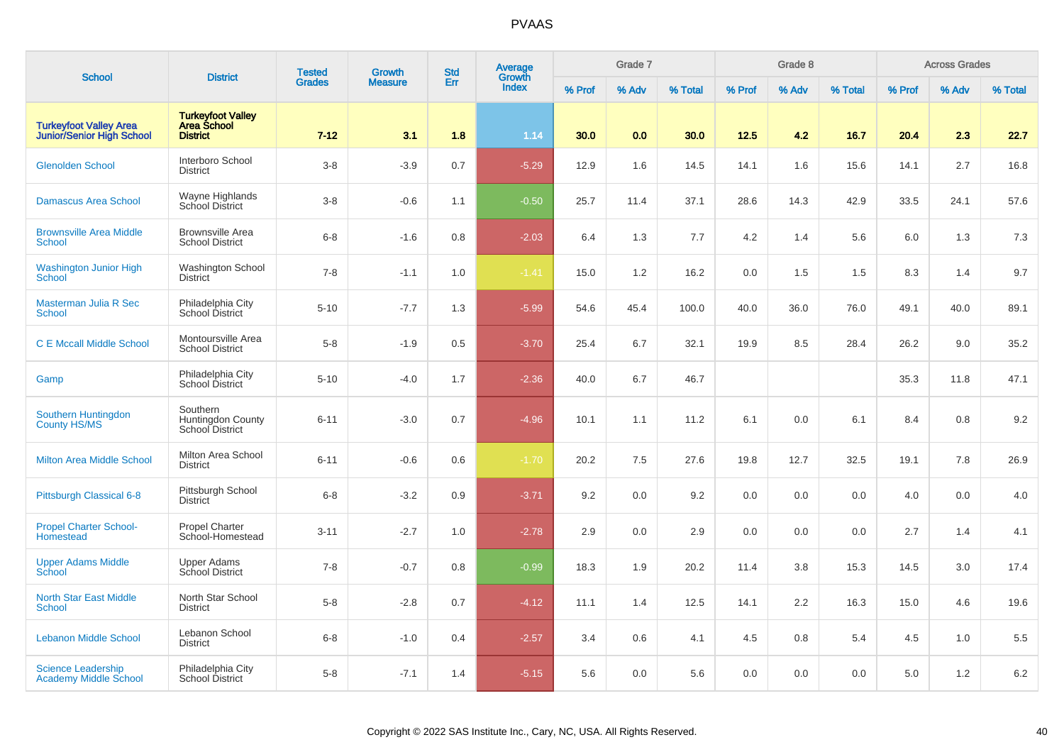# PVAAS

| School | District | Tested Grades | Growth Measure | Std Err | Average Growth Index | Grade 7 | | | Grade 8 | | | Across Grades | | |
|---|---|---|---|---|---|---|---|---|---|---|---|---|---|---|
| | | | | | | % Prof | % Adv | % Total | % Prof | % Adv | % Total | % Prof | % Adv | % Total |
| **Turkeyfoot Valley Area Junior/Senior High School** | **Turkeyfoot Valley Area School District** | **7-12** | **3.1** | **1.8** | **1.14** | **30.0** | **0.0** | **30.0** | **12.5** | **4.2** | **16.7** | **20.4** | **2.3** | **22.7** |
| Glenolden School | Interboro School District | 3-8 | -3.9 | 0.7 | -5.29 | 12.9 | 1.6 | 14.5 | 14.1 | 1.6 | 15.6 | 14.1 | 2.7 | 16.8 |
| Damascus Area School | Wayne Highlands School District | 3-8 | -0.6 | 1.1 | -0.50 | 25.7 | 11.4 | 37.1 | 28.6 | 14.3 | 42.9 | 33.5 | 24.1 | 57.6 |
| Brownsville Area Middle School | Brownsville Area School District | 6-8 | -1.6 | 0.8 | -2.03 | 6.4 | 1.3 | 7.7 | 4.2 | 1.4 | 5.6 | 6.0 | 1.3 | 7.3 |
| Washington Junior High School | Washington School District | 7-8 | -1.1 | 1.0 | -1.41 | 15.0 | 1.2 | 16.2 | 0.0 | 1.5 | 1.5 | 8.3 | 1.4 | 9.7 |
| Masterman Julia R Sec School | Philadelphia City School District | 5-10 | -7.7 | 1.3 | -5.99 | 54.6 | 45.4 | 100.0 | 40.0 | 36.0 | 76.0 | 49.1 | 40.0 | 89.1 |
| C E Mccall Middle School | Montoursville Area School District | 5-8 | -1.9 | 0.5 | -3.70 | 25.4 | 6.7 | 32.1 | 19.9 | 8.5 | 28.4 | 26.2 | 9.0 | 35.2 |
| Gamp | Philadelphia City School District | 5-10 | -4.0 | 1.7 | -2.36 | 40.0 | 6.7 | 46.7 | | | | 35.3 | 11.8 | 47.1 |
| Southern Huntingdon County HS/MS | Southern Huntingdon County School District | 6-11 | -3.0 | 0.7 | -4.96 | 10.1 | 1.1 | 11.2 | 6.1 | 0.0 | 6.1 | 8.4 | 0.8 | 9.2 |
| Milton Area Middle School | Milton Area School District | 6-11 | -0.6 | 0.6 | -1.70 | 20.2 | 7.5 | 27.6 | 19.8 | 12.7 | 32.5 | 19.1 | 7.8 | 26.9 |
| Pittsburgh Classical 6-8 | Pittsburgh School District | 6-8 | -3.2 | 0.9 | -3.71 | 9.2 | 0.0 | 9.2 | 0.0 | 0.0 | 0.0 | 4.0 | 0.0 | 4.0 |
| Propel Charter School-Homestead | Propel Charter School-Homestead | 3-11 | -2.7 | 1.0 | -2.78 | 2.9 | 0.0 | 2.9 | 0.0 | 0.0 | 0.0 | 2.7 | 1.4 | 4.1 |
| Upper Adams Middle School | Upper Adams School District | 7-8 | -0.7 | 0.8 | -0.99 | 18.3 | 1.9 | 20.2 | 11.4 | 3.8 | 15.3 | 14.5 | 3.0 | 17.4 |
| North Star East Middle School | North Star School District | 5-8 | -2.8 | 0.7 | -4.12 | 11.1 | 1.4 | 12.5 | 14.1 | 2.2 | 16.3 | 15.0 | 4.6 | 19.6 |
| Lebanon Middle School | Lebanon School District | 6-8 | -1.0 | 0.4 | -2.57 | 3.4 | 0.6 | 4.1 | 4.5 | 0.8 | 5.4 | 4.5 | 1.0 | 5.5 |
| Science Leadership Academy Middle School | Philadelphia City School District | 5-8 | -7.1 | 1.4 | -5.15 | 5.6 | 0.0 | 5.6 | 0.0 | 0.0 | 0.0 | 5.0 | 1.2 | 6.2 |

Copyright © 2022 SAS Institute Inc., Cary, NC, USA. All Rights Reserved.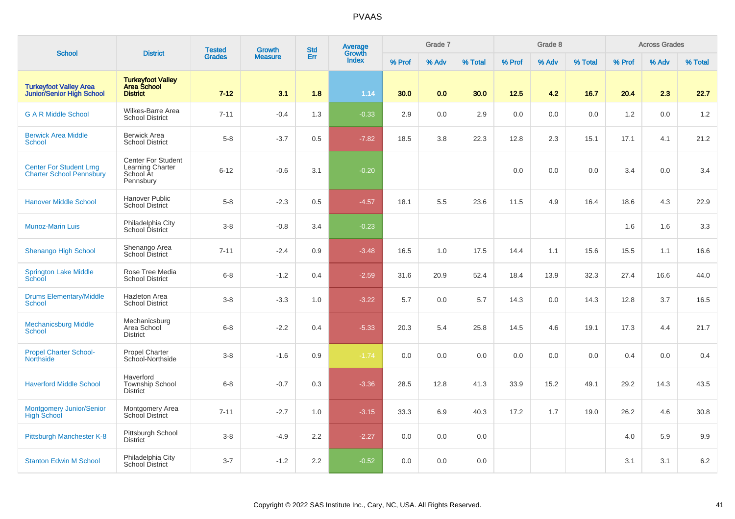# PVAAS

| School | District | Tested Grades | Growth Measure | Std Err | Average Growth Index | Grade 7 | | | Grade 8 | | | Across Grades | | |
|---|---|---|---|---|---|---|---|---|---|---|---|---|---|---|
| | | | | | | % Prof | % Adv | % Total | % Prof | % Adv | % Total | % Prof | % Adv | % Total |
| **Turkeyfoot Valley Area Junior/Senior High School** | **Turkeyfoot Valley Area School District** | **7-12** | **3.1** | **1.8** | **1.14** | **30.0** | **0.0** | **30.0** | **12.5** | **4.2** | **16.7** | **20.4** | **2.3** | **22.7** |
| G A R Middle School | Wilkes-Barre Area School District | 7-11 | -0.4 | 1.3 | -0.33 | 2.9 | 0.0 | 2.9 | 0.0 | 0.0 | 0.0 | 1.2 | 0.0 | 1.2 |
| Berwick Area Middle School | Berwick Area School District | 5-8 | -3.7 | 0.5 | -7.82 | 18.5 | 3.8 | 22.3 | 12.8 | 2.3 | 15.1 | 17.1 | 4.1 | 21.2 |
| Center For Student Lrng Charter School Pennsbury | Center For Student Learning Charter School At Pennsbury | 6-12 | -0.6 | 3.1 | -0.20 | | | | 0.0 | 0.0 | 0.0 | 3.4 | 0.0 | 3.4 |
| Hanover Middle School | Hanover Public School District | 5-8 | -2.3 | 0.5 | -4.57 | 18.1 | 5.5 | 23.6 | 11.5 | 4.9 | 16.4 | 18.6 | 4.3 | 22.9 |
| Munoz-Marin Luis | Philadelphia City School District | 3-8 | -0.8 | 3.4 | -0.23 | | | | | | | 1.6 | 1.6 | 3.3 |
| Shenango High School | Shenango Area School District | 7-11 | -2.4 | 0.9 | -3.48 | 16.5 | 1.0 | 17.5 | 14.4 | 1.1 | 15.6 | 15.5 | 1.1 | 16.6 |
| Springton Lake Middle School | Rose Tree Media School District | 6-8 | -1.2 | 0.4 | -2.59 | 31.6 | 20.9 | 52.4 | 18.4 | 13.9 | 32.3 | 27.4 | 16.6 | 44.0 |
| Drums Elementary/Middle School | Hazleton Area School District | 3-8 | -3.3 | 1.0 | -3.22 | 5.7 | 0.0 | 5.7 | 14.3 | 0.0 | 14.3 | 12.8 | 3.7 | 16.5 |
| Mechanicsburg Middle School | Mechanicsburg Area School District | 6-8 | -2.2 | 0.4 | -5.33 | 20.3 | 5.4 | 25.8 | 14.5 | 4.6 | 19.1 | 17.3 | 4.4 | 21.7 |
| Propel Charter School-Northside | Propel Charter School-Northside | 3-8 | -1.6 | 0.9 | -1.74 | 0.0 | 0.0 | 0.0 | 0.0 | 0.0 | 0.0 | 0.4 | 0.0 | 0.4 |
| Haverford Middle School | Haverford Township School District | 6-8 | -0.7 | 0.3 | -3.36 | 28.5 | 12.8 | 41.3 | 33.9 | 15.2 | 49.1 | 29.2 | 14.3 | 43.5 |
| Montgomery Junior/Senior High School | Montgomery Area School District | 7-11 | -2.7 | 1.0 | -3.15 | 33.3 | 6.9 | 40.3 | 17.2 | 1.7 | 19.0 | 26.2 | 4.6 | 30.8 |
| Pittsburgh Manchester K-8 | Pittsburgh School District | 3-8 | -4.9 | 2.2 | -2.27 | 0.0 | 0.0 | 0.0 | | | | 4.0 | 5.9 | 9.9 |
| Stanton Edwin M School | Philadelphia City School District | 3-7 | -1.2 | 2.2 | -0.52 | 0.0 | 0.0 | 0.0 | | | | 3.1 | 3.1 | 6.2 |

Copyright © 2022 SAS Institute Inc., Cary, NC, USA. All Rights Reserved.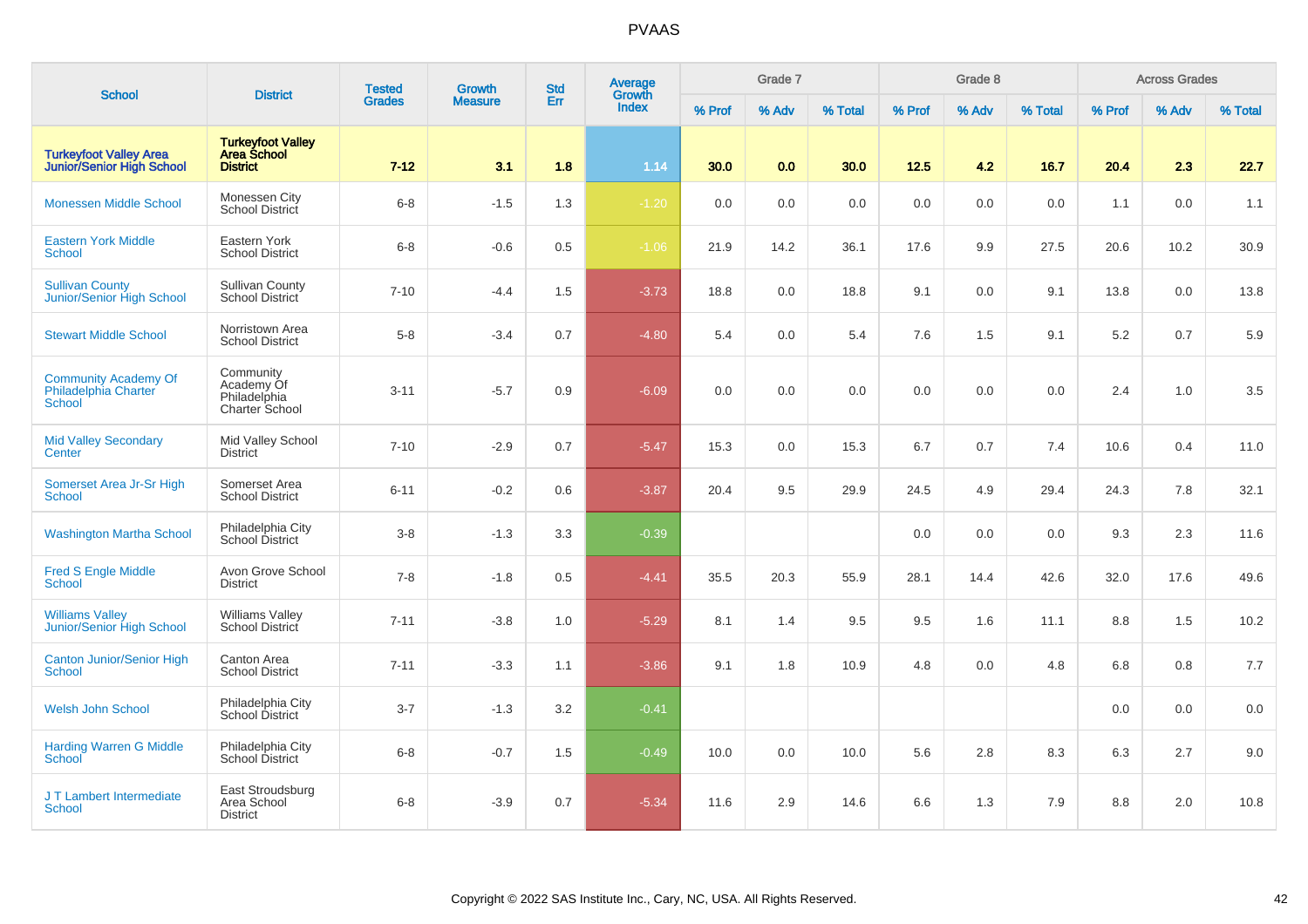# PVAAS

| School | District | Tested Grades | Growth Measure | Std Err | Average Growth Index | Grade 7 | | | Grade 8 | | | Across Grades | | |
|---|---|---|---|---|---|---|---|---|---|---|---|---|---|---|
| | | | | | | % Prof | % Adv | % Total | % Prof | % Adv | % Total | % Prof | % Adv | % Total |
| **Turkeyfoot Valley Area Junior/Senior High School** | **Turkeyfoot Valley Area School District** | **7-12** | **3.1** | **1.8** | **1.14** | **30.0** | **0.0** | **30.0** | **12.5** | **4.2** | **16.7** | **20.4** | **2.3** | **22.7** |
| Monessen Middle School | Monessen City School District | 6-8 | -1.5 | 1.3 | -1.20 | 0.0 | 0.0 | 0.0 | 0.0 | 0.0 | 0.0 | 1.1 | 0.0 | 1.1 |
| Eastern York Middle School | Eastern York School District | 6-8 | -0.6 | 0.5 | -1.06 | 21.9 | 14.2 | 36.1 | 17.6 | 9.9 | 27.5 | 20.6 | 10.2 | 30.9 |
| Sullivan County Junior/Senior High School | Sullivan County School District | 7-10 | -4.4 | 1.5 | -3.73 | 18.8 | 0.0 | 18.8 | 9.1 | 0.0 | 9.1 | 13.8 | 0.0 | 13.8 |
| Stewart Middle School | Norristown Area School District | 5-8 | -3.4 | 0.7 | -4.80 | 5.4 | 0.0 | 5.4 | 7.6 | 1.5 | 9.1 | 5.2 | 0.7 | 5.9 |
| Community Academy Of Philadelphia Charter School | Community Academy Of Philadelphia Charter School | 3-11 | -5.7 | 0.9 | -6.09 | 0.0 | 0.0 | 0.0 | 0.0 | 0.0 | 0.0 | 2.4 | 1.0 | 3.5 |
| Mid Valley Secondary Center | Mid Valley School District | 7-10 | -2.9 | 0.7 | -5.47 | 15.3 | 0.0 | 15.3 | 6.7 | 0.7 | 7.4 | 10.6 | 0.4 | 11.0 |
| Somerset Area Jr-Sr High School | Somerset Area School District | 6-11 | -0.2 | 0.6 | -3.87 | 20.4 | 9.5 | 29.9 | 24.5 | 4.9 | 29.4 | 24.3 | 7.8 | 32.1 |
| Washington Martha School | Philadelphia City School District | 3-8 | -1.3 | 3.3 | -0.39 | | | | 0.0 | 0.0 | 0.0 | 9.3 | 2.3 | 11.6 |
| Fred S Engle Middle School | Avon Grove School District | 7-8 | -1.8 | 0.5 | -4.41 | 35.5 | 20.3 | 55.9 | 28.1 | 14.4 | 42.6 | 32.0 | 17.6 | 49.6 |
| Williams Valley Junior/Senior High School | Williams Valley School District | 7-11 | -3.8 | 1.0 | -5.29 | 8.1 | 1.4 | 9.5 | 9.5 | 1.6 | 11.1 | 8.8 | 1.5 | 10.2 |
| Canton Junior/Senior High School | Canton Area School District | 7-11 | -3.3 | 1.1 | -3.86 | 9.1 | 1.8 | 10.9 | 4.8 | 0.0 | 4.8 | 6.8 | 0.8 | 7.7 |
| Welsh John School | Philadelphia City School District | 3-7 | -1.3 | 3.2 | -0.41 | | | | | | | 0.0 | 0.0 | 0.0 |
| Harding Warren G Middle School | Philadelphia City School District | 6-8 | -0.7 | 1.5 | -0.49 | 10.0 | 0.0 | 10.0 | 5.6 | 2.8 | 8.3 | 6.3 | 2.7 | 9.0 |
| J T Lambert Intermediate School | East Stroudsburg Area School District | 6-8 | -3.9 | 0.7 | -5.34 | 11.6 | 2.9 | 14.6 | 6.6 | 1.3 | 7.9 | 8.8 | 2.0 | 10.8 |

Copyright © 2022 SAS Institute Inc., Cary, NC, USA. All Rights Reserved.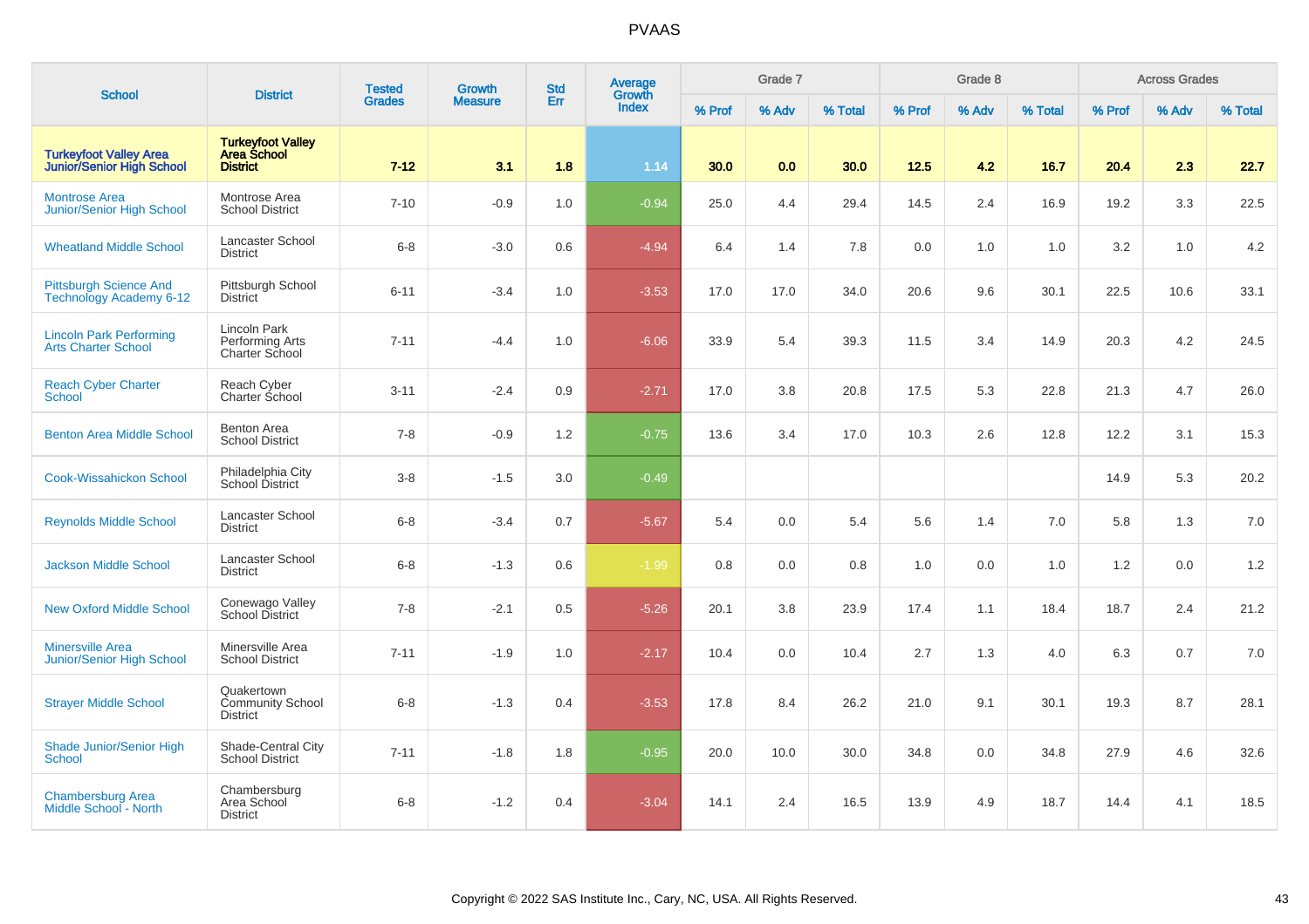# PVAAS

| School | District | Tested Grades | Growth Measure | Std Err | Average Growth Index | Grade 7 | | | Grade 8 | | | Across Grades | | |
|---|---|---|---|---|---|---|---|---|---|---|---|---|---|---|
| | | | | | | % Prof | % Adv | % Total | % Prof | % Adv | % Total | % Prof | % Adv | % Total |
| **Turkeyfoot Valley Area Junior/Senior High School** | **Turkeyfoot Valley Area School District** | **7-12** | **3.1** | **1.8** | **1.14** | **30.0** | **0.0** | **30.0** | **12.5** | **4.2** | **16.7** | **20.4** | **2.3** | **22.7** |
| Montrose Area Junior/Senior High School | Montrose Area School District | 7-10 | -0.9 | 1.0 | -0.94 | 25.0 | 4.4 | 29.4 | 14.5 | 2.4 | 16.9 | 19.2 | 3.3 | 22.5 |
| Wheatland Middle School | Lancaster School District | 6-8 | -3.0 | 0.6 | -4.94 | 6.4 | 1.4 | 7.8 | 0.0 | 1.0 | 1.0 | 3.2 | 1.0 | 4.2 |
| Pittsburgh Science And Technology Academy 6-12 | Pittsburgh School District | 6-11 | -3.4 | 1.0 | -3.53 | 17.0 | 17.0 | 34.0 | 20.6 | 9.6 | 30.1 | 22.5 | 10.6 | 33.1 |
| Lincoln Park Performing Arts Charter School | Lincoln Park Performing Arts Charter School | 7-11 | -4.4 | 1.0 | -6.06 | 33.9 | 5.4 | 39.3 | 11.5 | 3.4 | 14.9 | 20.3 | 4.2 | 24.5 |
| Reach Cyber Charter School | Reach Cyber Charter School | 3-11 | -2.4 | 0.9 | -2.71 | 17.0 | 3.8 | 20.8 | 17.5 | 5.3 | 22.8 | 21.3 | 4.7 | 26.0 |
| Benton Area Middle School | Benton Area School District | 7-8 | -0.9 | 1.2 | -0.75 | 13.6 | 3.4 | 17.0 | 10.3 | 2.6 | 12.8 | 12.2 | 3.1 | 15.3 |
| Cook-Wissahickon School | Philadelphia City School District | 3-8 | -1.5 | 3.0 | -0.49 | | | | | | | 14.9 | 5.3 | 20.2 |
| Reynolds Middle School | Lancaster School District | 6-8 | -3.4 | 0.7 | -5.67 | 5.4 | 0.0 | 5.4 | 5.6 | 1.4 | 7.0 | 5.8 | 1.3 | 7.0 |
| Jackson Middle School | Lancaster School District | 6-8 | -1.3 | 0.6 | -1.99 | 0.8 | 0.0 | 0.8 | 1.0 | 0.0 | 1.0 | 1.2 | 0.0 | 1.2 |
| New Oxford Middle School | Conewago Valley School District | 7-8 | -2.1 | 0.5 | -5.26 | 20.1 | 3.8 | 23.9 | 17.4 | 1.1 | 18.4 | 18.7 | 2.4 | 21.2 |
| Minersville Area Junior/Senior High School | Minersville Area School District | 7-11 | -1.9 | 1.0 | -2.17 | 10.4 | 0.0 | 10.4 | 2.7 | 1.3 | 4.0 | 6.3 | 0.7 | 7.0 |
| Strayer Middle School | Quakertown Community School District | 6-8 | -1.3 | 0.4 | -3.53 | 17.8 | 8.4 | 26.2 | 21.0 | 9.1 | 30.1 | 19.3 | 8.7 | 28.1 |
| Shade Junior/Senior High School | Shade-Central City School District | 7-11 | -1.8 | 1.8 | -0.95 | 20.0 | 10.0 | 30.0 | 34.8 | 0.0 | 34.8 | 27.9 | 4.6 | 32.6 |
| Chambersburg Area Middle School - North | Chambersburg Area School District | 6-8 | -1.2 | 0.4 | -3.04 | 14.1 | 2.4 | 16.5 | 13.9 | 4.9 | 18.7 | 14.4 | 4.1 | 18.5 |

Copyright © 2022 SAS Institute Inc., Cary, NC, USA. All Rights Reserved.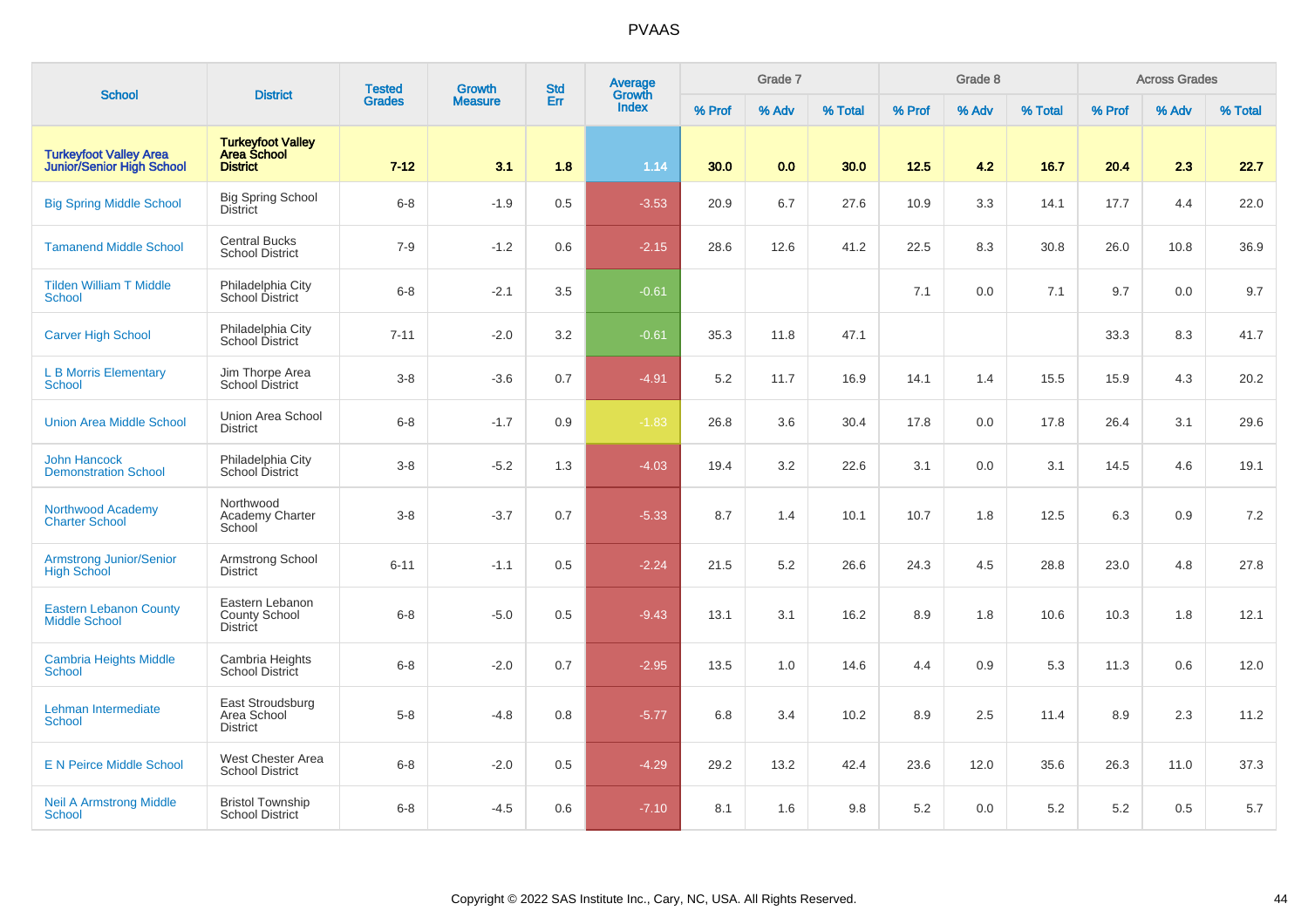# PVAAS

| School | District | Tested Grades | Growth Measure | Std Err | Average Growth Index | Grade 7 | | | Grade 8 | | | Across Grades | | |
|---|---|---|---|---|---|---|---|---|---|---|---|---|---|---|
| | | | | | | % Prof | % Adv | % Total | % Prof | % Adv | % Total | % Prof | % Adv | % Total |
| **Turkeyfoot Valley Area Junior/Senior High School** | **Turkeyfoot Valley Area School District** | **7-12** | **3.1** | **1.8** | **1.14** | **30.0** | **0.0** | **30.0** | **12.5** | **4.2** | **16.7** | **20.4** | **2.3** | **22.7** |
| Big Spring Middle School | Big Spring School District | 6-8 | -1.9 | 0.5 | -3.53 | 20.9 | 6.7 | 27.6 | 10.9 | 3.3 | 14.1 | 17.7 | 4.4 | 22.0 |
| Tamanend Middle School | Central Bucks School District | 7-9 | -1.2 | 0.6 | -2.15 | 28.6 | 12.6 | 41.2 | 22.5 | 8.3 | 30.8 | 26.0 | 10.8 | 36.9 |
| Tilden William T Middle School | Philadelphia City School District | 6-8 | -2.1 | 3.5 | -0.61 | | | | 7.1 | 0.0 | 7.1 | 9.7 | 0.0 | 9.7 |
| Carver High School | Philadelphia City School District | 7-11 | -2.0 | 3.2 | -0.61 | 35.3 | 11.8 | 47.1 | | | | 33.3 | 8.3 | 41.7 |
| L B Morris Elementary School | Jim Thorpe Area School District | 3-8 | -3.6 | 0.7 | -4.91 | 5.2 | 11.7 | 16.9 | 14.1 | 1.4 | 15.5 | 15.9 | 4.3 | 20.2 |
| Union Area Middle School | Union Area School District | 6-8 | -1.7 | 0.9 | -1.83 | 26.8 | 3.6 | 30.4 | 17.8 | 0.0 | 17.8 | 26.4 | 3.1 | 29.6 |
| John Hancock Demonstration School | Philadelphia City School District | 3-8 | -5.2 | 1.3 | -4.03 | 19.4 | 3.2 | 22.6 | 3.1 | 0.0 | 3.1 | 14.5 | 4.6 | 19.1 |
| Northwood Academy Charter School | Northwood Academy Charter School | 3-8 | -3.7 | 0.7 | -5.33 | 8.7 | 1.4 | 10.1 | 10.7 | 1.8 | 12.5 | 6.3 | 0.9 | 7.2 |
| Armstrong Junior/Senior High School | Armstrong School District | 6-11 | -1.1 | 0.5 | -2.24 | 21.5 | 5.2 | 26.6 | 24.3 | 4.5 | 28.8 | 23.0 | 4.8 | 27.8 |
| Eastern Lebanon County Middle School | Eastern Lebanon County School District | 6-8 | -5.0 | 0.5 | -9.43 | 13.1 | 3.1 | 16.2 | 8.9 | 1.8 | 10.6 | 10.3 | 1.8 | 12.1 |
| Cambria Heights Middle School | Cambria Heights School District | 6-8 | -2.0 | 0.7 | -2.95 | 13.5 | 1.0 | 14.6 | 4.4 | 0.9 | 5.3 | 11.3 | 0.6 | 12.0 |
| Lehman Intermediate School | East Stroudsburg Area School District | 5-8 | -4.8 | 0.8 | -5.77 | 6.8 | 3.4 | 10.2 | 8.9 | 2.5 | 11.4 | 8.9 | 2.3 | 11.2 |
| E N Peirce Middle School | West Chester Area School District | 6-8 | -2.0 | 0.5 | -4.29 | 29.2 | 13.2 | 42.4 | 23.6 | 12.0 | 35.6 | 26.3 | 11.0 | 37.3 |
| Neil A Armstrong Middle School | Bristol Township School District | 6-8 | -4.5 | 0.6 | -7.10 | 8.1 | 1.6 | 9.8 | 5.2 | 0.0 | 5.2 | 5.2 | 0.5 | 5.7 |

Copyright © 2022 SAS Institute Inc., Cary, NC, USA. All Rights Reserved.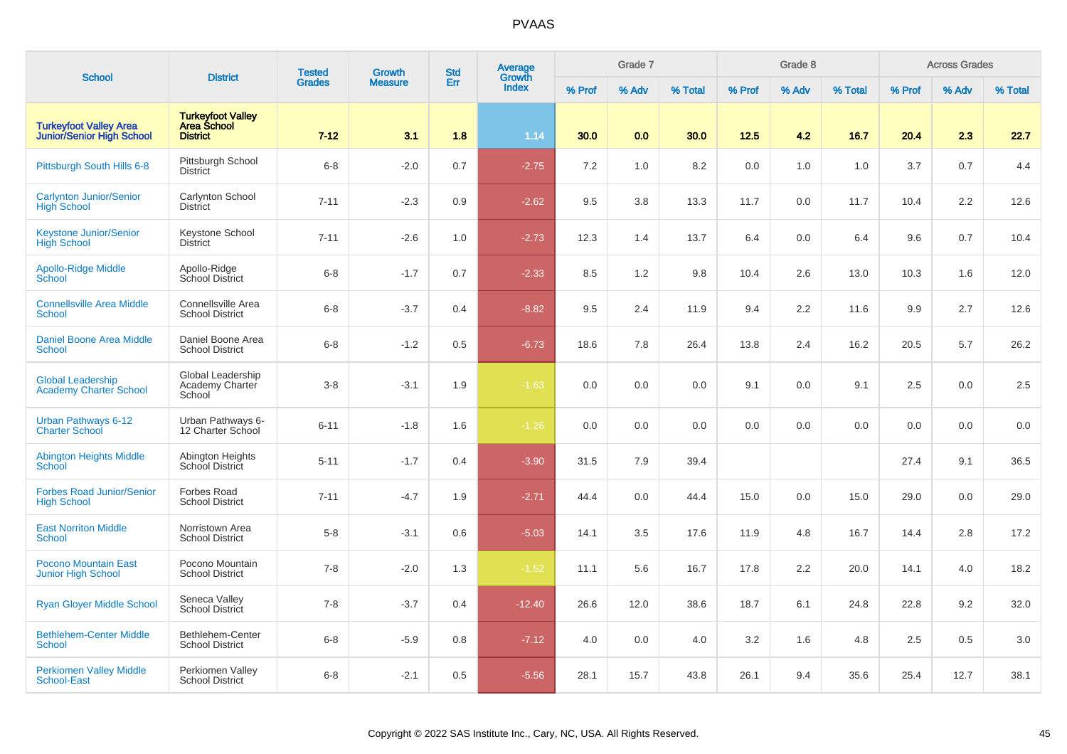# PVAAS

| School | District | Tested Grades | Growth Measure | Std Err | Average Growth Index | Grade 7 | | | Grade 8 | | | Across Grades | | |
|---|---|---|---|---|---|---|---|---|---|---|---|---|---|---|
| | | | | | | % Prof | % Adv | % Total | % Prof | % Adv | % Total | % Prof | % Adv | % Total |
| **Turkeyfoot Valley Area Junior/Senior High School** | **Turkeyfoot Valley Area School District** | **7-12** | **3.1** | **1.8** | **1.14** | **30.0** | **0.0** | **30.0** | **12.5** | **4.2** | **16.7** | **20.4** | **2.3** | **22.7** |
| Pittsburgh South Hills 6-8 | Pittsburgh School District | 6-8 | -2.0 | 0.7 | -2.75 | 7.2 | 1.0 | 8.2 | 0.0 | 1.0 | 1.0 | 3.7 | 0.7 | 4.4 |
| Carlynton Junior/Senior High School | Carlynton School District | 7-11 | -2.3 | 0.9 | -2.62 | 9.5 | 3.8 | 13.3 | 11.7 | 0.0 | 11.7 | 10.4 | 2.2 | 12.6 |
| Keystone Junior/Senior High School | Keystone School District | 7-11 | -2.6 | 1.0 | -2.73 | 12.3 | 1.4 | 13.7 | 6.4 | 0.0 | 6.4 | 9.6 | 0.7 | 10.4 |
| Apollo-Ridge Middle School | Apollo-Ridge School District | 6-8 | -1.7 | 0.7 | -2.33 | 8.5 | 1.2 | 9.8 | 10.4 | 2.6 | 13.0 | 10.3 | 1.6 | 12.0 |
| Connellsville Area Middle School | Connellsville Area School District | 6-8 | -3.7 | 0.4 | -8.82 | 9.5 | 2.4 | 11.9 | 9.4 | 2.2 | 11.6 | 9.9 | 2.7 | 12.6 |
| Daniel Boone Area Middle School | Daniel Boone Area School District | 6-8 | -1.2 | 0.5 | -6.73 | 18.6 | 7.8 | 26.4 | 13.8 | 2.4 | 16.2 | 20.5 | 5.7 | 26.2 |
| Global Leadership Academy Charter School | Global Leadership Academy Charter School | 3-8 | -3.1 | 1.9 | -1.63 | 0.0 | 0.0 | 0.0 | 9.1 | 0.0 | 9.1 | 2.5 | 0.0 | 2.5 |
| Urban Pathways 6-12 Charter School | Urban Pathways 6-12 Charter School | 6-11 | -1.8 | 1.6 | -1.26 | 0.0 | 0.0 | 0.0 | 0.0 | 0.0 | 0.0 | 0.0 | 0.0 | 0.0 |
| Abington Heights Middle School | Abington Heights School District | 5-11 | -1.7 | 0.4 | -3.90 | 31.5 | 7.9 | 39.4 | | | | 27.4 | 9.1 | 36.5 |
| Forbes Road Junior/Senior High School | Forbes Road School District | 7-11 | -4.7 | 1.9 | -2.71 | 44.4 | 0.0 | 44.4 | 15.0 | 0.0 | 15.0 | 29.0 | 0.0 | 29.0 |
| East Norriton Middle School | Norristown Area School District | 5-8 | -3.1 | 0.6 | -5.03 | 14.1 | 3.5 | 17.6 | 11.9 | 4.8 | 16.7 | 14.4 | 2.8 | 17.2 |
| Pocono Mountain East Junior High School | Pocono Mountain School District | 7-8 | -2.0 | 1.3 | -1.52 | 11.1 | 5.6 | 16.7 | 17.8 | 2.2 | 20.0 | 14.1 | 4.0 | 18.2 |
| Ryan Gloyer Middle School | Seneca Valley School District | 7-8 | -3.7 | 0.4 | -12.40 | 26.6 | 12.0 | 38.6 | 18.7 | 6.1 | 24.8 | 22.8 | 9.2 | 32.0 |
| Bethlehem-Center Middle School | Bethlehem-Center School District | 6-8 | -5.9 | 0.8 | -7.12 | 4.0 | 0.0 | 4.0 | 3.2 | 1.6 | 4.8 | 2.5 | 0.5 | 3.0 |
| Perkiomen Valley Middle School-East | Perkiomen Valley School District | 6-8 | -2.1 | 0.5 | -5.56 | 28.1 | 15.7 | 43.8 | 26.1 | 9.4 | 35.6 | 25.4 | 12.7 | 38.1 |

Copyright © 2022 SAS Institute Inc., Cary, NC, USA. All Rights Reserved.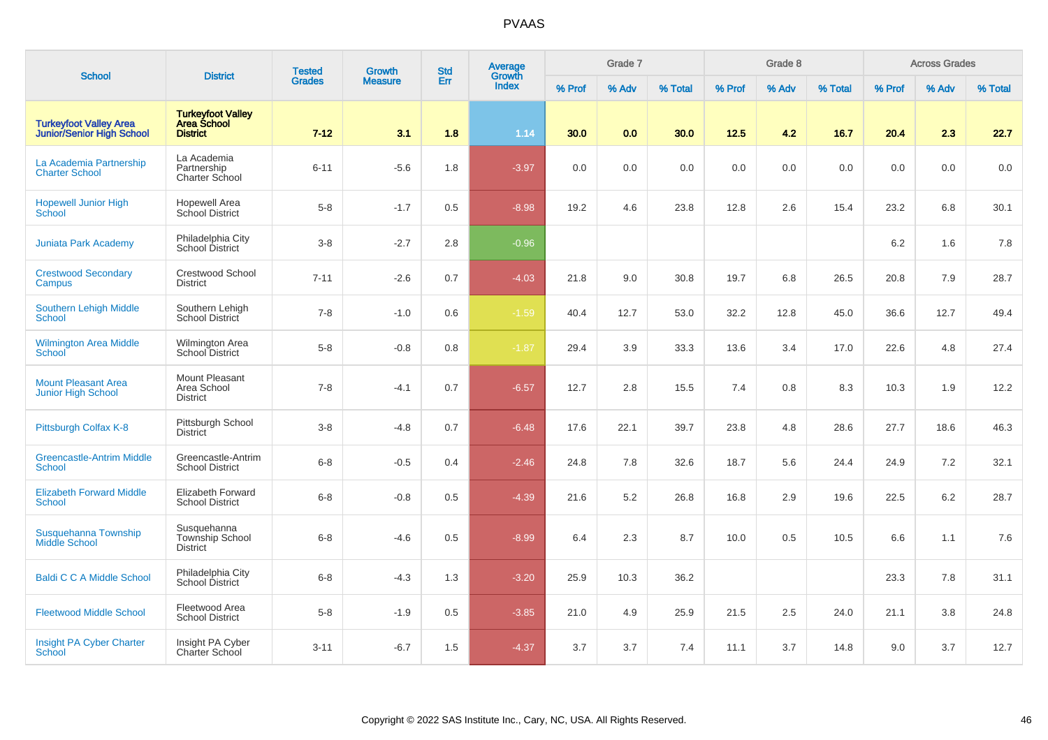# PVAAS

| School | District | Tested Grades | Growth Measure | Std Err | Average Growth Index | Grade 7 | | | Grade 8 | | | Across Grades | | |
|---|---|---|---|---|---|---|---|---|---|---|---|---|---|---|
| | | | | | | % Prof | % Adv | % Total | % Prof | % Adv | % Total | % Prof | % Adv | % Total |
| **Turkeyfoot Valley Area Junior/Senior High School** | **Turkeyfoot Valley Area School District** | **7-12** | **3.1** | **1.8** | **1.14** | **30.0** | **0.0** | **30.0** | **12.5** | **4.2** | **16.7** | **20.4** | **2.3** | **22.7** |
| La Academia Partnership Charter School | La Academia Partnership Charter School | 6-11 | -5.6 | 1.8 | -3.97 | 0.0 | 0.0 | 0.0 | 0.0 | 0.0 | 0.0 | 0.0 | 0.0 | 0.0 |
| Hopewell Junior High School | Hopewell Area School District | 5-8 | -1.7 | 0.5 | -8.98 | 19.2 | 4.6 | 23.8 | 12.8 | 2.6 | 15.4 | 23.2 | 6.8 | 30.1 |
| Juniata Park Academy | Philadelphia City School District | 3-8 | -2.7 | 2.8 | -0.96 | | | | | | | 6.2 | 1.6 | 7.8 |
| Crestwood Secondary Campus | Crestwood School District | 7-11 | -2.6 | 0.7 | -4.03 | 21.8 | 9.0 | 30.8 | 19.7 | 6.8 | 26.5 | 20.8 | 7.9 | 28.7 |
| Southern Lehigh Middle School | Southern Lehigh School District | 7-8 | -1.0 | 0.6 | -1.59 | 40.4 | 12.7 | 53.0 | 32.2 | 12.8 | 45.0 | 36.6 | 12.7 | 49.4 |
| Wilmington Area Middle School | Wilmington Area School District | 5-8 | -0.8 | 0.8 | -1.87 | 29.4 | 3.9 | 33.3 | 13.6 | 3.4 | 17.0 | 22.6 | 4.8 | 27.4 |
| Mount Pleasant Area Junior High School | Mount Pleasant Area School District | 7-8 | -4.1 | 0.7 | -6.57 | 12.7 | 2.8 | 15.5 | 7.4 | 0.8 | 8.3 | 10.3 | 1.9 | 12.2 |
| Pittsburgh Colfax K-8 | Pittsburgh School District | 3-8 | -4.8 | 0.7 | -6.48 | 17.6 | 22.1 | 39.7 | 23.8 | 4.8 | 28.6 | 27.7 | 18.6 | 46.3 |
| Greencastle-Antrim Middle School | Greencastle-Antrim School District | 6-8 | -0.5 | 0.4 | -2.46 | 24.8 | 7.8 | 32.6 | 18.7 | 5.6 | 24.4 | 24.9 | 7.2 | 32.1 |
| Elizabeth Forward Middle School | Elizabeth Forward School District | 6-8 | -0.8 | 0.5 | -4.39 | 21.6 | 5.2 | 26.8 | 16.8 | 2.9 | 19.6 | 22.5 | 6.2 | 28.7 |
| Susquehanna Township Middle School | Susquehanna Township School District | 6-8 | -4.6 | 0.5 | -8.99 | 6.4 | 2.3 | 8.7 | 10.0 | 0.5 | 10.5 | 6.6 | 1.1 | 7.6 |
| Baldi C C A Middle School | Philadelphia City School District | 6-8 | -4.3 | 1.3 | -3.20 | 25.9 | 10.3 | 36.2 | | | | 23.3 | 7.8 | 31.1 |
| Fleetwood Middle School | Fleetwood Area School District | 5-8 | -1.9 | 0.5 | -3.85 | 21.0 | 4.9 | 25.9 | 21.5 | 2.5 | 24.0 | 21.1 | 3.8 | 24.8 |
| Insight PA Cyber Charter School | Insight PA Cyber Charter School | 3-11 | -6.7 | 1.5 | -4.37 | 3.7 | 3.7 | 7.4 | 11.1 | 3.7 | 14.8 | 9.0 | 3.7 | 12.7 |

Copyright © 2022 SAS Institute Inc., Cary, NC, USA. All Rights Reserved.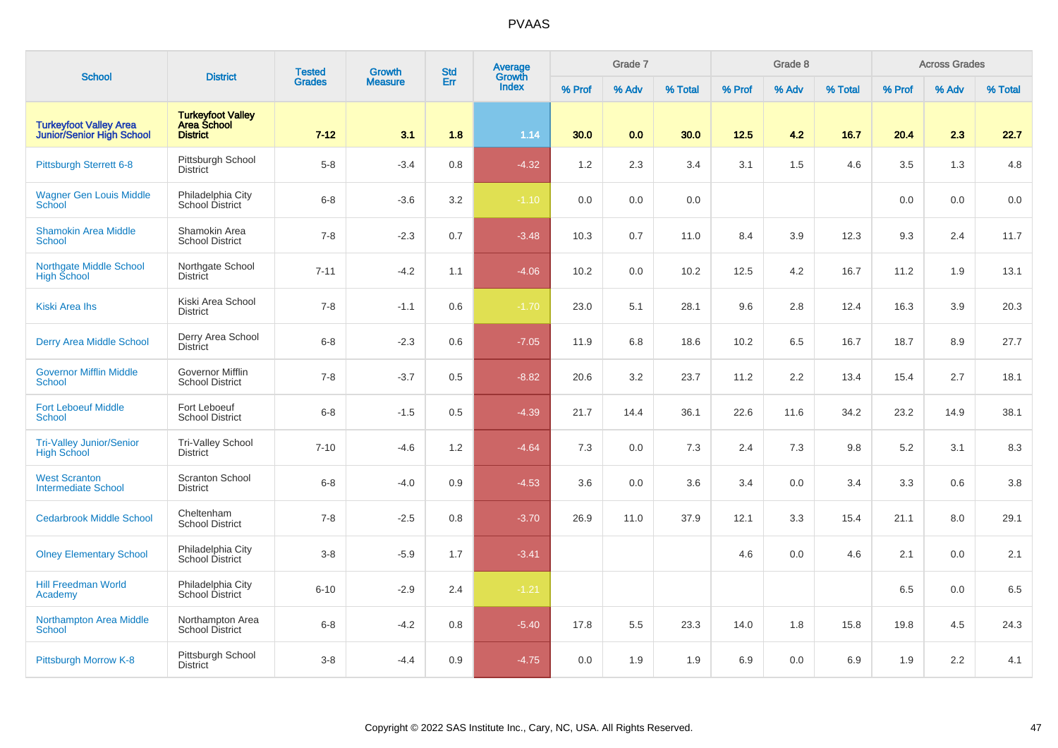# PVAAS

| School | District | Tested Grades | Growth Measure | Std Err | Average Growth Index | Grade 7 | | | Grade 8 | | | Across Grades | | |
|---|---|---|---|---|---|---|---|---|---|---|---|---|---|---|
| | | | | | | % Prof | % Adv | % Total | % Prof | % Adv | % Total | % Prof | % Adv | % Total |
| **Turkeyfoot Valley Area Junior/Senior High School** | **Turkeyfoot Valley Area School District** | **7-12** | **3.1** | **1.8** | **1.14** | **30.0** | **0.0** | **30.0** | **12.5** | **4.2** | **16.7** | **20.4** | **2.3** | **22.7** |
| Pittsburgh Sterrett 6-8 | Pittsburgh School District | 5-8 | -3.4 | 0.8 | -4.32 | 1.2 | 2.3 | 3.4 | 3.1 | 1.5 | 4.6 | 3.5 | 1.3 | 4.8 |
| Wagner Gen Louis Middle School | Philadelphia City School District | 6-8 | -3.6 | 3.2 | -1.10 | 0.0 | 0.0 | 0.0 | | | | 0.0 | 0.0 | 0.0 |
| Shamokin Area Middle School | Shamokin Area School District | 7-8 | -2.3 | 0.7 | -3.48 | 10.3 | 0.7 | 11.0 | 8.4 | 3.9 | 12.3 | 9.3 | 2.4 | 11.7 |
| Northgate Middle School High School | Northgate School District | 7-11 | -4.2 | 1.1 | -4.06 | 10.2 | 0.0 | 10.2 | 12.5 | 4.2 | 16.7 | 11.2 | 1.9 | 13.1 |
| Kiski Area Ihs | Kiski Area School District | 7-8 | -1.1 | 0.6 | -1.70 | 23.0 | 5.1 | 28.1 | 9.6 | 2.8 | 12.4 | 16.3 | 3.9 | 20.3 |
| Derry Area Middle School | Derry Area School District | 6-8 | -2.3 | 0.6 | -7.05 | 11.9 | 6.8 | 18.6 | 10.2 | 6.5 | 16.7 | 18.7 | 8.9 | 27.7 |
| Governor Mifflin Middle School | Governor Mifflin School District | 7-8 | -3.7 | 0.5 | -8.82 | 20.6 | 3.2 | 23.7 | 11.2 | 2.2 | 13.4 | 15.4 | 2.7 | 18.1 |
| Fort Leboeuf Middle School | Fort Leboeuf School District | 6-8 | -1.5 | 0.5 | -4.39 | 21.7 | 14.4 | 36.1 | 22.6 | 11.6 | 34.2 | 23.2 | 14.9 | 38.1 |
| Tri-Valley Junior/Senior High School | Tri-Valley School District | 7-10 | -4.6 | 1.2 | -4.64 | 7.3 | 0.0 | 7.3 | 2.4 | 7.3 | 9.8 | 5.2 | 3.1 | 8.3 |
| West Scranton Intermediate School | Scranton School District | 6-8 | -4.0 | 0.9 | -4.53 | 3.6 | 0.0 | 3.6 | 3.4 | 0.0 | 3.4 | 3.3 | 0.6 | 3.8 |
| Cedarbrook Middle School | Cheltenham School District | 7-8 | -2.5 | 0.8 | -3.70 | 26.9 | 11.0 | 37.9 | 12.1 | 3.3 | 15.4 | 21.1 | 8.0 | 29.1 |
| Olney Elementary School | Philadelphia City School District | 3-8 | -5.9 | 1.7 | -3.41 | | | | 4.6 | 0.0 | 4.6 | 2.1 | 0.0 | 2.1 |
| Hill Freedman World Academy | Philadelphia City School District | 6-10 | -2.9 | 2.4 | -1.21 | | | | | | | 6.5 | 0.0 | 6.5 |
| Northampton Area Middle School | Northampton Area School District | 6-8 | -4.2 | 0.8 | -5.40 | 17.8 | 5.5 | 23.3 | 14.0 | 1.8 | 15.8 | 19.8 | 4.5 | 24.3 |
| Pittsburgh Morrow K-8 | Pittsburgh School District | 3-8 | -4.4 | 0.9 | -4.75 | 0.0 | 1.9 | 1.9 | 6.9 | 0.0 | 6.9 | 1.9 | 2.2 | 4.1 |

Copyright © 2022 SAS Institute Inc., Cary, NC, USA. All Rights Reserved.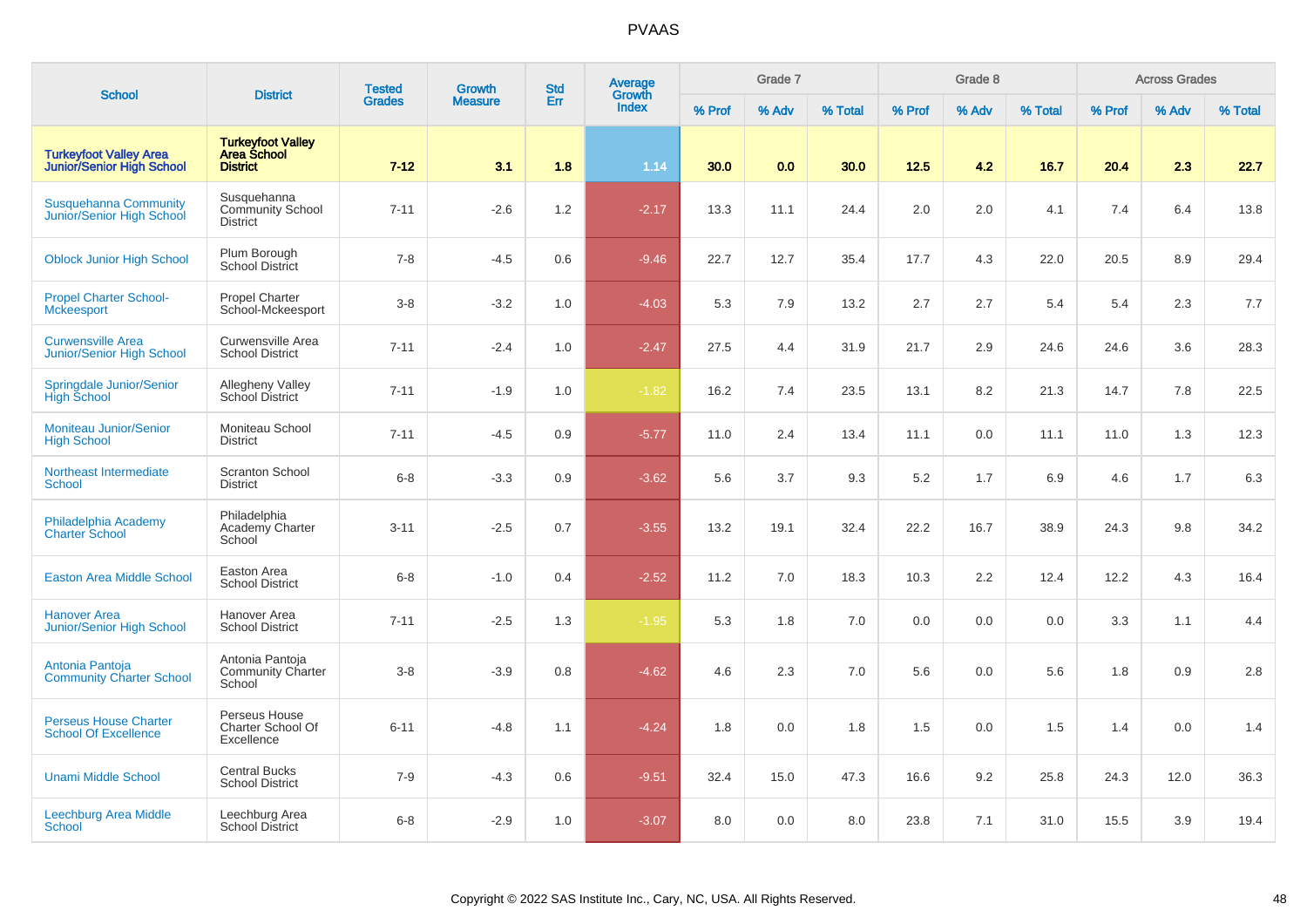# PVAAS

| School | District | Tested Grades | Growth Measure | Std Err | Average Growth Index | Grade 7 | | | Grade 8 | | | Across Grades | | |
|---|---|---|---|---|---|---|---|---|---|---|---|---|---|---|
| | | | | | | % Prof | % Adv | % Total | % Prof | % Adv | % Total | % Prof | % Adv | % Total |
| **Turkeyfoot Valley Area Junior/Senior High School** | **Turkeyfoot Valley Area School District** | **7-12** | **3.1** | **1.8** | **1.14** | **30.0** | **0.0** | **30.0** | **12.5** | **4.2** | **16.7** | **20.4** | **2.3** | **22.7** |
| Susquehanna Community Junior/Senior High School | Susquehanna Community School District | 7-11 | -2.6 | 1.2 | -2.17 | 13.3 | 11.1 | 24.4 | 2.0 | 2.0 | 4.1 | 7.4 | 6.4 | 13.8 |
| Oblock Junior High School | Plum Borough School District | 7-8 | -4.5 | 0.6 | -9.46 | 22.7 | 12.7 | 35.4 | 17.7 | 4.3 | 22.0 | 20.5 | 8.9 | 29.4 |
| Propel Charter School-Mckeesport | Propel Charter School-Mckeesport | 3-8 | -3.2 | 1.0 | -4.03 | 5.3 | 7.9 | 13.2 | 2.7 | 2.7 | 5.4 | 5.4 | 2.3 | 7.7 |
| Curwensville Area Junior/Senior High School | Curwensville Area School District | 7-11 | -2.4 | 1.0 | -2.47 | 27.5 | 4.4 | 31.9 | 21.7 | 2.9 | 24.6 | 24.6 | 3.6 | 28.3 |
| Springdale Junior/Senior High School | Allegheny Valley School District | 7-11 | -1.9 | 1.0 | -1.82 | 16.2 | 7.4 | 23.5 | 13.1 | 8.2 | 21.3 | 14.7 | 7.8 | 22.5 |
| Moniteau Junior/Senior High School | Moniteau School District | 7-11 | -4.5 | 0.9 | -5.77 | 11.0 | 2.4 | 13.4 | 11.1 | 0.0 | 11.1 | 11.0 | 1.3 | 12.3 |
| Northeast Intermediate School | Scranton School District | 6-8 | -3.3 | 0.9 | -3.62 | 5.6 | 3.7 | 9.3 | 5.2 | 1.7 | 6.9 | 4.6 | 1.7 | 6.3 |
| Philadelphia Academy Charter School | Philadelphia Academy Charter School | 3-11 | -2.5 | 0.7 | -3.55 | 13.2 | 19.1 | 32.4 | 22.2 | 16.7 | 38.9 | 24.3 | 9.8 | 34.2 |
| Easton Area Middle School | Easton Area School District | 6-8 | -1.0 | 0.4 | -2.52 | 11.2 | 7.0 | 18.3 | 10.3 | 2.2 | 12.4 | 12.2 | 4.3 | 16.4 |
| Hanover Area Junior/Senior High School | Hanover Area School District | 7-11 | -2.5 | 1.3 | -1.95 | 5.3 | 1.8 | 7.0 | 0.0 | 0.0 | 0.0 | 3.3 | 1.1 | 4.4 |
| Antonia Pantoja Community Charter School | Antonia Pantoja Community Charter School | 3-8 | -3.9 | 0.8 | -4.62 | 4.6 | 2.3 | 7.0 | 5.6 | 0.0 | 5.6 | 1.8 | 0.9 | 2.8 |
| Perseus House Charter School Of Excellence | Perseus House Charter School Of Excellence | 6-11 | -4.8 | 1.1 | -4.24 | 1.8 | 0.0 | 1.8 | 1.5 | 0.0 | 1.5 | 1.4 | 0.0 | 1.4 |
| Unami Middle School | Central Bucks School District | 7-9 | -4.3 | 0.6 | -9.51 | 32.4 | 15.0 | 47.3 | 16.6 | 9.2 | 25.8 | 24.3 | 12.0 | 36.3 |
| Leechburg Area Middle School | Leechburg Area School District | 6-8 | -2.9 | 1.0 | -3.07 | 8.0 | 0.0 | 8.0 | 23.8 | 7.1 | 31.0 | 15.5 | 3.9 | 19.4 |

Copyright © 2022 SAS Institute Inc., Cary, NC, USA. All Rights Reserved.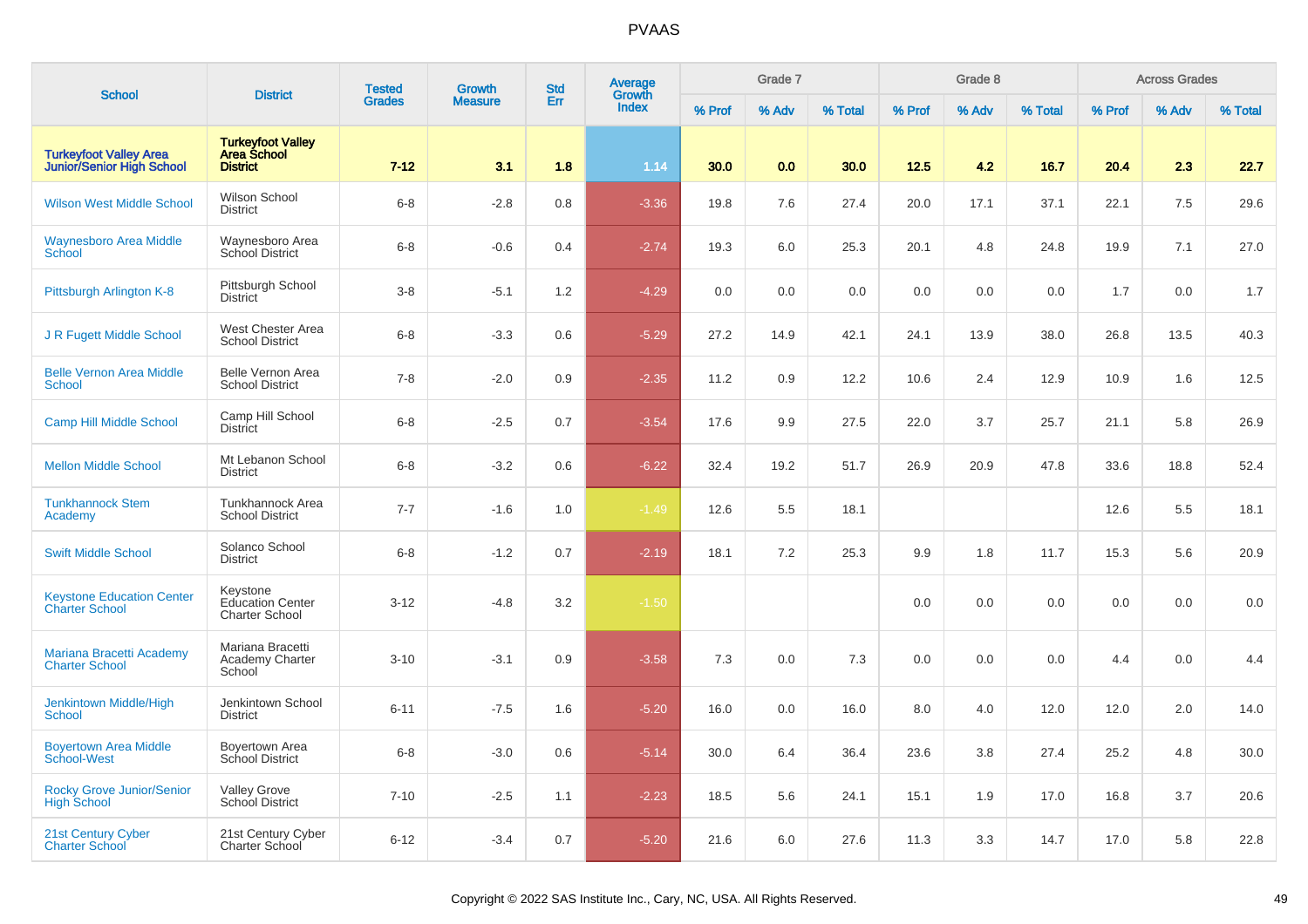# PVAAS

| School | District | Tested Grades | Growth Measure | Std Err | Average Growth Index | Grade 7 | | | Grade 8 | | | Across Grades | | |
|---|---|---|---|---|---|---|---|---|---|---|---|---|---|---|
| | | | | | | % Prof | % Adv | % Total | % Prof | % Adv | % Total | % Prof | % Adv | % Total |
| **Turkeyfoot Valley Area Junior/Senior High School** | **Turkeyfoot Valley Area School District** | **7-12** | **3.1** | **1.8** | **1.14** | **30.0** | **0.0** | **30.0** | **12.5** | **4.2** | **16.7** | **20.4** | **2.3** | **22.7** |
| Wilson West Middle School | Wilson School District | 6-8 | -2.8 | 0.8 | -3.36 | 19.8 | 7.6 | 27.4 | 20.0 | 17.1 | 37.1 | 22.1 | 7.5 | 29.6 |
| Waynesboro Area Middle School | Waynesboro Area School District | 6-8 | -0.6 | 0.4 | -2.74 | 19.3 | 6.0 | 25.3 | 20.1 | 4.8 | 24.8 | 19.9 | 7.1 | 27.0 |
| Pittsburgh Arlington K-8 | Pittsburgh School District | 3-8 | -5.1 | 1.2 | -4.29 | 0.0 | 0.0 | 0.0 | 0.0 | 0.0 | 0.0 | 1.7 | 0.0 | 1.7 |
| J R Fugett Middle School | West Chester Area School District | 6-8 | -3.3 | 0.6 | -5.29 | 27.2 | 14.9 | 42.1 | 24.1 | 13.9 | 38.0 | 26.8 | 13.5 | 40.3 |
| Belle Vernon Area Middle School | Belle Vernon Area School District | 7-8 | -2.0 | 0.9 | -2.35 | 11.2 | 0.9 | 12.2 | 10.6 | 2.4 | 12.9 | 10.9 | 1.6 | 12.5 |
| Camp Hill Middle School | Camp Hill School District | 6-8 | -2.5 | 0.7 | -3.54 | 17.6 | 9.9 | 27.5 | 22.0 | 3.7 | 25.7 | 21.1 | 5.8 | 26.9 |
| Mellon Middle School | Mt Lebanon School District | 6-8 | -3.2 | 0.6 | -6.22 | 32.4 | 19.2 | 51.7 | 26.9 | 20.9 | 47.8 | 33.6 | 18.8 | 52.4 |
| Tunkhannock Stem Academy | Tunkhannock Area School District | 7-7 | -1.6 | 1.0 | -1.49 | 12.6 | 5.5 | 18.1 | | | | 12.6 | 5.5 | 18.1 |
| Swift Middle School | Solanco School District | 6-8 | -1.2 | 0.7 | -2.19 | 18.1 | 7.2 | 25.3 | 9.9 | 1.8 | 11.7 | 15.3 | 5.6 | 20.9 |
| Keystone Education Center Charter School | Keystone Education Center Charter School | 3-12 | -4.8 | 3.2 | -1.50 | | | | 0.0 | 0.0 | 0.0 | 0.0 | 0.0 | 0.0 |
| Mariana Bracetti Academy Charter School | Mariana Bracetti Academy Charter School | 3-10 | -3.1 | 0.9 | -3.58 | 7.3 | 0.0 | 7.3 | 0.0 | 0.0 | 0.0 | 4.4 | 0.0 | 4.4 |
| Jenkintown Middle/High School | Jenkintown School District | 6-11 | -7.5 | 1.6 | -5.20 | 16.0 | 0.0 | 16.0 | 8.0 | 4.0 | 12.0 | 12.0 | 2.0 | 14.0 |
| Boyertown Area Middle School-West | Boyertown Area School District | 6-8 | -3.0 | 0.6 | -5.14 | 30.0 | 6.4 | 36.4 | 23.6 | 3.8 | 27.4 | 25.2 | 4.8 | 30.0 |
| Rocky Grove Junior/Senior High School | Valley Grove School District | 7-10 | -2.5 | 1.1 | -2.23 | 18.5 | 5.6 | 24.1 | 15.1 | 1.9 | 17.0 | 16.8 | 3.7 | 20.6 |
| 21st Century Cyber Charter School | 21st Century Cyber Charter School | 6-12 | -3.4 | 0.7 | -5.20 | 21.6 | 6.0 | 27.6 | 11.3 | 3.3 | 14.7 | 17.0 | 5.8 | 22.8 |

Copyright © 2022 SAS Institute Inc., Cary, NC, USA. All Rights Reserved.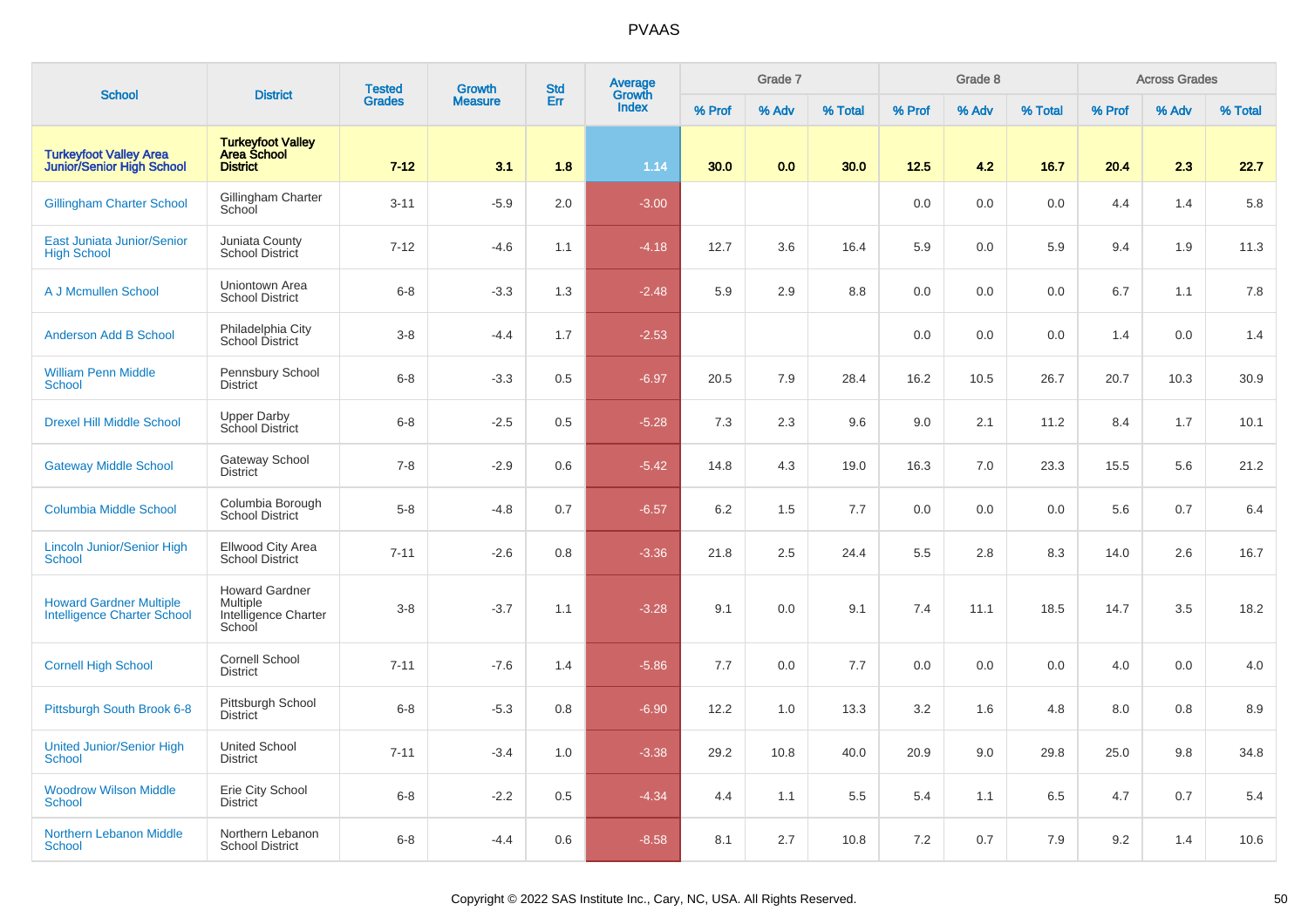PVAAS

| School | District | Tested Grades | Growth Measure | Std Err | Average Growth Index | Grade 7 | | | Grade 8 | | | Across Grades | | |
|---|---|---|---|---|---|---|---|---|---|---|---|---|---|---|
| | | | | | | % Prof | % Adv | % Total | % Prof | % Adv | % Total | % Prof | % Adv | % Total |
| **Turkeyfoot Valley Area Junior/Senior High School** | **Turkeyfoot Valley Area School District** | **7-12** | **3.1** | **1.8** | **1.14** | **30.0** | **0.0** | **30.0** | **12.5** | **4.2** | **16.7** | **20.4** | **2.3** | **22.7** |
| Gillingham Charter School | Gillingham Charter School | 3-11 | -5.9 | 2.0 | -3.00 | | | | 0.0 | 0.0 | 0.0 | 4.4 | 1.4 | 5.8 |
| East Juniata Junior/Senior High School | Juniata County School District | 7-12 | -4.6 | 1.1 | -4.18 | 12.7 | 3.6 | 16.4 | 5.9 | 0.0 | 5.9 | 9.4 | 1.9 | 11.3 |
| A J Mcmullen School | Uniontown Area School District | 6-8 | -3.3 | 1.3 | -2.48 | 5.9 | 2.9 | 8.8 | 0.0 | 0.0 | 0.0 | 6.7 | 1.1 | 7.8 |
| Anderson Add B School | Philadelphia City School District | 3-8 | -4.4 | 1.7 | -2.53 | | | | 0.0 | 0.0 | 0.0 | 1.4 | 0.0 | 1.4 |
| William Penn Middle School | Pennsbury School District | 6-8 | -3.3 | 0.5 | -6.97 | 20.5 | 7.9 | 28.4 | 16.2 | 10.5 | 26.7 | 20.7 | 10.3 | 30.9 |
| Drexel Hill Middle School | Upper Darby School District | 6-8 | -2.5 | 0.5 | -5.28 | 7.3 | 2.3 | 9.6 | 9.0 | 2.1 | 11.2 | 8.4 | 1.7 | 10.1 |
| Gateway Middle School | Gateway School District | 7-8 | -2.9 | 0.6 | -5.42 | 14.8 | 4.3 | 19.0 | 16.3 | 7.0 | 23.3 | 15.5 | 5.6 | 21.2 |
| Columbia Middle School | Columbia Borough School District | 5-8 | -4.8 | 0.7 | -6.57 | 6.2 | 1.5 | 7.7 | 0.0 | 0.0 | 0.0 | 5.6 | 0.7 | 6.4 |
| Lincoln Junior/Senior High School | Ellwood City Area School District | 7-11 | -2.6 | 0.8 | -3.36 | 21.8 | 2.5 | 24.4 | 5.5 | 2.8 | 8.3 | 14.0 | 2.6 | 16.7 |
| Howard Gardner Multiple Intelligence Charter School | Howard Gardner Multiple Intelligence Charter School | 3-8 | -3.7 | 1.1 | -3.28 | 9.1 | 0.0 | 9.1 | 7.4 | 11.1 | 18.5 | 14.7 | 3.5 | 18.2 |
| Cornell High School | Cornell School District | 7-11 | -7.6 | 1.4 | -5.86 | 7.7 | 0.0 | 7.7 | 0.0 | 0.0 | 0.0 | 4.0 | 0.0 | 4.0 |
| Pittsburgh South Brook 6-8 | Pittsburgh School District | 6-8 | -5.3 | 0.8 | -6.90 | 12.2 | 1.0 | 13.3 | 3.2 | 1.6 | 4.8 | 8.0 | 0.8 | 8.9 |
| United Junior/Senior High School | United School District | 7-11 | -3.4 | 1.0 | -3.38 | 29.2 | 10.8 | 40.0 | 20.9 | 9.0 | 29.8 | 25.0 | 9.8 | 34.8 |
| Woodrow Wilson Middle School | Erie City School District | 6-8 | -2.2 | 0.5 | -4.34 | 4.4 | 1.1 | 5.5 | 5.4 | 1.1 | 6.5 | 4.7 | 0.7 | 5.4 |
| Northern Lebanon Middle School | Northern Lebanon School District | 6-8 | -4.4 | 0.6 | -8.58 | 8.1 | 2.7 | 10.8 | 7.2 | 0.7 | 7.9 | 9.2 | 1.4 | 10.6 |

Copyright © 2022 SAS Institute Inc., Cary, NC, USA. All Rights Reserved.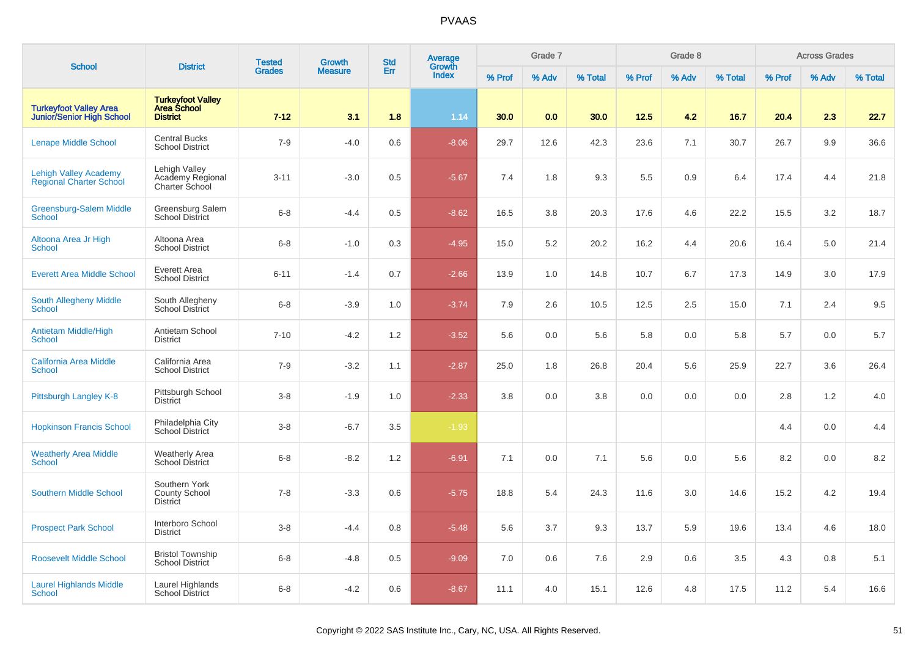# PVAAS

| School | District | Tested Grades | Growth Measure | Std Err | Average Growth Index | Grade 7 | | | Grade 8 | | | Across Grades | | |
|---|---|---|---|---|---|---|---|---|---|---|---|---|---|---|
| | | | | | | % Prof | % Adv | % Total | % Prof | % Adv | % Total | % Prof | % Adv | % Total |
| **Turkeyfoot Valley Area Junior/Senior High School** | **Turkeyfoot Valley Area School District** | **7-12** | **3.1** | **1.8** | **1.14** | **30.0** | **0.0** | **30.0** | **12.5** | **4.2** | **16.7** | **20.4** | **2.3** | **22.7** |
| Lenape Middle School | Central Bucks School District | 7-9 | -4.0 | 0.6 | -8.06 | 29.7 | 12.6 | 42.3 | 23.6 | 7.1 | 30.7 | 26.7 | 9.9 | 36.6 |
| Lehigh Valley Academy Regional Charter School | Lehigh Valley Academy Regional Charter School | 3-11 | -3.0 | 0.5 | -5.67 | 7.4 | 1.8 | 9.3 | 5.5 | 0.9 | 6.4 | 17.4 | 4.4 | 21.8 |
| Greensburg-Salem Middle School | Greensburg Salem School District | 6-8 | -4.4 | 0.5 | -8.62 | 16.5 | 3.8 | 20.3 | 17.6 | 4.6 | 22.2 | 15.5 | 3.2 | 18.7 |
| Altoona Area Jr High School | Altoona Area School District | 6-8 | -1.0 | 0.3 | -4.95 | 15.0 | 5.2 | 20.2 | 16.2 | 4.4 | 20.6 | 16.4 | 5.0 | 21.4 |
| Everett Area Middle School | Everett Area School District | 6-11 | -1.4 | 0.7 | -2.66 | 13.9 | 1.0 | 14.8 | 10.7 | 6.7 | 17.3 | 14.9 | 3.0 | 17.9 |
| South Allegheny Middle School | South Allegheny School District | 6-8 | -3.9 | 1.0 | -3.74 | 7.9 | 2.6 | 10.5 | 12.5 | 2.5 | 15.0 | 7.1 | 2.4 | 9.5 |
| Antietam Middle/High School | Antietam School District | 7-10 | -4.2 | 1.2 | -3.52 | 5.6 | 0.0 | 5.6 | 5.8 | 0.0 | 5.8 | 5.7 | 0.0 | 5.7 |
| California Area Middle School | California Area School District | 7-9 | -3.2 | 1.1 | -2.87 | 25.0 | 1.8 | 26.8 | 20.4 | 5.6 | 25.9 | 22.7 | 3.6 | 26.4 |
| Pittsburgh Langley K-8 | Pittsburgh School District | 3-8 | -1.9 | 1.0 | -2.33 | 3.8 | 0.0 | 3.8 | 0.0 | 0.0 | 0.0 | 2.8 | 1.2 | 4.0 |
| Hopkinson Francis School | Philadelphia City School District | 3-8 | -6.7 | 3.5 | -1.93 | | | | | | | 4.4 | 0.0 | 4.4 |
| Weatherly Area Middle School | Weatherly Area School District | 6-8 | -8.2 | 1.2 | -6.91 | 7.1 | 0.0 | 7.1 | 5.6 | 0.0 | 5.6 | 8.2 | 0.0 | 8.2 |
| Southern Middle School | Southern York County School District | 7-8 | -3.3 | 0.6 | -5.75 | 18.8 | 5.4 | 24.3 | 11.6 | 3.0 | 14.6 | 15.2 | 4.2 | 19.4 |
| Prospect Park School | Interboro School District | 3-8 | -4.4 | 0.8 | -5.48 | 5.6 | 3.7 | 9.3 | 13.7 | 5.9 | 19.6 | 13.4 | 4.6 | 18.0 |
| Roosevelt Middle School | Bristol Township School District | 6-8 | -4.8 | 0.5 | -9.09 | 7.0 | 0.6 | 7.6 | 2.9 | 0.6 | 3.5 | 4.3 | 0.8 | 5.1 |
| Laurel Highlands Middle School | Laurel Highlands School District | 6-8 | -4.2 | 0.6 | -8.67 | 11.1 | 4.0 | 15.1 | 12.6 | 4.8 | 17.5 | 11.2 | 5.4 | 16.6 |

Copyright © 2022 SAS Institute Inc., Cary, NC, USA. All Rights Reserved.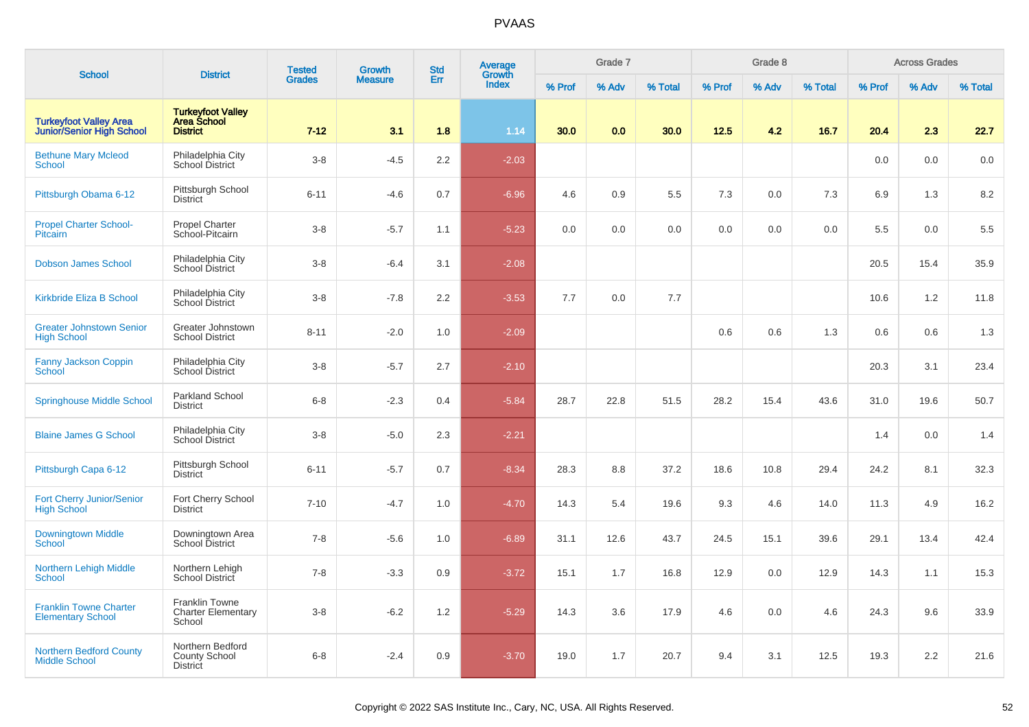# PVAAS

| School | District | Tested Grades | Growth Measure | Std Err | Average Growth Index | Grade 7 | | | Grade 8 | | | Across Grades | | |
|---|---|---|---|---|---|---|---|---|---|---|---|---|---|---|
| | | | | | | % Prof | % Adv | % Total | % Prof | % Adv | % Total | % Prof | % Adv | % Total |
| **Turkeyfoot Valley Area Junior/Senior High School** | **Turkeyfoot Valley Area School District** | **7-12** | **3.1** | **1.8** | **1.14** | **30.0** | **0.0** | **30.0** | **12.5** | **4.2** | **16.7** | **20.4** | **2.3** | **22.7** |
| Bethune Mary Mcleod School | Philadelphia City School District | 3-8 | -4.5 | 2.2 | -2.03 | | | | | | | 0.0 | 0.0 | 0.0 |
| Pittsburgh Obama 6-12 | Pittsburgh School District | 6-11 | -4.6 | 0.7 | -6.96 | 4.6 | 0.9 | 5.5 | 7.3 | 0.0 | 7.3 | 6.9 | 1.3 | 8.2 |
| Propel Charter School-Pitcairn | Propel Charter School-Pitcairn | 3-8 | -5.7 | 1.1 | -5.23 | 0.0 | 0.0 | 0.0 | 0.0 | 0.0 | 0.0 | 5.5 | 0.0 | 5.5 |
| Dobson James School | Philadelphia City School District | 3-8 | -6.4 | 3.1 | -2.08 | | | | | | | 20.5 | 15.4 | 35.9 |
| Kirkbride Eliza B School | Philadelphia City School District | 3-8 | -7.8 | 2.2 | -3.53 | 7.7 | 0.0 | 7.7 | | | | 10.6 | 1.2 | 11.8 |
| Greater Johnstown Senior High School | Greater Johnstown School District | 8-11 | -2.0 | 1.0 | -2.09 | | | | 0.6 | 0.6 | 1.3 | 0.6 | 0.6 | 1.3 |
| Fanny Jackson Coppin School | Philadelphia City School District | 3-8 | -5.7 | 2.7 | -2.10 | | | | | | | 20.3 | 3.1 | 23.4 |
| Springhouse Middle School | Parkland School District | 6-8 | -2.3 | 0.4 | -5.84 | 28.7 | 22.8 | 51.5 | 28.2 | 15.4 | 43.6 | 31.0 | 19.6 | 50.7 |
| Blaine James G School | Philadelphia City School District | 3-8 | -5.0 | 2.3 | -2.21 | | | | | | | 1.4 | 0.0 | 1.4 |
| Pittsburgh Capa 6-12 | Pittsburgh School District | 6-11 | -5.7 | 0.7 | -8.34 | 28.3 | 8.8 | 37.2 | 18.6 | 10.8 | 29.4 | 24.2 | 8.1 | 32.3 |
| Fort Cherry Junior/Senior High School | Fort Cherry School District | 7-10 | -4.7 | 1.0 | -4.70 | 14.3 | 5.4 | 19.6 | 9.3 | 4.6 | 14.0 | 11.3 | 4.9 | 16.2 |
| Downingtown Middle School | Downingtown Area School District | 7-8 | -5.6 | 1.0 | -6.89 | 31.1 | 12.6 | 43.7 | 24.5 | 15.1 | 39.6 | 29.1 | 13.4 | 42.4 |
| Northern Lehigh Middle School | Northern Lehigh School District | 7-8 | -3.3 | 0.9 | -3.72 | 15.1 | 1.7 | 16.8 | 12.9 | 0.0 | 12.9 | 14.3 | 1.1 | 15.3 |
| Franklin Towne Charter Elementary School | Franklin Towne Charter Elementary School | 3-8 | -6.2 | 1.2 | -5.29 | 14.3 | 3.6 | 17.9 | 4.6 | 0.0 | 4.6 | 24.3 | 9.6 | 33.9 |
| Northern Bedford County Middle School | Northern Bedford County School District | 6-8 | -2.4 | 0.9 | -3.70 | 19.0 | 1.7 | 20.7 | 9.4 | 3.1 | 12.5 | 19.3 | 2.2 | 21.6 |

Copyright © 2022 SAS Institute Inc., Cary, NC, USA. All Rights Reserved.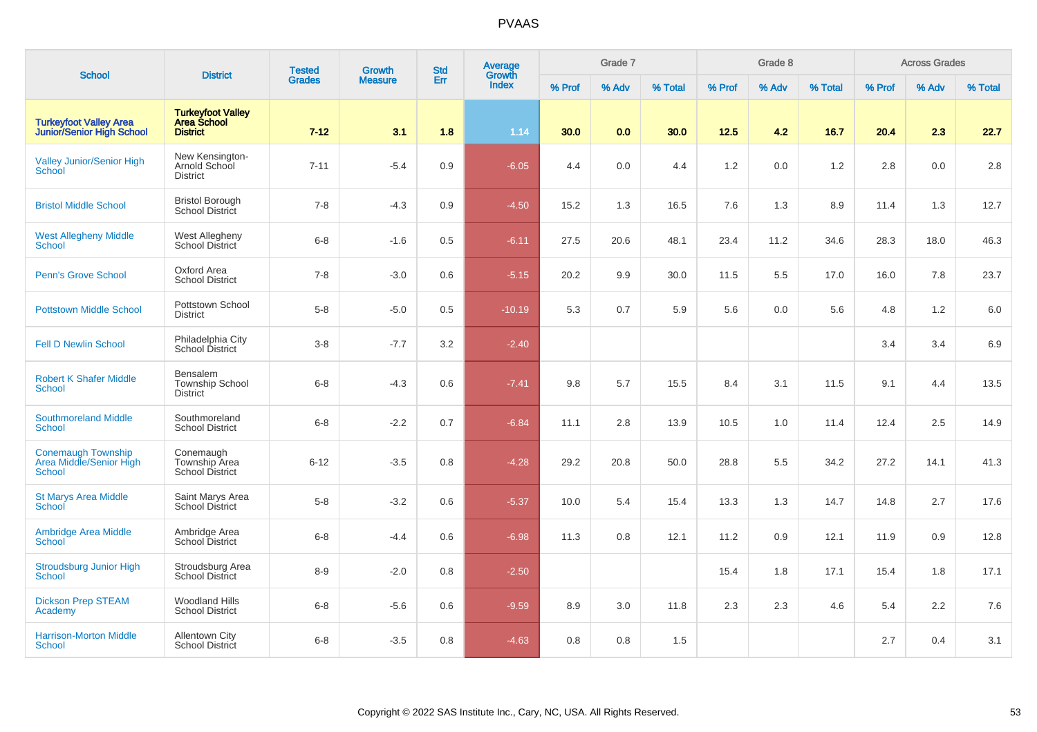# PVAAS

| School | District | Tested Grades | Growth Measure | Std Err | Average Growth Index | Grade 7 | | | Grade 8 | | | Across Grades | | |
|---|---|---|---|---|---|---|---|---|---|---|---|---|---|---|
| | | | | | | % Prof | % Adv | % Total | % Prof | % Adv | % Total | % Prof | % Adv | % Total |
| **Turkeyfoot Valley Area Junior/Senior High School** | **Turkeyfoot Valley Area School District** | **7-12** | **3.1** | **1.8** | **1.14** | **30.0** | **0.0** | **30.0** | **12.5** | **4.2** | **16.7** | **20.4** | **2.3** | **22.7** |
| Valley Junior/Senior High School | New Kensington-Arnold School District | 7-11 | -5.4 | 0.9 | -6.05 | 4.4 | 0.0 | 4.4 | 1.2 | 0.0 | 1.2 | 2.8 | 0.0 | 2.8 |
| Bristol Middle School | Bristol Borough School District | 7-8 | -4.3 | 0.9 | -4.50 | 15.2 | 1.3 | 16.5 | 7.6 | 1.3 | 8.9 | 11.4 | 1.3 | 12.7 |
| West Allegheny Middle School | West Allegheny School District | 6-8 | -1.6 | 0.5 | -6.11 | 27.5 | 20.6 | 48.1 | 23.4 | 11.2 | 34.6 | 28.3 | 18.0 | 46.3 |
| Penn's Grove School | Oxford Area School District | 7-8 | -3.0 | 0.6 | -5.15 | 20.2 | 9.9 | 30.0 | 11.5 | 5.5 | 17.0 | 16.0 | 7.8 | 23.7 |
| Pottstown Middle School | Pottstown School District | 5-8 | -5.0 | 0.5 | -10.19 | 5.3 | 0.7 | 5.9 | 5.6 | 0.0 | 5.6 | 4.8 | 1.2 | 6.0 |
| Fell D Newlin School | Philadelphia City School District | 3-8 | -7.7 | 3.2 | -2.40 | | | | | | | 3.4 | 3.4 | 6.9 |
| Robert K Shafer Middle School | Bensalem Township School District | 6-8 | -4.3 | 0.6 | -7.41 | 9.8 | 5.7 | 15.5 | 8.4 | 3.1 | 11.5 | 9.1 | 4.4 | 13.5 |
| Southmoreland Middle School | Southmoreland School District | 6-8 | -2.2 | 0.7 | -6.84 | 11.1 | 2.8 | 13.9 | 10.5 | 1.0 | 11.4 | 12.4 | 2.5 | 14.9 |
| Conemaugh Township Area Middle/Senior High School | Conemaugh Township Area School District | 6-12 | -3.5 | 0.8 | -4.28 | 29.2 | 20.8 | 50.0 | 28.8 | 5.5 | 34.2 | 27.2 | 14.1 | 41.3 |
| St Marys Area Middle School | Saint Marys Area School District | 5-8 | -3.2 | 0.6 | -5.37 | 10.0 | 5.4 | 15.4 | 13.3 | 1.3 | 14.7 | 14.8 | 2.7 | 17.6 |
| Ambridge Area Middle School | Ambridge Area School District | 6-8 | -4.4 | 0.6 | -6.98 | 11.3 | 0.8 | 12.1 | 11.2 | 0.9 | 12.1 | 11.9 | 0.9 | 12.8 |
| Stroudsburg Junior High School | Stroudsburg Area School District | 8-9 | -2.0 | 0.8 | -2.50 | | | | 15.4 | 1.8 | 17.1 | 15.4 | 1.8 | 17.1 |
| Dickson Prep STEAM Academy | Woodland Hills School District | 6-8 | -5.6 | 0.6 | -9.59 | 8.9 | 3.0 | 11.8 | 2.3 | 2.3 | 4.6 | 5.4 | 2.2 | 7.6 |
| Harrison-Morton Middle School | Allentown City School District | 6-8 | -3.5 | 0.8 | -4.63 | 0.8 | 0.8 | 1.5 | | | | 2.7 | 0.4 | 3.1 |

Copyright © 2022 SAS Institute Inc., Cary, NC, USA. All Rights Reserved.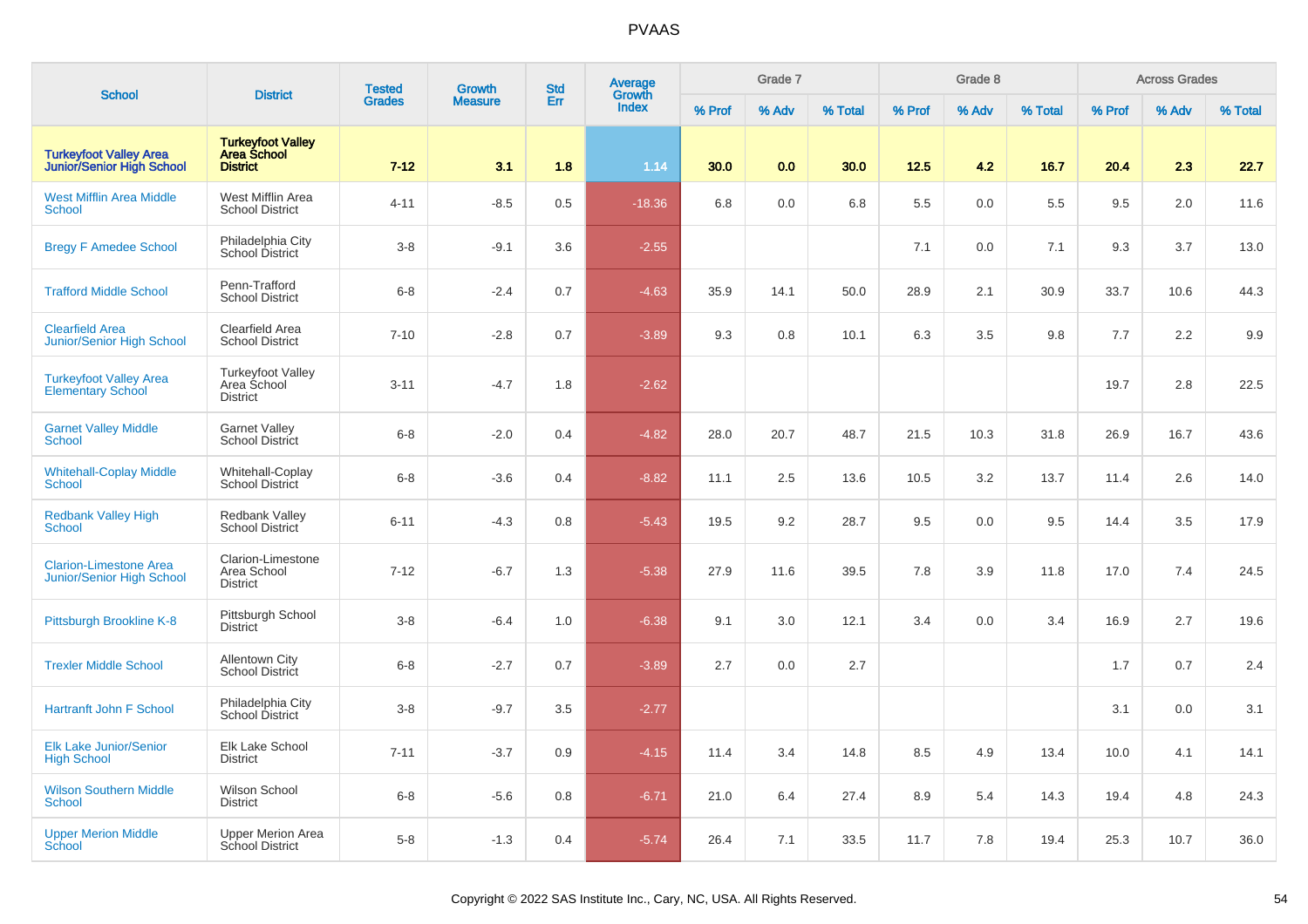# PVAAS

| School | District | Tested Grades | Growth Measure | Std Err | Average Growth Index | Grade 7 | | | Grade 8 | | | Across Grades | | |
|---|---|---|---|---|---|---|---|---|---|---|---|---|---|---|
| | | | | | | % Prof | % Adv | % Total | % Prof | % Adv | % Total | % Prof | % Adv | % Total |
| **Turkeyfoot Valley Area Junior/Senior High School** | **Turkeyfoot Valley Area School District** | **7-12** | **3.1** | **1.8** | **1.14** | **30.0** | **0.0** | **30.0** | **12.5** | **4.2** | **16.7** | **20.4** | **2.3** | **22.7** |
| West Mifflin Area Middle School | West Mifflin Area School District | 4-11 | -8.5 | 0.5 | -18.36 | 6.8 | 0.0 | 6.8 | 5.5 | 0.0 | 5.5 | 9.5 | 2.0 | 11.6 |
| Bregy F Amedee School | Philadelphia City School District | 3-8 | -9.1 | 3.6 | -2.55 | | | | 7.1 | 0.0 | 7.1 | 9.3 | 3.7 | 13.0 |
| Trafford Middle School | Penn-Trafford School District | 6-8 | -2.4 | 0.7 | -4.63 | 35.9 | 14.1 | 50.0 | 28.9 | 2.1 | 30.9 | 33.7 | 10.6 | 44.3 |
| Clearfield Area Junior/Senior High School | Clearfield Area School District | 7-10 | -2.8 | 0.7 | -3.89 | 9.3 | 0.8 | 10.1 | 6.3 | 3.5 | 9.8 | 7.7 | 2.2 | 9.9 |
| Turkeyfoot Valley Area Elementary School | Turkeyfoot Valley Area School District | 3-11 | -4.7 | 1.8 | -2.62 | | | | | | | 19.7 | 2.8 | 22.5 |
| Garnet Valley Middle School | Garnet Valley School District | 6-8 | -2.0 | 0.4 | -4.82 | 28.0 | 20.7 | 48.7 | 21.5 | 10.3 | 31.8 | 26.9 | 16.7 | 43.6 |
| Whitehall-Coplay Middle School | Whitehall-Coplay School District | 6-8 | -3.6 | 0.4 | -8.82 | 11.1 | 2.5 | 13.6 | 10.5 | 3.2 | 13.7 | 11.4 | 2.6 | 14.0 |
| Redbank Valley High School | Redbank Valley School District | 6-11 | -4.3 | 0.8 | -5.43 | 19.5 | 9.2 | 28.7 | 9.5 | 0.0 | 9.5 | 14.4 | 3.5 | 17.9 |
| Clarion-Limestone Area Junior/Senior High School | Clarion-Limestone Area School District | 7-12 | -6.7 | 1.3 | -5.38 | 27.9 | 11.6 | 39.5 | 7.8 | 3.9 | 11.8 | 17.0 | 7.4 | 24.5 |
| Pittsburgh Brookline K-8 | Pittsburgh School District | 3-8 | -6.4 | 1.0 | -6.38 | 9.1 | 3.0 | 12.1 | 3.4 | 0.0 | 3.4 | 16.9 | 2.7 | 19.6 |
| Trexler Middle School | Allentown City School District | 6-8 | -2.7 | 0.7 | -3.89 | 2.7 | 0.0 | 2.7 | | | | 1.7 | 0.7 | 2.4 |
| Hartranft John F School | Philadelphia City School District | 3-8 | -9.7 | 3.5 | -2.77 | | | | | | | 3.1 | 0.0 | 3.1 |
| Elk Lake Junior/Senior High School | Elk Lake School District | 7-11 | -3.7 | 0.9 | -4.15 | 11.4 | 3.4 | 14.8 | 8.5 | 4.9 | 13.4 | 10.0 | 4.1 | 14.1 |
| Wilson Southern Middle School | Wilson School District | 6-8 | -5.6 | 0.8 | -6.71 | 21.0 | 6.4 | 27.4 | 8.9 | 5.4 | 14.3 | 19.4 | 4.8 | 24.3 |
| Upper Merion Middle School | Upper Merion Area School District | 5-8 | -1.3 | 0.4 | -5.74 | 26.4 | 7.1 | 33.5 | 11.7 | 7.8 | 19.4 | 25.3 | 10.7 | 36.0 |

Copyright © 2022 SAS Institute Inc., Cary, NC, USA. All Rights Reserved.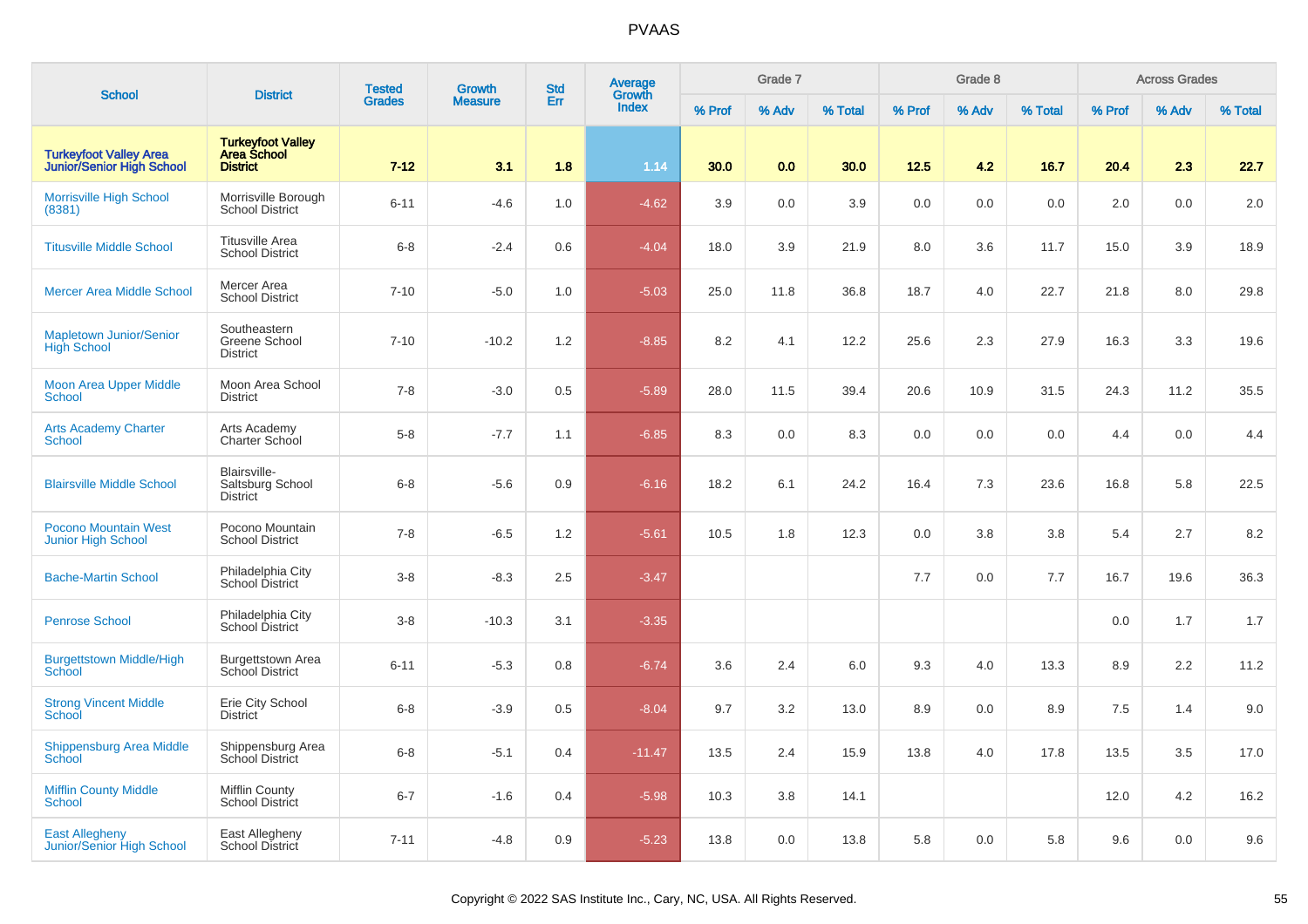# PVAAS

| School | District | Tested Grades | Growth Measure | Std Err | Average Growth Index | Grade 7 | | | Grade 8 | | | Across Grades | | |
|---|---|---|---|---|---|---|---|---|---|---|---|---|---|---|
| | | | | | | % Prof | % Adv | % Total | % Prof | % Adv | % Total | % Prof | % Adv | % Total |
| **Turkeyfoot Valley Area Junior/Senior High School** | **Turkeyfoot Valley Area School District** | **7-12** | **3.1** | **1.8** | **1.14** | **30.0** | **0.0** | **30.0** | **12.5** | **4.2** | **16.7** | **20.4** | **2.3** | **22.7** |
| Morrisville High School (8381) | Morrisville Borough School District | 6-11 | -4.6 | 1.0 | -4.62 | 3.9 | 0.0 | 3.9 | 0.0 | 0.0 | 0.0 | 2.0 | 0.0 | 2.0 |
| Titusville Middle School | Titusville Area School District | 6-8 | -2.4 | 0.6 | -4.04 | 18.0 | 3.9 | 21.9 | 8.0 | 3.6 | 11.7 | 15.0 | 3.9 | 18.9 |
| Mercer Area Middle School | Mercer Area School District | 7-10 | -5.0 | 1.0 | -5.03 | 25.0 | 11.8 | 36.8 | 18.7 | 4.0 | 22.7 | 21.8 | 8.0 | 29.8 |
| Mapletown Junior/Senior High School | Southeastern Greene School District | 7-10 | -10.2 | 1.2 | -8.85 | 8.2 | 4.1 | 12.2 | 25.6 | 2.3 | 27.9 | 16.3 | 3.3 | 19.6 |
| Moon Area Upper Middle School | Moon Area School District | 7-8 | -3.0 | 0.5 | -5.89 | 28.0 | 11.5 | 39.4 | 20.6 | 10.9 | 31.5 | 24.3 | 11.2 | 35.5 |
| Arts Academy Charter School | Arts Academy Charter School | 5-8 | -7.7 | 1.1 | -6.85 | 8.3 | 0.0 | 8.3 | 0.0 | 0.0 | 0.0 | 4.4 | 0.0 | 4.4 |
| Blairsville Middle School | Blairsville-Saltsburg School District | 6-8 | -5.6 | 0.9 | -6.16 | 18.2 | 6.1 | 24.2 | 16.4 | 7.3 | 23.6 | 16.8 | 5.8 | 22.5 |
| Pocono Mountain West Junior High School | Pocono Mountain School District | 7-8 | -6.5 | 1.2 | -5.61 | 10.5 | 1.8 | 12.3 | 0.0 | 3.8 | 3.8 | 5.4 | 2.7 | 8.2 |
| Bache-Martin School | Philadelphia City School District | 3-8 | -8.3 | 2.5 | -3.47 | | | | 7.7 | 0.0 | 7.7 | 16.7 | 19.6 | 36.3 |
| Penrose School | Philadelphia City School District | 3-8 | -10.3 | 3.1 | -3.35 | | | | | | | 0.0 | 1.7 | 1.7 |
| Burgettstown Middle/High School | Burgettstown Area School District | 6-11 | -5.3 | 0.8 | -6.74 | 3.6 | 2.4 | 6.0 | 9.3 | 4.0 | 13.3 | 8.9 | 2.2 | 11.2 |
| Strong Vincent Middle School | Erie City School District | 6-8 | -3.9 | 0.5 | -8.04 | 9.7 | 3.2 | 13.0 | 8.9 | 0.0 | 8.9 | 7.5 | 1.4 | 9.0 |
| Shippensburg Area Middle School | Shippensburg Area School District | 6-8 | -5.1 | 0.4 | -11.47 | 13.5 | 2.4 | 15.9 | 13.8 | 4.0 | 17.8 | 13.5 | 3.5 | 17.0 |
| Mifflin County Middle School | Mifflin County School District | 6-7 | -1.6 | 0.4 | -5.98 | 10.3 | 3.8 | 14.1 | | | | 12.0 | 4.2 | 16.2 |
| East Allegheny Junior/Senior High School | East Allegheny School District | 7-11 | -4.8 | 0.9 | -5.23 | 13.8 | 0.0 | 13.8 | 5.8 | 0.0 | 5.8 | 9.6 | 0.0 | 9.6 |

Copyright © 2022 SAS Institute Inc., Cary, NC, USA. All Rights Reserved.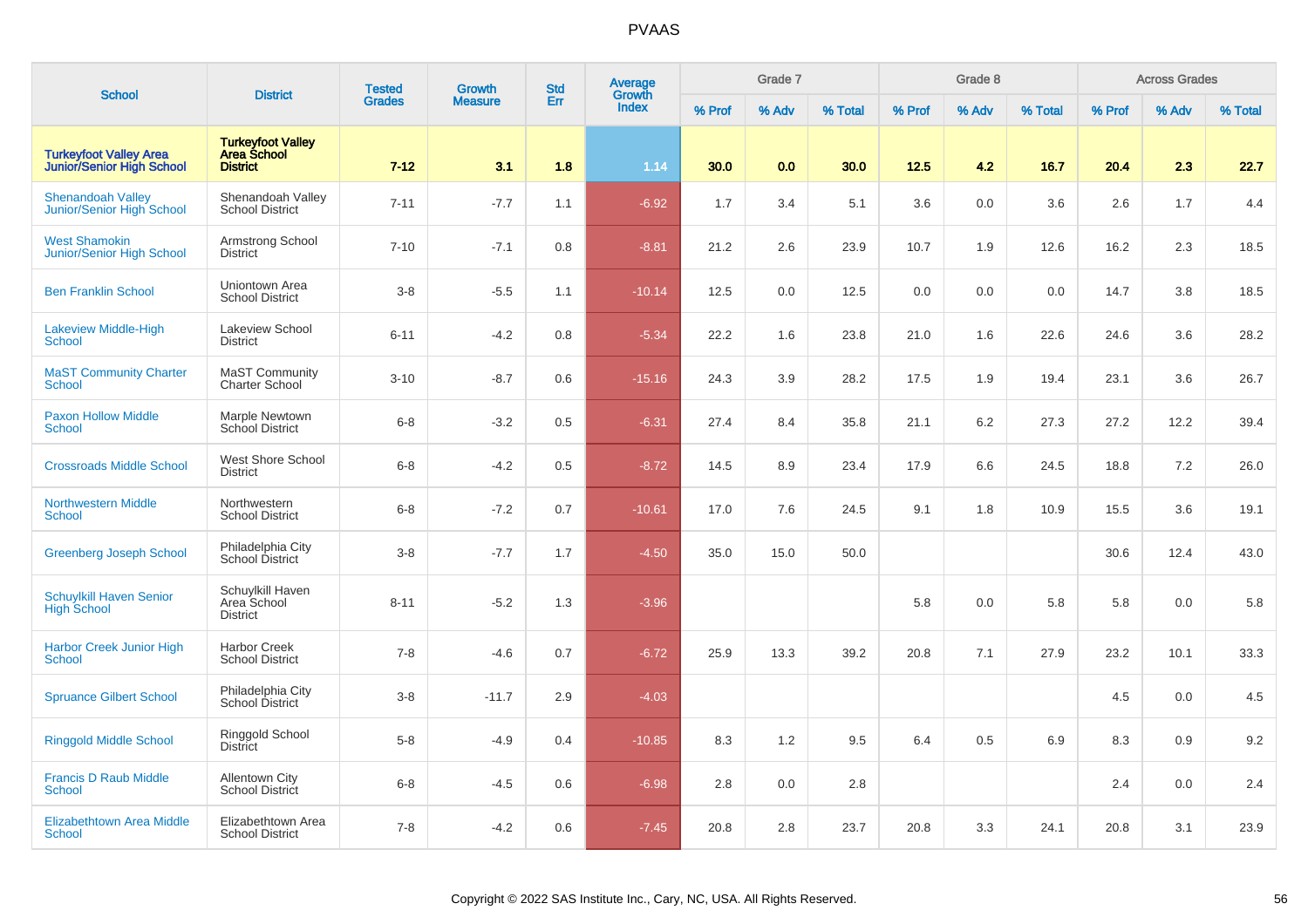# PVAAS

| School | District | Tested Grades | Growth Measure | Std Err | Average Growth Index | Grade 7 | | | Grade 8 | | | Across Grades | | |
|---|---|---|---|---|---|---|---|---|---|---|---|---|---|---|
| | | | | | | % Prof | % Adv | % Total | % Prof | % Adv | % Total | % Prof | % Adv | % Total |
| **Turkeyfoot Valley Area Junior/Senior High School** | **Turkeyfoot Valley Area School District** | **7-12** | **3.1** | **1.8** | **1.14** | **30.0** | **0.0** | **30.0** | **12.5** | **4.2** | **16.7** | **20.4** | **2.3** | **22.7** |
| Shenandoah Valley Junior/Senior High School | Shenandoah Valley School District | 7-11 | -7.7 | 1.1 | -6.92 | 1.7 | 3.4 | 5.1 | 3.6 | 0.0 | 3.6 | 2.6 | 1.7 | 4.4 |
| West Shamokin Junior/Senior High School | Armstrong School District | 7-10 | -7.1 | 0.8 | -8.81 | 21.2 | 2.6 | 23.9 | 10.7 | 1.9 | 12.6 | 16.2 | 2.3 | 18.5 |
| Ben Franklin School | Uniontown Area School District | 3-8 | -5.5 | 1.1 | -10.14 | 12.5 | 0.0 | 12.5 | 0.0 | 0.0 | 0.0 | 14.7 | 3.8 | 18.5 |
| Lakeview Middle-High School | Lakeview School District | 6-11 | -4.2 | 0.8 | -5.34 | 22.2 | 1.6 | 23.8 | 21.0 | 1.6 | 22.6 | 24.6 | 3.6 | 28.2 |
| MaST Community Charter School | MaST Community Charter School | 3-10 | -8.7 | 0.6 | -15.16 | 24.3 | 3.9 | 28.2 | 17.5 | 1.9 | 19.4 | 23.1 | 3.6 | 26.7 |
| Paxon Hollow Middle School | Marple Newtown School District | 6-8 | -3.2 | 0.5 | -6.31 | 27.4 | 8.4 | 35.8 | 21.1 | 6.2 | 27.3 | 27.2 | 12.2 | 39.4 |
| Crossroads Middle School | West Shore School District | 6-8 | -4.2 | 0.5 | -8.72 | 14.5 | 8.9 | 23.4 | 17.9 | 6.6 | 24.5 | 18.8 | 7.2 | 26.0 |
| Northwestern Middle School | Northwestern School District | 6-8 | -7.2 | 0.7 | -10.61 | 17.0 | 7.6 | 24.5 | 9.1 | 1.8 | 10.9 | 15.5 | 3.6 | 19.1 |
| Greenberg Joseph School | Philadelphia City School District | 3-8 | -7.7 | 1.7 | -4.50 | 35.0 | 15.0 | 50.0 | | | | 30.6 | 12.4 | 43.0 |
| Schuylkill Haven Senior High School | Schuylkill Haven Area School District | 8-11 | -5.2 | 1.3 | -3.96 | | | | 5.8 | 0.0 | 5.8 | 5.8 | 0.0 | 5.8 |
| Harbor Creek Junior High School | Harbor Creek School District | 7-8 | -4.6 | 0.7 | -6.72 | 25.9 | 13.3 | 39.2 | 20.8 | 7.1 | 27.9 | 23.2 | 10.1 | 33.3 |
| Spruance Gilbert School | Philadelphia City School District | 3-8 | -11.7 | 2.9 | -4.03 | | | | | | | 4.5 | 0.0 | 4.5 |
| Ringgold Middle School | Ringgold School District | 5-8 | -4.9 | 0.4 | -10.85 | 8.3 | 1.2 | 9.5 | 6.4 | 0.5 | 6.9 | 8.3 | 0.9 | 9.2 |
| Francis D Raub Middle School | Allentown City School District | 6-8 | -4.5 | 0.6 | -6.98 | 2.8 | 0.0 | 2.8 | | | | 2.4 | 0.0 | 2.4 |
| Elizabethtown Area Middle School | Elizabethtown Area School District | 7-8 | -4.2 | 0.6 | -7.45 | 20.8 | 2.8 | 23.7 | 20.8 | 3.3 | 24.1 | 20.8 | 3.1 | 23.9 |

Copyright © 2022 SAS Institute Inc., Cary, NC, USA. All Rights Reserved.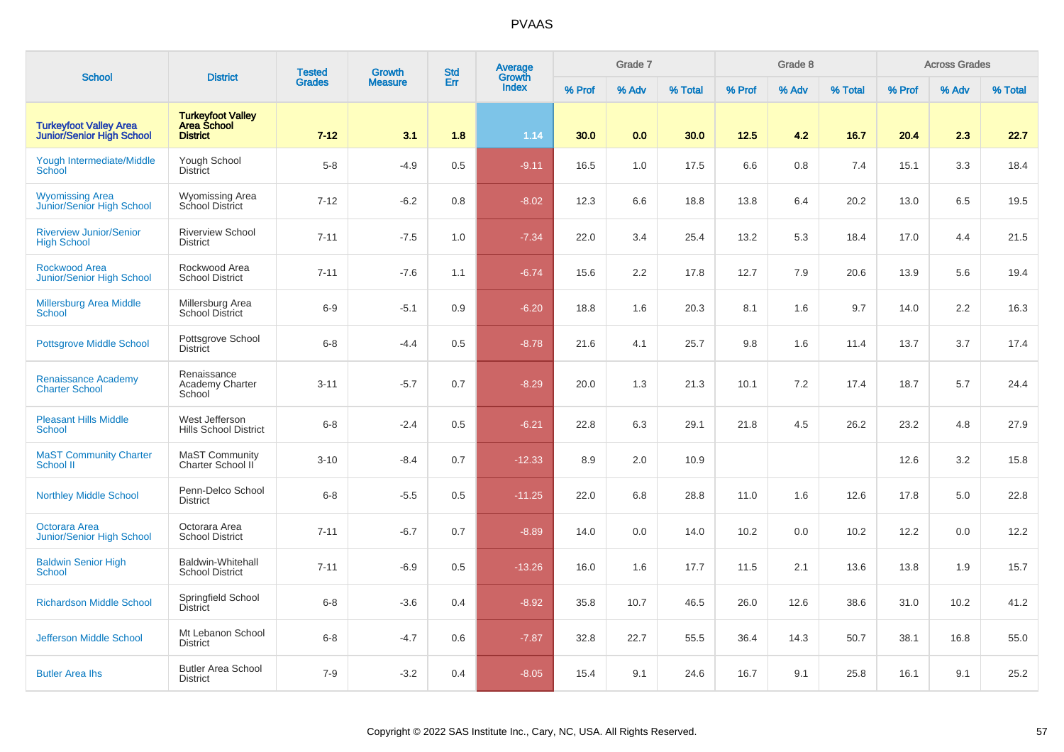# PVAAS

| School | District | Tested Grades | Growth Measure | Std Err | Average Growth Index | Grade 7 | | | Grade 8 | | | Across Grades | | |
|---|---|---|---|---|---|---|---|---|---|---|---|---|---|---|
| | | | | | | % Prof | % Adv | % Total | % Prof | % Adv | % Total | % Prof | % Adv | % Total |
| **Turkeyfoot Valley Area Junior/Senior High School** | **Turkeyfoot Valley Area School District** | **7-12** | **3.1** | **1.8** | **1.14** | **30.0** | **0.0** | **30.0** | **12.5** | **4.2** | **16.7** | **20.4** | **2.3** | **22.7** |
| Yough Intermediate/Middle School | Yough School District | 5-8 | -4.9 | 0.5 | -9.11 | 16.5 | 1.0 | 17.5 | 6.6 | 0.8 | 7.4 | 15.1 | 3.3 | 18.4 |
| Wyomissing Area Junior/Senior High School | Wyomissing Area School District | 7-12 | -6.2 | 0.8 | -8.02 | 12.3 | 6.6 | 18.8 | 13.8 | 6.4 | 20.2 | 13.0 | 6.5 | 19.5 |
| Riverview Junior/Senior High School | Riverview School District | 7-11 | -7.5 | 1.0 | -7.34 | 22.0 | 3.4 | 25.4 | 13.2 | 5.3 | 18.4 | 17.0 | 4.4 | 21.5 |
| Rockwood Area Junior/Senior High School | Rockwood Area School District | 7-11 | -7.6 | 1.1 | -6.74 | 15.6 | 2.2 | 17.8 | 12.7 | 7.9 | 20.6 | 13.9 | 5.6 | 19.4 |
| Millersburg Area Middle School | Millersburg Area School District | 6-9 | -5.1 | 0.9 | -6.20 | 18.8 | 1.6 | 20.3 | 8.1 | 1.6 | 9.7 | 14.0 | 2.2 | 16.3 |
| Pottsgrove Middle School | Pottsgrove School District | 6-8 | -4.4 | 0.5 | -8.78 | 21.6 | 4.1 | 25.7 | 9.8 | 1.6 | 11.4 | 13.7 | 3.7 | 17.4 |
| Renaissance Academy Charter School | Renaissance Academy Charter School | 3-11 | -5.7 | 0.7 | -8.29 | 20.0 | 1.3 | 21.3 | 10.1 | 7.2 | 17.4 | 18.7 | 5.7 | 24.4 |
| Pleasant Hills Middle School | West Jefferson Hills School District | 6-8 | -2.4 | 0.5 | -6.21 | 22.8 | 6.3 | 29.1 | 21.8 | 4.5 | 26.2 | 23.2 | 4.8 | 27.9 |
| MaST Community Charter School II | MaST Community Charter School II | 3-10 | -8.4 | 0.7 | -12.33 | 8.9 | 2.0 | 10.9 | | | | 12.6 | 3.2 | 15.8 |
| Northley Middle School | Penn-Delco School District | 6-8 | -5.5 | 0.5 | -11.25 | 22.0 | 6.8 | 28.8 | 11.0 | 1.6 | 12.6 | 17.8 | 5.0 | 22.8 |
| Octorara Area Junior/Senior High School | Octorara Area School District | 7-11 | -6.7 | 0.7 | -8.89 | 14.0 | 0.0 | 14.0 | 10.2 | 0.0 | 10.2 | 12.2 | 0.0 | 12.2 |
| Baldwin Senior High School | Baldwin-Whitehall School District | 7-11 | -6.9 | 0.5 | -13.26 | 16.0 | 1.6 | 17.7 | 11.5 | 2.1 | 13.6 | 13.8 | 1.9 | 15.7 |
| Richardson Middle School | Springfield School District | 6-8 | -3.6 | 0.4 | -8.92 | 35.8 | 10.7 | 46.5 | 26.0 | 12.6 | 38.6 | 31.0 | 10.2 | 41.2 |
| Jefferson Middle School | Mt Lebanon School District | 6-8 | -4.7 | 0.6 | -7.87 | 32.8 | 22.7 | 55.5 | 36.4 | 14.3 | 50.7 | 38.1 | 16.8 | 55.0 |
| Butler Area Ihs | Butler Area School District | 7-9 | -3.2 | 0.4 | -8.05 | 15.4 | 9.1 | 24.6 | 16.7 | 9.1 | 25.8 | 16.1 | 9.1 | 25.2 |

Copyright © 2022 SAS Institute Inc., Cary, NC, USA. All Rights Reserved.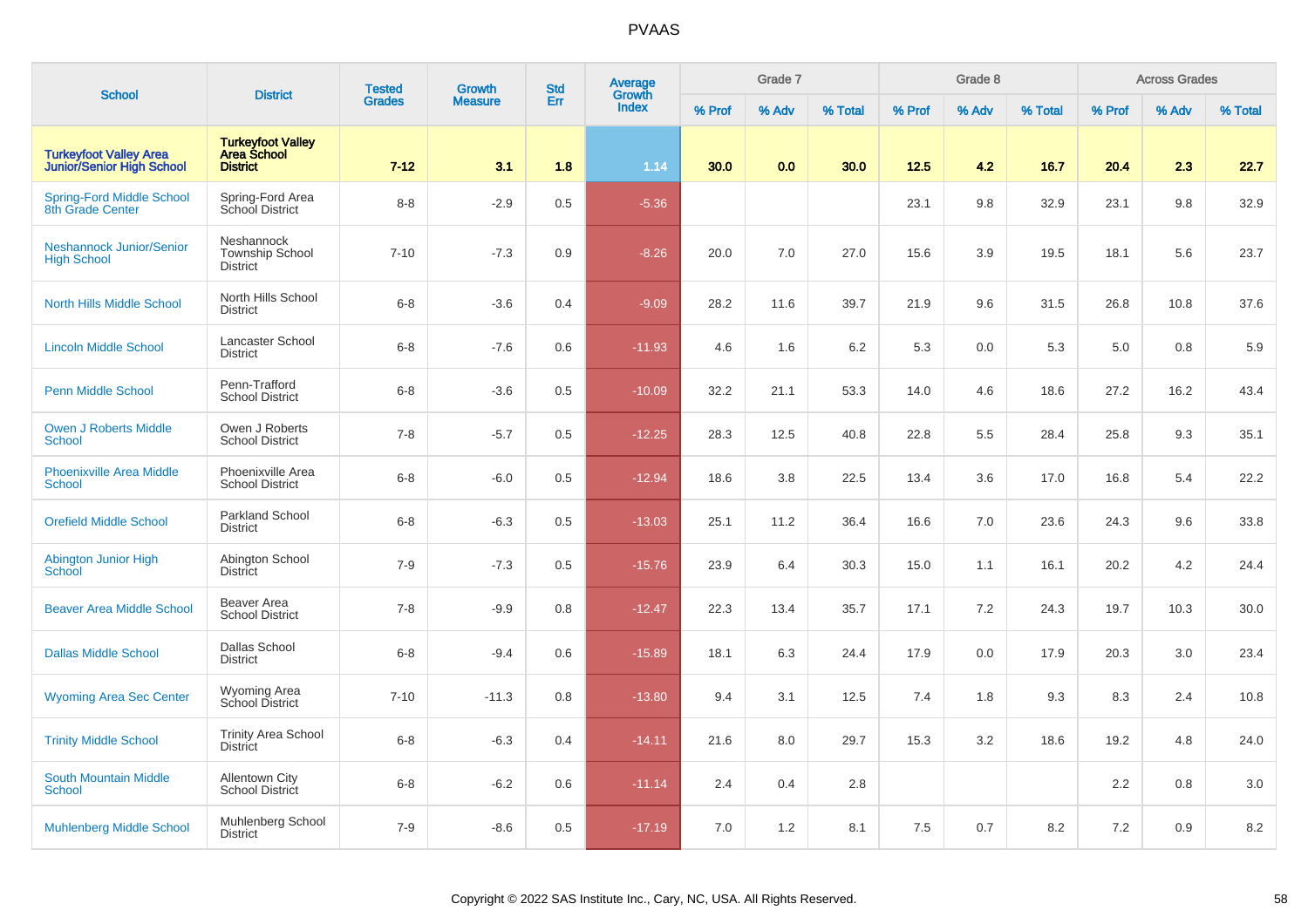# PVAAS

| School | District | Tested Grades | Growth Measure | Std Err | Average Growth Index | Grade 7 | | | Grade 8 | | | Across Grades | | |
|---|---|---|---|---|---|---|---|---|---|---|---|---|---|---|
| | | | | | | % Prof | % Adv | % Total | % Prof | % Adv | % Total | % Prof | % Adv | % Total |
| **Turkeyfoot Valley Area Junior/Senior High School** | **Turkeyfoot Valley Area School District** | **7-12** | **3.1** | **1.8** | **1.14** | **30.0** | **0.0** | **30.0** | **12.5** | **4.2** | **16.7** | **20.4** | **2.3** | **22.7** |
| Spring-Ford Middle School 8th Grade Center | Spring-Ford Area School District | 8-8 | -2.9 | 0.5 | -5.36 | | | | 23.1 | 9.8 | 32.9 | 23.1 | 9.8 | 32.9 |
| Neshannock Junior/Senior High School | Neshannock Township School District | 7-10 | -7.3 | 0.9 | -8.26 | 20.0 | 7.0 | 27.0 | 15.6 | 3.9 | 19.5 | 18.1 | 5.6 | 23.7 |
| North Hills Middle School | North Hills School District | 6-8 | -3.6 | 0.4 | -9.09 | 28.2 | 11.6 | 39.7 | 21.9 | 9.6 | 31.5 | 26.8 | 10.8 | 37.6 |
| Lincoln Middle School | Lancaster School District | 6-8 | -7.6 | 0.6 | -11.93 | 4.6 | 1.6 | 6.2 | 5.3 | 0.0 | 5.3 | 5.0 | 0.8 | 5.9 |
| Penn Middle School | Penn-Trafford School District | 6-8 | -3.6 | 0.5 | -10.09 | 32.2 | 21.1 | 53.3 | 14.0 | 4.6 | 18.6 | 27.2 | 16.2 | 43.4 |
| Owen J Roberts Middle School | Owen J Roberts School District | 7-8 | -5.7 | 0.5 | -12.25 | 28.3 | 12.5 | 40.8 | 22.8 | 5.5 | 28.4 | 25.8 | 9.3 | 35.1 |
| Phoenixville Area Middle School | Phoenixville Area School District | 6-8 | -6.0 | 0.5 | -12.94 | 18.6 | 3.8 | 22.5 | 13.4 | 3.6 | 17.0 | 16.8 | 5.4 | 22.2 |
| Orefield Middle School | Parkland School District | 6-8 | -6.3 | 0.5 | -13.03 | 25.1 | 11.2 | 36.4 | 16.6 | 7.0 | 23.6 | 24.3 | 9.6 | 33.8 |
| Abington Junior High School | Abington School District | 7-9 | -7.3 | 0.5 | -15.76 | 23.9 | 6.4 | 30.3 | 15.0 | 1.1 | 16.1 | 20.2 | 4.2 | 24.4 |
| Beaver Area Middle School | Beaver Area School District | 7-8 | -9.9 | 0.8 | -12.47 | 22.3 | 13.4 | 35.7 | 17.1 | 7.2 | 24.3 | 19.7 | 10.3 | 30.0 |
| Dallas Middle School | Dallas School District | 6-8 | -9.4 | 0.6 | -15.89 | 18.1 | 6.3 | 24.4 | 17.9 | 0.0 | 17.9 | 20.3 | 3.0 | 23.4 |
| Wyoming Area Sec Center | Wyoming Area School District | 7-10 | -11.3 | 0.8 | -13.80 | 9.4 | 3.1 | 12.5 | 7.4 | 1.8 | 9.3 | 8.3 | 2.4 | 10.8 |
| Trinity Middle School | Trinity Area School District | 6-8 | -6.3 | 0.4 | -14.11 | 21.6 | 8.0 | 29.7 | 15.3 | 3.2 | 18.6 | 19.2 | 4.8 | 24.0 |
| South Mountain Middle School | Allentown City School District | 6-8 | -6.2 | 0.6 | -11.14 | 2.4 | 0.4 | 2.8 | | | | 2.2 | 0.8 | 3.0 |
| Muhlenberg Middle School | Muhlenberg School District | 7-9 | -8.6 | 0.5 | -17.19 | 7.0 | 1.2 | 8.1 | 7.5 | 0.7 | 8.2 | 7.2 | 0.9 | 8.2 |

Copyright © 2022 SAS Institute Inc., Cary, NC, USA. All Rights Reserved.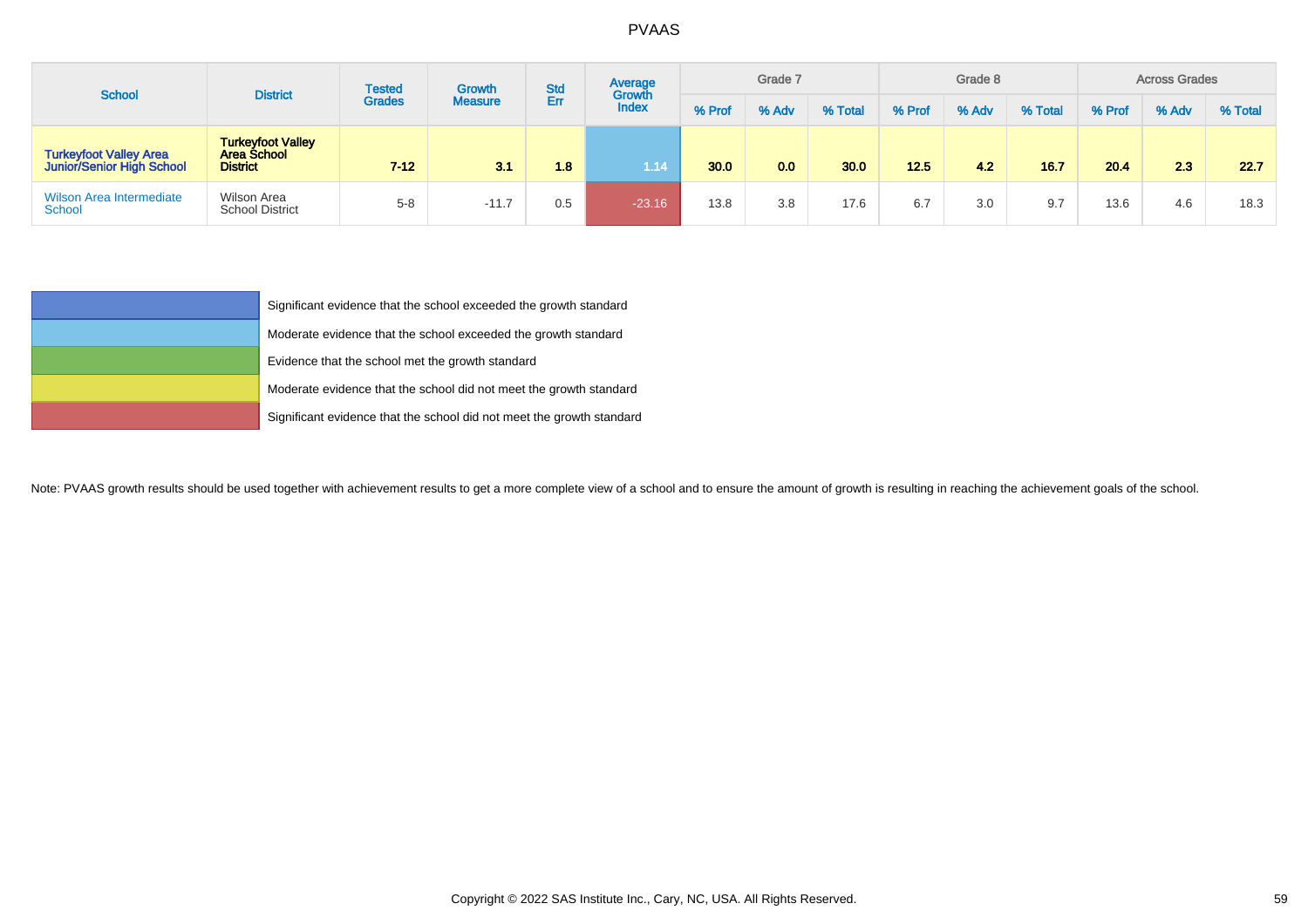# PVAAS

| School | District | Tested Grades | Growth Measure | Std Err | Average Growth Index | Grade 7 | | | Grade 8 | | | Across Grades | | |
|---|---|---|---|---|---|---|---|---|---|---|---|---|---|---|
| | | | | | | % Prof | % Adv | % Total | % Prof | % Adv | % Total | % Prof | % Adv | % Total |
| **Turkeyfoot Valley Area Junior/Senior High School** | **Turkeyfoot Valley Area School District** | **7-12** | **3.1** | **1.8** | **1.14** | **30.0** | **0.0** | **30.0** | **12.5** | **4.2** | **16.7** | **20.4** | **2.3** | **22.7** |
| Wilson Area Intermediate School | Wilson Area School District | 5-8 | -11.7 | 0.5 | -23.16 | 13.8 | 3.8 | 17.6 | 6.7 | 3.0 | 9.7 | 13.6 | 4.6 | 18.3 |

- Significant evidence that the school exceeded the growth standard
- Moderate evidence that the school exceeded the growth standard
- Evidence that the school met the growth standard
- Moderate evidence that the school did not meet the growth standard
- Significant evidence that the school did not meet the growth standard

Note: PVAAS growth results should be used together with achievement results to get a more complete view of a school and to ensure the amount of growth is resulting in reaching the achievement goals of the school.

Copyright © 2022 SAS Institute Inc., Cary, NC, USA. All Rights Reserved.